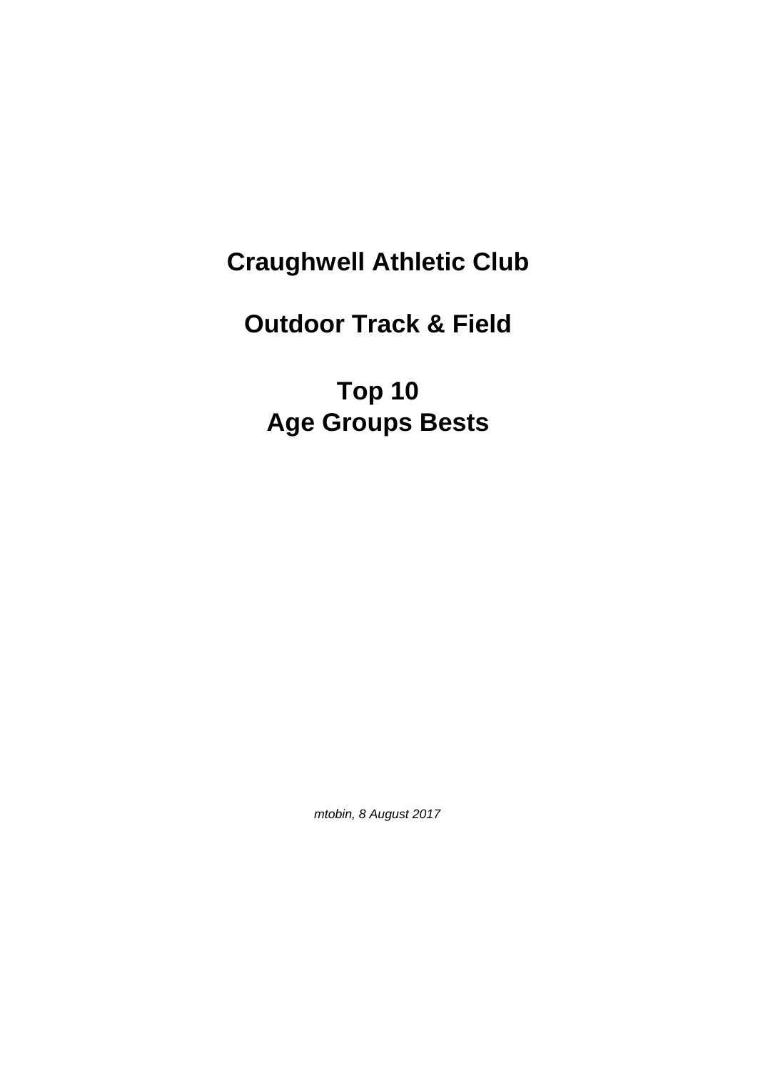# Craughwell Athletic Club

## Outdoor Track & Field

## Top 10
## Age Groups Bests

*mtobin, 8 August 2017*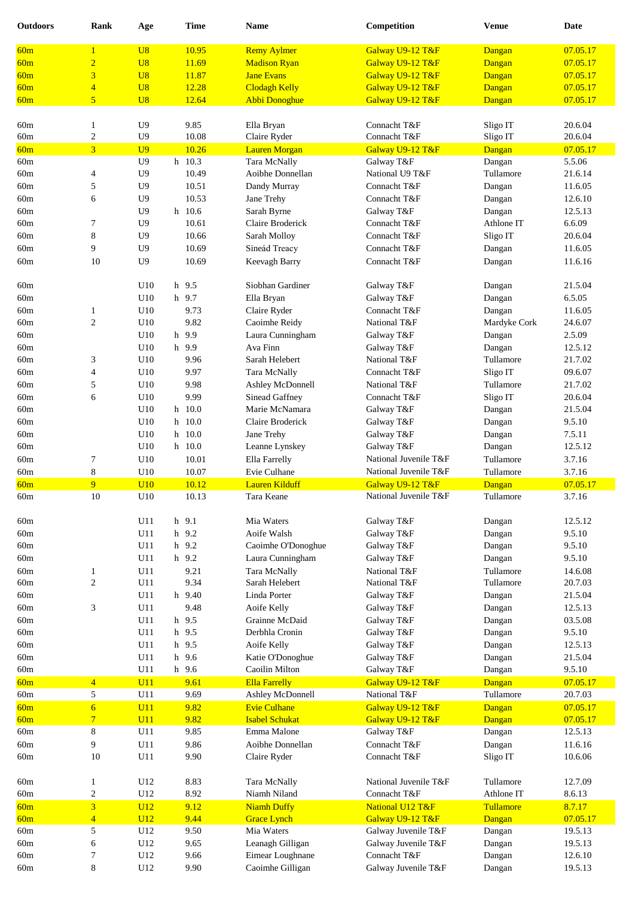| Outdoors | Rank | Age | Time | Name | Competition | Venue | Date |
|---|---|---|---|---|---|---|---|
| 60m | 1 | U8 | 10.95 | Remy Aylmer | Galway U9-12 T&F | Dangan | 07.05.17 |
| 60m | 2 | U8 | 11.69 | Madison Ryan | Galway U9-12 T&F | Dangan | 07.05.17 |
| 60m | 3 | U8 | 11.87 | Jane Evans | Galway U9-12 T&F | Dangan | 07.05.17 |
| 60m | 4 | U8 | 12.28 | Clodagh Kelly | Galway U9-12 T&F | Dangan | 07.05.17 |
| 60m | 5 | U8 | 12.64 | Abbi Donoghue | Galway U9-12 T&F | Dangan | 07.05.17 |
| | | | | | | | |
| 60m | 1 | U9 | 9.85 | Ella Bryan | Connacht T&F | Sligo IT | 20.6.04 |
| 60m | 2 | U9 | 10.08 | Claire Ryder | Connacht T&F | Sligo IT | 20.6.04 |
| 60m | 3 | U9 | 10.26 | Lauren Morgan | Galway U9-12 T&F | Dangan | 07.05.17 |
| 60m | | U9 | h 10.3 | Tara McNally | Galway T&F | Dangan | 5.5.06 |
| 60m | 4 | U9 | 10.49 | Aoibhe Donnellan | National U9 T&F | Tullamore | 21.6.14 |
| 60m | 5 | U9 | 10.51 | Dandy Murray | Connacht T&F | Dangan | 11.6.05 |
| 60m | 6 | U9 | 10.53 | Jane Trehy | Connacht T&F | Dangan | 12.6.10 |
| 60m | | U9 | h 10.6 | Sarah Byrne | Galway T&F | Dangan | 12.5.13 |
| 60m | 7 | U9 | 10.61 | Claire Broderick | Connacht T&F | Athlone IT | 6.6.09 |
| 60m | 8 | U9 | 10.66 | Sarah Molloy | Connacht T&F | Sligo IT | 20.6.04 |
| 60m | 9 | U9 | 10.69 | Sineád Treacy | Connacht T&F | Dangan | 11.6.05 |
| 60m | 10 | U9 | 10.69 | Keevagh Barry | Connacht T&F | Dangan | 11.6.16 |
| | | | | | | | |
| 60m | | U10 | h 9.5 | Siobhan Gardiner | Galway T&F | Dangan | 21.5.04 |
| 60m | | U10 | h 9.7 | Ella Bryan | Galway T&F | Dangan | 6.5.05 |
| 60m | 1 | U10 | 9.73 | Claire Ryder | Connacht T&F | Dangan | 11.6.05 |
| 60m | 2 | U10 | 9.82 | Caoimhe Reidy | National T&F | Mardyke Cork | 24.6.07 |
| 60m | | U10 | h 9.9 | Laura Cunningham | Galway T&F | Dangan | 2.5.09 |
| 60m | | U10 | h 9.9 | Ava Finn | Galway T&F | Dangan | 12.5.12 |
| 60m | 3 | U10 | 9.96 | Sarah Helebert | National T&F | Tullamore | 21.7.02 |
| 60m | 4 | U10 | 9.97 | Tara McNally | Connacht T&F | Sligo IT | 09.6.07 |
| 60m | 5 | U10 | 9.98 | Ashley McDonnell | National T&F | Tullamore | 21.7.02 |
| 60m | 6 | U10 | 9.99 | Sinead Gaffney | Connacht T&F | Sligo IT | 20.6.04 |
| 60m | | U10 | h 10.0 | Marie McNamara | Galway T&F | Dangan | 21.5.04 |
| 60m | | U10 | h 10.0 | Claire Broderick | Galway T&F | Dangan | 9.5.10 |
| 60m | | U10 | h 10.0 | Jane Trehy | Galway T&F | Dangan | 7.5.11 |
| 60m | | U10 | h 10.0 | Leanne Lynskey | Galway T&F | Dangan | 12.5.12 |
| 60m | 7 | U10 | 10.01 | Ella Farrelly | National Juvenile T&F | Tullamore | 3.7.16 |
| 60m | 8 | U10 | 10.07 | Evie Culhane | National Juvenile T&F | Tullamore | 3.7.16 |
| 60m | 9 | U10 | 10.12 | Lauren Kilduff | Galway U9-12 T&F | Dangan | 07.05.17 |
| 60m | 10 | U10 | 10.13 | Tara Keane | National Juvenile T&F | Tullamore | 3.7.16 |
| | | | | | | | |
| 60m | | U11 | h 9.1 | Mia Waters | Galway T&F | Dangan | 12.5.12 |
| 60m | | U11 | h 9.2 | Aoife Walsh | Galway T&F | Dangan | 9.5.10 |
| 60m | | U11 | h 9.2 | Caoimhe O'Donoghue | Galway T&F | Dangan | 9.5.10 |
| 60m | | U11 | h 9.2 | Laura Cunningham | Galway T&F | Dangan | 9.5.10 |
| 60m | 1 | U11 | 9.21 | Tara McNally | National T&F | Tullamore | 14.6.08 |
| 60m | 2 | U11 | 9.34 | Sarah Helebert | National T&F | Tullamore | 20.7.03 |
| 60m | | U11 | h 9.40 | Linda Porter | Galway T&F | Dangan | 21.5.04 |
| 60m | 3 | U11 | 9.48 | Aoife Kelly | Galway T&F | Dangan | 12.5.13 |
| 60m | | U11 | h 9.5 | Grainne McDaid | Galway T&F | Dangan | 03.5.08 |
| 60m | | U11 | h 9.5 | Derbhla Cronin | Galway T&F | Dangan | 9.5.10 |
| 60m | | U11 | h 9.5 | Aoife Kelly | Galway T&F | Dangan | 12.5.13 |
| 60m | | U11 | h 9.6 | Katie O'Donoghue | Galway T&F | Dangan | 21.5.04 |
| 60m | | U11 | h 9.6 | Caoilin Milton | Galway T&F | Dangan | 9.5.10 |
| 60m | 4 | U11 | 9.61 | Ella Farrelly | Galway U9-12 T&F | Dangan | 07.05.17 |
| 60m | 5 | U11 | 9.69 | Ashley McDonnell | National T&F | Tullamore | 20.7.03 |
| 60m | 6 | U11 | 9.82 | Evie Culhane | Galway U9-12 T&F | Dangan | 07.05.17 |
| 60m | 7 | U11 | 9.82 | Isabel Schukat | Galway U9-12 T&F | Dangan | 07.05.17 |
| 60m | 8 | U11 | 9.85 | Emma Malone | Galway T&F | Dangan | 12.5.13 |
| 60m | 9 | U11 | 9.86 | Aoibhe Donnellan | Connacht T&F | Dangan | 11.6.16 |
| 60m | 10 | U11 | 9.90 | Claire Ryder | Connacht T&F | Sligo IT | 10.6.06 |
| | | | | | | | |
| 60m | 1 | U12 | 8.83 | Tara McNally | National Juvenile T&F | Tullamore | 12.7.09 |
| 60m | 2 | U12 | 8.92 | Niamh Niland | Connacht T&F | Athlone IT | 8.6.13 |
| 60m | 3 | U12 | 9.12 | Niamh Duffy | National U12 T&F | Tullamore | 8.7.17 |
| 60m | 4 | U12 | 9.44 | Grace Lynch | Galway U9-12 T&F | Dangan | 07.05.17 |
| 60m | 5 | U12 | 9.50 | Mia Waters | Galway Juvenile T&F | Dangan | 19.5.13 |
| 60m | 6 | U12 | 9.65 | Leanagh Gilligan | Galway Juvenile T&F | Dangan | 19.5.13 |
| 60m | 7 | U12 | 9.66 | Eimear Loughnane | Connacht T&F | Dangan | 12.6.10 |
| 60m | 8 | U12 | 9.90 | Caoimhe Gilligan | Galway Juvenile T&F | Dangan | 19.5.13 |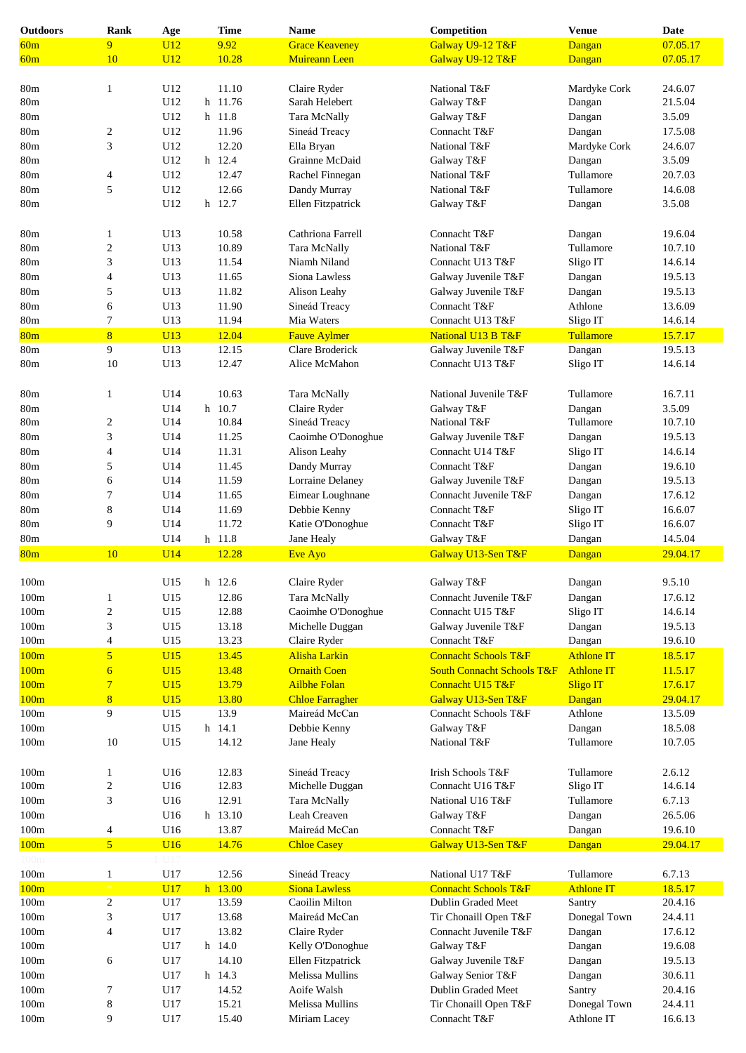| Outdoors | Rank | Age | | Time | Name | Competition | Venue | Date |
|---|---|---|---|---|---|---|---|---|
| 60m | 9 | U12 | | 9.92 | Grace Keaveney | Galway U9-12 T&F | Dangan | 07.05.17 |
| 60m | 10 | U12 | | 10.28 | Muireann Leen | Galway U9-12 T&F | Dangan | 07.05.17 |
| | | | | | | | | |
| 80m | 1 | U12 | | 11.10 | Claire Ryder | National T&F | Mardyke Cork | 24.6.07 |
| 80m | | U12 | h | 11.76 | Sarah Helebert | Galway T&F | Dangan | 21.5.04 |
| 80m | | U12 | h | 11.8 | Tara McNally | Galway T&F | Dangan | 3.5.09 |
| 80m | 2 | U12 | | 11.96 | Sineád Treacy | Connacht T&F | Dangan | 17.5.08 |
| 80m | 3 | U12 | | 12.20 | Ella Bryan | National T&F | Mardyke Cork | 24.6.07 |
| 80m | | U12 | h | 12.4 | Grainne McDaid | Galway T&F | Dangan | 3.5.09 |
| 80m | 4 | U12 | | 12.47 | Rachel Finnegan | National T&F | Tullamore | 20.7.03 |
| 80m | 5 | U12 | | 12.66 | Dandy Murray | National T&F | Tullamore | 14.6.08 |
| 80m | | U12 | h | 12.7 | Ellen Fitzpatrick | Galway T&F | Dangan | 3.5.08 |
| | | | | | | | | |
| 80m | 1 | U13 | | 10.58 | Cathriona Farrell | Connacht T&F | Dangan | 19.6.04 |
| 80m | 2 | U13 | | 10.89 | Tara McNally | National T&F | Tullamore | 10.7.10 |
| 80m | 3 | U13 | | 11.54 | Niamh Niland | Connacht U13 T&F | Sligo IT | 14.6.14 |
| 80m | 4 | U13 | | 11.65 | Siona Lawless | Galway Juvenile T&F | Dangan | 19.5.13 |
| 80m | 5 | U13 | | 11.82 | Alison Leahy | Galway Juvenile T&F | Dangan | 19.5.13 |
| 80m | 6 | U13 | | 11.90 | Sineád Treacy | Connacht T&F | Athlone | 13.6.09 |
| 80m | 7 | U13 | | 11.94 | Mia Waters | Connacht U13 T&F | Sligo IT | 14.6.14 |
| 80m | 8 | U13 | | 12.04 | Fauve Aylmer | National U13 B T&F | Tullamore | 15.7.17 |
| 80m | 9 | U13 | | 12.15 | Clare Broderick | Galway Juvenile T&F | Dangan | 19.5.13 |
| 80m | 10 | U13 | | 12.47 | Alice McMahon | Connacht U13 T&F | Sligo IT | 14.6.14 |
| | | | | | | | | |
| 80m | 1 | U14 | | 10.63 | Tara McNally | National Juvenile T&F | Tullamore | 16.7.11 |
| 80m | | U14 | h | 10.7 | Claire Ryder | Galway T&F | Dangan | 3.5.09 |
| 80m | 2 | U14 | | 10.84 | Sineád Treacy | National T&F | Tullamore | 10.7.10 |
| 80m | 3 | U14 | | 11.25 | Caoimhe O'Donoghue | Galway Juvenile T&F | Dangan | 19.5.13 |
| 80m | 4 | U14 | | 11.31 | Alison Leahy | Connacht U14 T&F | Sligo IT | 14.6.14 |
| 80m | 5 | U14 | | 11.45 | Dandy Murray | Connacht T&F | Dangan | 19.6.10 |
| 80m | 6 | U14 | | 11.59 | Lorraine Delaney | Galway Juvenile T&F | Dangan | 19.5.13 |
| 80m | 7 | U14 | | 11.65 | Eimear Loughnane | Connacht Juvenile T&F | Dangan | 17.6.12 |
| 80m | 8 | U14 | | 11.69 | Debbie Kenny | Connacht T&F | Sligo IT | 16.6.07 |
| 80m | 9 | U14 | | 11.72 | Katie O'Donoghue | Connacht T&F | Sligo IT | 16.6.07 |
| 80m | | U14 | h | 11.8 | Jane Healy | Galway T&F | Dangan | 14.5.04 |
| 80m | 10 | U14 | | 12.28 | Eve Ayo | Galway U13-Sen T&F | Dangan | 29.04.17 |
| | | | | | | | | |
| 100m | | U15 | h | 12.6 | Claire Ryder | Galway T&F | Dangan | 9.5.10 |
| 100m | 1 | U15 | | 12.86 | Tara McNally | Connacht Juvenile T&F | Dangan | 17.6.12 |
| 100m | 2 | U15 | | 12.88 | Caoimhe O'Donoghue | Connacht U15 T&F | Sligo IT | 14.6.14 |
| 100m | 3 | U15 | | 13.18 | Michelle Duggan | Galway Juvenile T&F | Dangan | 19.5.13 |
| 100m | 4 | U15 | | 13.23 | Claire Ryder | Connacht T&F | Dangan | 19.6.10 |
| 100m | 5 | U15 | | 13.45 | Alisha Larkin | Connacht Schools T&F | Athlone IT | 18.5.17 |
| 100m | 6 | U15 | | 13.48 | Ornaith Coen | South Connacht Schools T&F | Athlone IT | 11.5.17 |
| 100m | 7 | U15 | | 13.79 | Ailbhe Folan | Connacht U15 T&F | Sligo IT | 17.6.17 |
| 100m | 8 | U15 | | 13.80 | Chloe Farragher | Galway U13-Sen T&F | Dangan | 29.04.17 |
| 100m | 9 | U15 | | 13.9 | Maireád McCan | Connacht Schools T&F | Athlone | 13.5.09 |
| 100m | | U15 | h | 14.1 | Debbie Kenny | Galway T&F | Dangan | 18.5.08 |
| 100m | 10 | U15 | | 14.12 | Jane Healy | National T&F | Tullamore | 10.7.05 |
| | | | | | | | | |
| 100m | 1 | U16 | | 12.83 | Sineád Treacy | Irish Schools T&F | Tullamore | 2.6.12 |
| 100m | 2 | U16 | | 12.83 | Michelle Duggan | Connacht U16 T&F | Sligo IT | 14.6.14 |
| 100m | 3 | U16 | | 12.91 | Tara McNally | National U16 T&F | Tullamore | 6.7.13 |
| 100m | | U16 | h | 13.10 | Leah Creaven | Galway T&F | Dangan | 26.5.06 |
| 100m | 4 | U16 | | 13.87 | Maireád McCan | Connacht T&F | Dangan | 19.6.10 |
| 100m | 5 | U16 | | 14.76 | Chloe Casey | Galway U13-Sen T&F | Dangan | 29.04.17 |
| | | | | | | | | |
| 100m | 1 | U17 | | 12.56 | Sineád Treacy | National U17 T&F | Tullamore | 6.7.13 |
| 100m | * | U17 | h | 13.00 | Siona Lawless | Connacht Schools T&F | Athlone IT | 18.5.17 |
| 100m | 2 | U17 | | 13.59 | Caoilin Milton | Dublin Graded Meet | Santry | 20.4.16 |
| 100m | 3 | U17 | | 13.68 | Maireád McCan | Tir Chonaill Open T&F | Donegal Town | 24.4.11 |
| 100m | 4 | U17 | | 13.82 | Claire Ryder | Connacht Juvenile T&F | Dangan | 17.6.12 |
| 100m | | U17 | h | 14.0 | Kelly O'Donoghue | Galway T&F | Dangan | 19.6.08 |
| 100m | 6 | U17 | | 14.10 | Ellen Fitzpatrick | Galway Juvenile T&F | Dangan | 19.5.13 |
| 100m | | U17 | h | 14.3 | Melissa Mullins | Galway Senior T&F | Dangan | 30.6.11 |
| 100m | 7 | U17 | | 14.52 | Aoife Walsh | Dublin Graded Meet | Santry | 20.4.16 |
| 100m | 8 | U17 | | 15.21 | Melissa Mullins | Tir Chonaill Open T&F | Donegal Town | 24.4.11 |
| 100m | 9 | U17 | | 15.40 | Miriam Lacey | Connacht T&F | Athlone IT | 16.6.13 |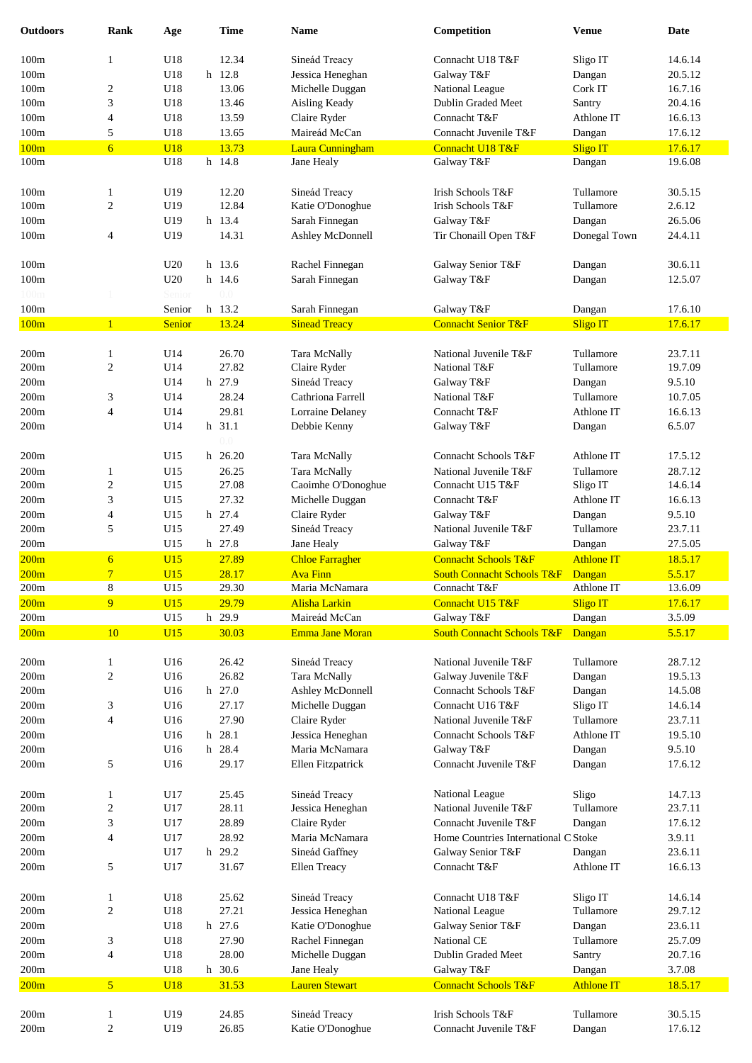| Outdoors | Rank | Age | | Time | Name | Competition | Venue | Date |
|---|---|---|---|---|---|---|---|---|
| 100m | 1 | U18 | | 12.34 | Sineád Treacy | Connacht U18 T&F | Sligo IT | 14.6.14 |
| 100m | | U18 | h | 12.8 | Jessica Heneghan | Galway T&F | Dangan | 20.5.12 |
| 100m | 2 | U18 | | 13.06 | Michelle Duggan | National League | Cork IT | 16.7.16 |
| 100m | 3 | U18 | | 13.46 | Aisling Keady | Dublin Graded Meet | Santry | 20.4.16 |
| 100m | 4 | U18 | | 13.59 | Claire Ryder | Connacht T&F | Athlone IT | 16.6.13 |
| 100m | 5 | U18 | | 13.65 | Maireád McCan | Connacht Juvenile T&F | Dangan | 17.6.12 |
| 100m | 6 | U18 | | 13.73 | Laura Cunningham | Connacht U18 T&F | Sligo IT | 17.6.17 |
| 100m | | U18 | h | 14.8 | Jane Healy | Galway T&F | Dangan | 19.6.08 |
| | | | | | | | | |
| 100m | 1 | U19 | | 12.20 | Sineád Treacy | Irish Schools T&F | Tullamore | 30.5.15 |
| 100m | 2 | U19 | | 12.84 | Katie O'Donoghue | Irish Schools T&F | Tullamore | 2.6.12 |
| 100m | | U19 | h | 13.4 | Sarah Finnegan | Galway T&F | Dangan | 26.5.06 |
| 100m | 4 | U19 | | 14.31 | Ashley McDonnell | Tir Chonaill Open T&F | Donegal Town | 24.4.11 |
| | | | | | | | | |
| 100m | | U20 | h | 13.6 | Rachel Finnegan | Galway Senior T&F | Dangan | 30.6.11 |
| 100m | | U20 | h | 14.6 | Sarah Finnegan | Galway T&F | Dangan | 12.5.07 |
| 100m | 1 | Senior | | 0.0 | | | | |
| 100m | | Senior | h | 13.2 | Sarah Finnegan | Galway T&F | Dangan | 17.6.10 |
| 100m | 1 | Senior | | 13.24 | Sinead Treacy | Connacht Senior T&F | Sligo IT | 17.6.17 |
| | | | | | | | | |
| 200m | 1 | U14 | | 26.70 | Tara McNally | National Juvenile T&F | Tullamore | 23.7.11 |
| 200m | 2 | U14 | | 27.82 | Claire Ryder | National T&F | Tullamore | 19.7.09 |
| 200m | | U14 | h | 27.9 | Sineád Treacy | Galway T&F | Dangan | 9.5.10 |
| 200m | 3 | U14 | | 28.24 | Cathriona Farrell | National T&F | Tullamore | 10.7.05 |
| 200m | 4 | U14 | | 29.81 | Lorraine Delaney | Connacht T&F | Athlone IT | 16.6.13 |
| 200m | | U14 | h | 31.1 | Debbie Kenny | Galway T&F | Dangan | 6.5.07 |
| | | | | 0.0 | | | | |
| 200m | | U15 | h | 26.20 | Tara McNally | Connacht Schools T&F | Athlone IT | 17.5.12 |
| 200m | 1 | U15 | | 26.25 | Tara McNally | National Juvenile T&F | Tullamore | 28.7.12 |
| 200m | 2 | U15 | | 27.08 | Caoimhe O'Donoghue | Connacht U15 T&F | Sligo IT | 14.6.14 |
| 200m | 3 | U15 | | 27.32 | Michelle Duggan | Connacht T&F | Athlone IT | 16.6.13 |
| 200m | 4 | U15 | h | 27.4 | Claire Ryder | Galway T&F | Dangan | 9.5.10 |
| 200m | 5 | U15 | | 27.49 | Sineád Treacy | National Juvenile T&F | Tullamore | 23.7.11 |
| 200m | | U15 | h | 27.8 | Jane Healy | Galway T&F | Dangan | 27.5.05 |
| 200m | 6 | U15 | | 27.89 | Chloe Farragher | Connacht Schools T&F | Athlone IT | 18.5.17 |
| 200m | 7 | U15 | | 28.17 | Ava Finn | South Connacht Schools T&F | Dangan | 5.5.17 |
| 200m | 8 | U15 | | 29.30 | Maria McNamara | Connacht T&F | Athlone IT | 13.6.09 |
| 200m | 9 | U15 | | 29.79 | Alisha Larkin | Connacht U15 T&F | Sligo IT | 17.6.17 |
| 200m | | U15 | h | 29.9 | Maireád McCan | Galway T&F | Dangan | 3.5.09 |
| 200m | 10 | U15 | | 30.03 | Emma Jane Moran | South Connacht Schools T&F | Dangan | 5.5.17 |
| | | | | | | | | |
| 200m | 1 | U16 | | 26.42 | Sineád Treacy | National Juvenile T&F | Tullamore | 28.7.12 |
| 200m | 2 | U16 | | 26.82 | Tara McNally | Galway Juvenile T&F | Dangan | 19.5.13 |
| 200m | | U16 | h | 27.0 | Ashley McDonnell | Connacht Schools T&F | Dangan | 14.5.08 |
| 200m | 3 | U16 | | 27.17 | Michelle Duggan | Connacht U16 T&F | Sligo IT | 14.6.14 |
| 200m | 4 | U16 | | 27.90 | Claire Ryder | National Juvenile T&F | Tullamore | 23.7.11 |
| 200m | | U16 | h | 28.1 | Jessica Heneghan | Connacht Schools T&F | Athlone IT | 19.5.10 |
| 200m | | U16 | h | 28.4 | Maria McNamara | Galway T&F | Dangan | 9.5.10 |
| 200m | 5 | U16 | | 29.17 | Ellen Fitzpatrick | Connacht Juvenile T&F | Dangan | 17.6.12 |
| | | | | | | | | |
| 200m | 1 | U17 | | 25.45 | Sineád Treacy | National League | Sligo | 14.7.13 |
| 200m | 2 | U17 | | 28.11 | Jessica Heneghan | National Juvenile T&F | Tullamore | 23.7.11 |
| 200m | 3 | U17 | | 28.89 | Claire Ryder | Connacht Juvenile T&F | Dangan | 17.6.12 |
| 200m | 4 | U17 | | 28.92 | Maria McNamara | Home Countries International C | Stoke | 3.9.11 |
| 200m | | U17 | h | 29.2 | Sineád Gaffney | Galway Senior T&F | Dangan | 23.6.11 |
| 200m | 5 | U17 | | 31.67 | Ellen Treacy | Connacht T&F | Athlone IT | 16.6.13 |
| | | | | | | | | |
| 200m | 1 | U18 | | 25.62 | Sineád Treacy | Connacht U18 T&F | Sligo IT | 14.6.14 |
| 200m | 2 | U18 | | 27.21 | Jessica Heneghan | National League | Tullamore | 29.7.12 |
| 200m | | U18 | h | 27.6 | Katie O'Donoghue | Galway Senior T&F | Dangan | 23.6.11 |
| 200m | 3 | U18 | | 27.90 | Rachel Finnegan | National CE | Tullamore | 25.7.09 |
| 200m | 4 | U18 | | 28.00 | Michelle Duggan | Dublin Graded Meet | Santry | 20.7.16 |
| 200m | | U18 | h | 30.6 | Jane Healy | Galway T&F | Dangan | 3.7.08 |
| 200m | 5 | U18 | | 31.53 | Lauren Stewart | Connacht Schools T&F | Athlone IT | 18.5.17 |
| | | | | | | | | |
| 200m | 1 | U19 | | 24.85 | Sineád Treacy | Irish Schools T&F | Tullamore | 30.5.15 |
| 200m | 2 | U19 | | 26.85 | Katie O'Donoghue | Connacht Juvenile T&F | Dangan | 17.6.12 |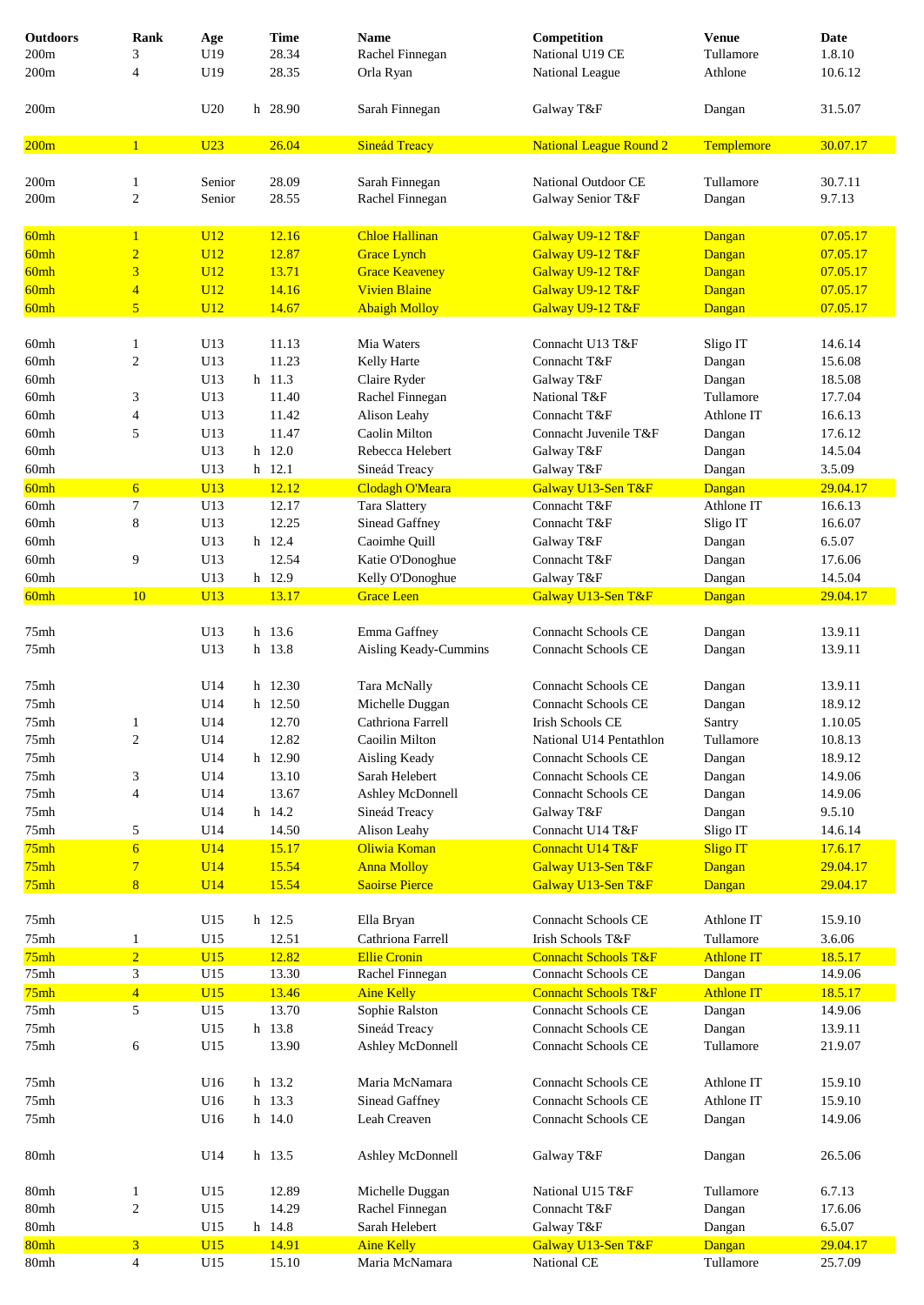| Outdoors | Rank | Age | Time | Name | Competition | Venue | Date |
|---|---|---|---|---|---|---|---|
| 200m | 3 | U19 | 28.34 | Rachel Finnegan | National U19 CE | Tullamore | 1.8.10 |
| 200m | 4 | U19 | 28.35 | Orla Ryan | National League | Athlone | 10.6.12 |
| | | | | | | | |
| 200m | | U20 | h 28.90 | Sarah Finnegan | Galway T&F | Dangan | 31.5.07 |
| | | | | | | | |
| 200m | 1 | U23 | 26.04 | Sineád Treacy | National League Round 2 | Templemore | 30.07.17 |
| | | | | | | | |
| 200m | 1 | Senior | 28.09 | Sarah Finnegan | National Outdoor CE | Tullamore | 30.7.11 |
| 200m | 2 | Senior | 28.55 | Rachel Finnegan | Galway Senior T&F | Dangan | 9.7.13 |
| | | | | | | | |
| 60mh | 1 | U12 | 12.16 | Chloe Hallinan | Galway U9-12 T&F | Dangan | 07.05.17 |
| 60mh | 2 | U12 | 12.87 | Grace Lynch | Galway U9-12 T&F | Dangan | 07.05.17 |
| 60mh | 3 | U12 | 13.71 | Grace Keaveney | Galway U9-12 T&F | Dangan | 07.05.17 |
| 60mh | 4 | U12 | 14.16 | Vivien Blaine | Galway U9-12 T&F | Dangan | 07.05.17 |
| 60mh | 5 | U12 | 14.67 | Abaigh Molloy | Galway U9-12 T&F | Dangan | 07.05.17 |
| | | | | | | | |
| 60mh | 1 | U13 | 11.13 | Mia Waters | Connacht U13 T&F | Sligo IT | 14.6.14 |
| 60mh | 2 | U13 | 11.23 | Kelly Harte | Connacht T&F | Dangan | 15.6.08 |
| 60mh | | U13 | h 11.3 | Claire Ryder | Galway T&F | Dangan | 18.5.08 |
| 60mh | 3 | U13 | 11.40 | Rachel Finnegan | National T&F | Tullamore | 17.7.04 |
| 60mh | 4 | U13 | 11.42 | Alison Leahy | Connacht T&F | Athlone IT | 16.6.13 |
| 60mh | 5 | U13 | 11.47 | Caolin Milton | Connacht Juvenile T&F | Dangan | 17.6.12 |
| 60mh | | U13 | h 12.0 | Rebecca Helebert | Galway T&F | Dangan | 14.5.04 |
| 60mh | | U13 | h 12.1 | Sineád Treacy | Galway T&F | Dangan | 3.5.09 |
| 60mh | 6 | U13 | 12.12 | Clodagh O'Meara | Galway U13-Sen T&F | Dangan | 29.04.17 |
| 60mh | 7 | U13 | 12.17 | Tara Slattery | Connacht T&F | Athlone IT | 16.6.13 |
| 60mh | 8 | U13 | 12.25 | Sinead Gaffney | Connacht T&F | Sligo IT | 16.6.07 |
| 60mh | | U13 | h 12.4 | Caoimhe Quill | Galway T&F | Dangan | 6.5.07 |
| 60mh | 9 | U13 | 12.54 | Katie O'Donoghue | Connacht T&F | Dangan | 17.6.06 |
| 60mh | | U13 | h 12.9 | Kelly O'Donoghue | Galway T&F | Dangan | 14.5.04 |
| 60mh | 10 | U13 | 13.17 | Grace Leen | Galway U13-Sen T&F | Dangan | 29.04.17 |
| | | | | | | | |
| 75mh | | U13 | h 13.6 | Emma Gaffney | Connacht Schools CE | Dangan | 13.9.11 |
| 75mh | | U13 | h 13.8 | Aisling Keady-Cummins | Connacht Schools CE | Dangan | 13.9.11 |
| | | | | | | | |
| 75mh | | U14 | h 12.30 | Tara McNally | Connacht Schools CE | Dangan | 13.9.11 |
| 75mh | | U14 | h 12.50 | Michelle Duggan | Connacht Schools CE | Dangan | 18.9.12 |
| 75mh | 1 | U14 | 12.70 | Cathriona Farrell | Irish Schools CE | Santry | 1.10.05 |
| 75mh | 2 | U14 | 12.82 | Caoilin Milton | National U14 Pentathlon | Tullamore | 10.8.13 |
| 75mh | | U14 | h 12.90 | Aisling Keady | Connacht Schools CE | Dangan | 18.9.12 |
| 75mh | 3 | U14 | 13.10 | Sarah Helebert | Connacht Schools CE | Dangan | 14.9.06 |
| 75mh | 4 | U14 | 13.67 | Ashley McDonnell | Connacht Schools CE | Dangan | 14.9.06 |
| 75mh | | U14 | h 14.2 | Sineád Treacy | Galway T&F | Dangan | 9.5.10 |
| 75mh | 5 | U14 | 14.50 | Alison Leahy | Connacht U14 T&F | Sligo IT | 14.6.14 |
| 75mh | 6 | U14 | 15.17 | Oliwia Koman | Connacht U14 T&F | Sligo IT | 17.6.17 |
| 75mh | 7 | U14 | 15.54 | Anna Molloy | Galway U13-Sen T&F | Dangan | 29.04.17 |
| 75mh | 8 | U14 | 15.54 | Saoirse Pierce | Galway U13-Sen T&F | Dangan | 29.04.17 |
| | | | | | | | |
| 75mh | | U15 | h 12.5 | Ella Bryan | Connacht Schools CE | Athlone IT | 15.9.10 |
| 75mh | 1 | U15 | 12.51 | Cathriona Farrell | Irish Schools T&F | Tullamore | 3.6.06 |
| 75mh | 2 | U15 | 12.82 | Ellie Cronin | Connacht Schools T&F | Athlone IT | 18.5.17 |
| 75mh | 3 | U15 | 13.30 | Rachel Finnegan | Connacht Schools CE | Dangan | 14.9.06 |
| 75mh | 4 | U15 | 13.46 | Aine Kelly | Connacht Schools T&F | Athlone IT | 18.5.17 |
| 75mh | 5 | U15 | 13.70 | Sophie Ralston | Connacht Schools CE | Dangan | 14.9.06 |
| 75mh | | U15 | h 13.8 | Sineád Treacy | Connacht Schools CE | Dangan | 13.9.11 |
| 75mh | 6 | U15 | 13.90 | Ashley McDonnell | Connacht Schools CE | Tullamore | 21.9.07 |
| | | | | | | | |
| 75mh | | U16 | h 13.2 | Maria McNamara | Connacht Schools CE | Athlone IT | 15.9.10 |
| 75mh | | U16 | h 13.3 | Sinead Gaffney | Connacht Schools CE | Athlone IT | 15.9.10 |
| 75mh | | U16 | h 14.0 | Leah Creaven | Connacht Schools CE | Dangan | 14.9.06 |
| | | | | | | | |
| 80mh | | U14 | h 13.5 | Ashley McDonnell | Galway T&F | Dangan | 26.5.06 |
| | | | | | | | |
| 80mh | 1 | U15 | 12.89 | Michelle Duggan | National U15 T&F | Tullamore | 6.7.13 |
| 80mh | 2 | U15 | 14.29 | Rachel Finnegan | Connacht T&F | Dangan | 17.6.06 |
| 80mh | | U15 | h 14.8 | Sarah Helebert | Galway T&F | Dangan | 6.5.07 |
| 80mh | 3 | U15 | 14.91 | Aine Kelly | Galway U13-Sen T&F | Dangan | 29.04.17 |
| 80mh | 4 | U15 | 15.10 | Maria McNamara | National CE | Tullamore | 25.7.09 |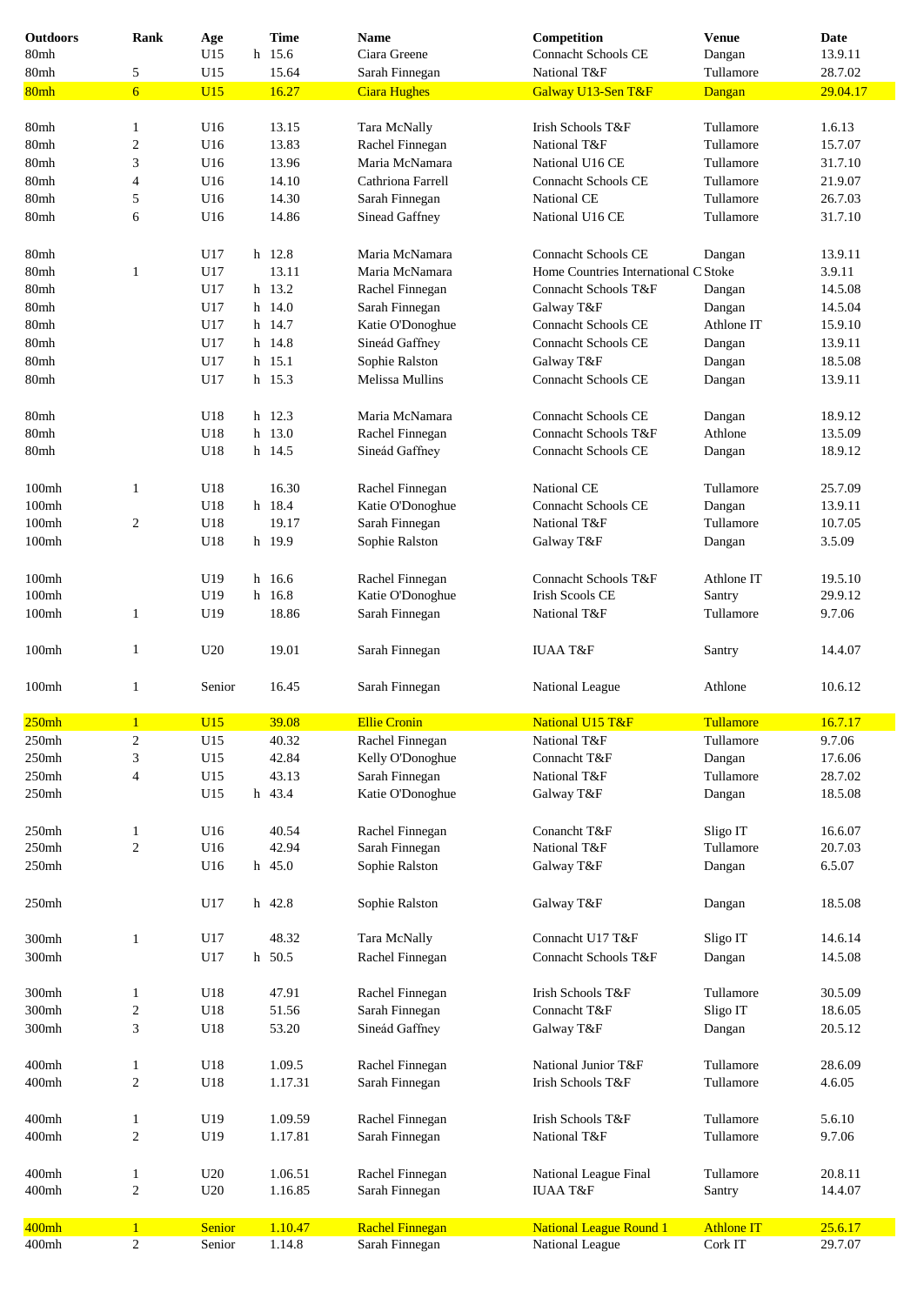| Outdoors | Rank | Age | Time | Name | Competition | Venue | Date |
|---|---|---|---|---|---|---|---|
| 80mh | | U15 | h 15.6 | Ciara Greene | Connacht Schools CE | Dangan | 13.9.11 |
| 80mh | 5 | U15 | 15.64 | Sarah Finnegan | National T&F | Tullamore | 28.7.02 |
| 80mh | 6 | U15 | 16.27 | Ciara Hughes | Galway U13-Sen T&F | Dangan | 29.04.17 |
| | | | | | | | |
| 80mh | 1 | U16 | 13.15 | Tara McNally | Irish Schools T&F | Tullamore | 1.6.13 |
| 80mh | 2 | U16 | 13.83 | Rachel Finnegan | National T&F | Tullamore | 15.7.07 |
| 80mh | 3 | U16 | 13.96 | Maria McNamara | National U16 CE | Tullamore | 31.7.10 |
| 80mh | 4 | U16 | 14.10 | Cathriona Farrell | Connacht Schools CE | Tullamore | 21.9.07 |
| 80mh | 5 | U16 | 14.30 | Sarah Finnegan | National CE | Tullamore | 26.7.03 |
| 80mh | 6 | U16 | 14.86 | Sinead Gaffney | National U16 CE | Tullamore | 31.7.10 |
| | | | | | | | |
| 80mh | | U17 | h 12.8 | Maria McNamara | Connacht Schools CE | Dangan | 13.9.11 |
| 80mh | 1 | U17 | 13.11 | Maria McNamara | Home Countries International C | Stoke | 3.9.11 |
| 80mh | | U17 | h 13.2 | Rachel Finnegan | Connacht Schools T&F | Dangan | 14.5.08 |
| 80mh | | U17 | h 14.0 | Sarah Finnegan | Galway T&F | Dangan | 14.5.04 |
| 80mh | | U17 | h 14.7 | Katie O'Donoghue | Connacht Schools CE | Athlone IT | 15.9.10 |
| 80mh | | U17 | h 14.8 | Sineád Gaffney | Connacht Schools CE | Dangan | 13.9.11 |
| 80mh | | U17 | h 15.1 | Sophie Ralston | Galway T&F | Dangan | 18.5.08 |
| 80mh | | U17 | h 15.3 | Melissa Mullins | Connacht Schools CE | Dangan | 13.9.11 |
| | | | | | | | |
| 80mh | | U18 | h 12.3 | Maria McNamara | Connacht Schools CE | Dangan | 18.9.12 |
| 80mh | | U18 | h 13.0 | Rachel Finnegan | Connacht Schools T&F | Athlone | 13.5.09 |
| 80mh | | U18 | h 14.5 | Sineád Gaffney | Connacht Schools CE | Dangan | 18.9.12 |
| | | | | | | | |
| 100mh | 1 | U18 | 16.30 | Rachel Finnegan | National CE | Tullamore | 25.7.09 |
| 100mh | | U18 | h 18.4 | Katie O'Donoghue | Connacht Schools CE | Dangan | 13.9.11 |
| 100mh | 2 | U18 | 19.17 | Sarah Finnegan | National T&F | Tullamore | 10.7.05 |
| 100mh | | U18 | h 19.9 | Sophie Ralston | Galway T&F | Dangan | 3.5.09 |
| | | | | | | | |
| 100mh | | U19 | h 16.6 | Rachel Finnegan | Connacht Schools T&F | Athlone IT | 19.5.10 |
| 100mh | | U19 | h 16.8 | Katie O'Donoghue | Irish Scools CE | Santry | 29.9.12 |
| 100mh | 1 | U19 | 18.86 | Sarah Finnegan | National T&F | Tullamore | 9.7.06 |
| | | | | | | | |
| 100mh | 1 | U20 | 19.01 | Sarah Finnegan | IUAA T&F | Santry | 14.4.07 |
| | | | | | | | |
| 100mh | 1 | Senior | 16.45 | Sarah Finnegan | National League | Athlone | 10.6.12 |
| | | | | | | | |
| 250mh | 1 | U15 | 39.08 | Ellie Cronin | National U15 T&F | Tullamore | 16.7.17 |
| 250mh | 2 | U15 | 40.32 | Rachel Finnegan | National T&F | Tullamore | 9.7.06 |
| 250mh | 3 | U15 | 42.84 | Kelly O'Donoghue | Connacht T&F | Dangan | 17.6.06 |
| 250mh | 4 | U15 | 43.13 | Sarah Finnegan | National T&F | Tullamore | 28.7.02 |
| 250mh | | U15 | h 43.4 | Katie O'Donoghue | Galway T&F | Dangan | 18.5.08 |
| | | | | | | | |
| 250mh | 1 | U16 | 40.54 | Rachel Finnegan | Conancht T&F | Sligo IT | 16.6.07 |
| 250mh | 2 | U16 | 42.94 | Sarah Finnegan | National T&F | Tullamore | 20.7.03 |
| 250mh | | U16 | h 45.0 | Sophie Ralston | Galway T&F | Dangan | 6.5.07 |
| | | | | | | | |
| 250mh | | U17 | h 42.8 | Sophie Ralston | Galway T&F | Dangan | 18.5.08 |
| | | | | | | | |
| 300mh | 1 | U17 | 48.32 | Tara McNally | Connacht U17 T&F | Sligo IT | 14.6.14 |
| 300mh | | U17 | h 50.5 | Rachel Finnegan | Connacht Schools T&F | Dangan | 14.5.08 |
| | | | | | | | |
| 300mh | 1 | U18 | 47.91 | Rachel Finnegan | Irish Schools T&F | Tullamore | 30.5.09 |
| 300mh | 2 | U18 | 51.56 | Sarah Finnegan | Connacht T&F | Sligo IT | 18.6.05 |
| 300mh | 3 | U18 | 53.20 | Sineád Gaffney | Galway T&F | Dangan | 20.5.12 |
| | | | | | | | |
| 400mh | 1 | U18 | 1.09.5 | Rachel Finnegan | National Junior T&F | Tullamore | 28.6.09 |
| 400mh | 2 | U18 | 1.17.31 | Sarah Finnegan | Irish Schools T&F | Tullamore | 4.6.05 |
| | | | | | | | |
| 400mh | 1 | U19 | 1.09.59 | Rachel Finnegan | Irish Schools T&F | Tullamore | 5.6.10 |
| 400mh | 2 | U19 | 1.17.81 | Sarah Finnegan | National T&F | Tullamore | 9.7.06 |
| | | | | | | | |
| 400mh | 1 | U20 | 1.06.51 | Rachel Finnegan | National League Final | Tullamore | 20.8.11 |
| 400mh | 2 | U20 | 1.16.85 | Sarah Finnegan | IUAA T&F | Santry | 14.4.07 |
| | | | | | | | |
| 400mh | 1 | Senior | 1.10.47 | Rachel Finnegan | National League Round 1 | Athlone IT | 25.6.17 |
| 400mh | 2 | Senior | 1.14.8 | Sarah Finnegan | National League | Cork IT | 29.7.07 |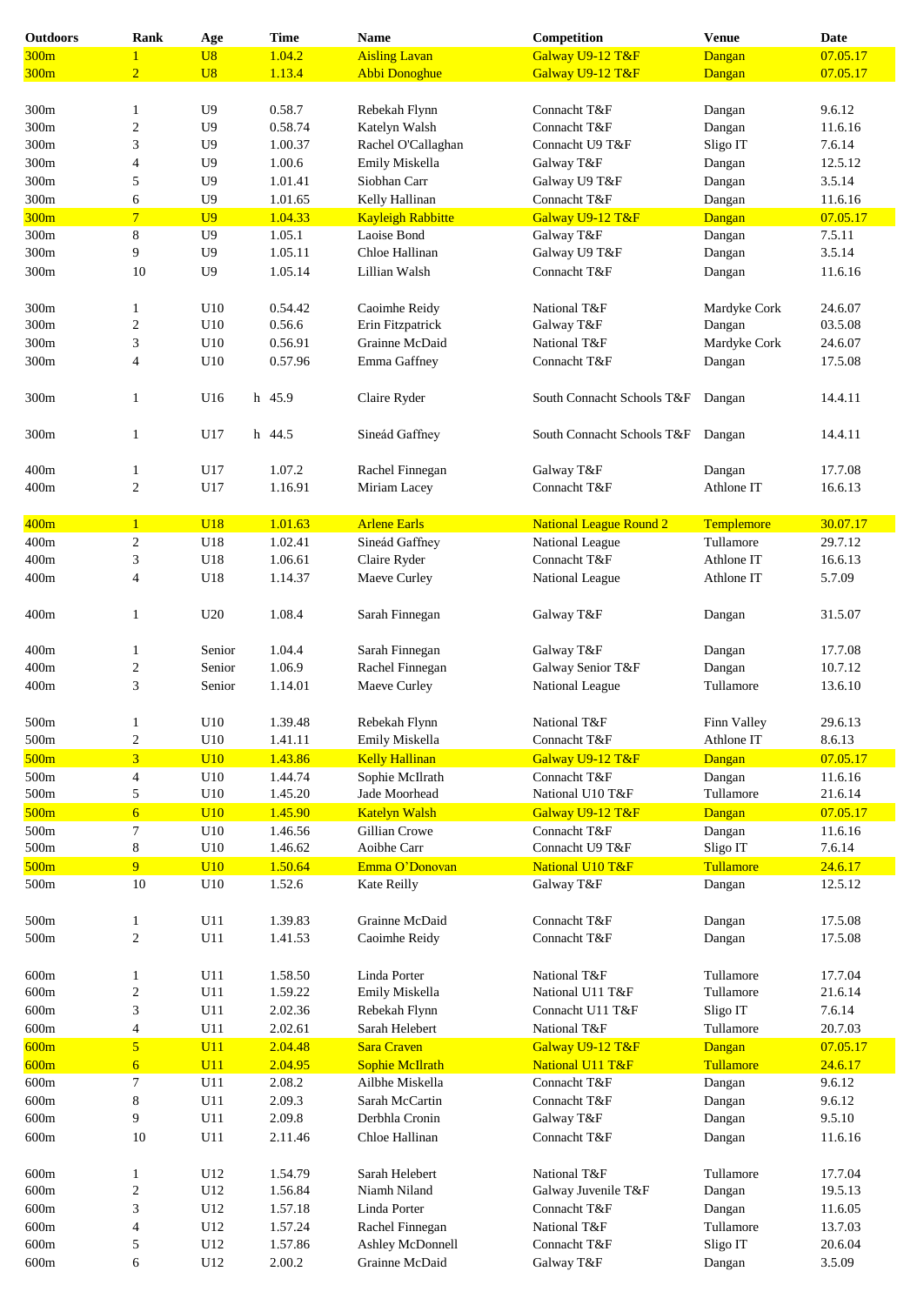| Outdoors | Rank | Age | Time | Name | Competition | Venue | Date |
|---|---|---|---|---|---|---|---|
| 300m | 1 | U8 | 1.04.2 | Aisling Lavan | Galway U9-12 T&F | Dangan | 07.05.17 |
| 300m | 2 | U8 | 1.13.4 | Abbi Donoghue | Galway U9-12 T&F | Dangan | 07.05.17 |
| | | | | | | | |
| 300m | 1 | U9 | 0.58.7 | Rebekah Flynn | Connacht T&F | Dangan | 9.6.12 |
| 300m | 2 | U9 | 0.58.74 | Katelyn Walsh | Connacht T&F | Dangan | 11.6.16 |
| 300m | 3 | U9 | 1.00.37 | Rachel O'Callaghan | Connacht U9 T&F | Sligo IT | 7.6.14 |
| 300m | 4 | U9 | 1.00.6 | Emily Miskella | Galway T&F | Dangan | 12.5.12 |
| 300m | 5 | U9 | 1.01.41 | Siobhan Carr | Galway U9 T&F | Dangan | 3.5.14 |
| 300m | 6 | U9 | 1.01.65 | Kelly Hallinan | Connacht T&F | Dangan | 11.6.16 |
| 300m | 7 | U9 | 1.04.33 | Kayleigh Rabbitte | Galway U9-12 T&F | Dangan | 07.05.17 |
| 300m | 8 | U9 | 1.05.1 | Laoise Bond | Galway T&F | Dangan | 7.5.11 |
| 300m | 9 | U9 | 1.05.11 | Chloe Hallinan | Galway U9 T&F | Dangan | 3.5.14 |
| 300m | 10 | U9 | 1.05.14 | Lillian Walsh | Connacht T&F | Dangan | 11.6.16 |
| | | | | | | | |
| 300m | 1 | U10 | 0.54.42 | Caoimhe Reidy | National T&F | Mardyke Cork | 24.6.07 |
| 300m | 2 | U10 | 0.56.6 | Erin Fitzpatrick | Galway T&F | Dangan | 03.5.08 |
| 300m | 3 | U10 | 0.56.91 | Grainne McDaid | National T&F | Mardyke Cork | 24.6.07 |
| 300m | 4 | U10 | 0.57.96 | Emma Gaffney | Connacht T&F | Dangan | 17.5.08 |
| | | | | | | | |
| 300m | 1 | U16 | h 45.9 | Claire Ryder | South Connacht Schools T&F | Dangan | 14.4.11 |
| | | | | | | | |
| 300m | 1 | U17 | h 44.5 | Sineád Gaffney | South Connacht Schools T&F | Dangan | 14.4.11 |
| | | | | | | | |
| 400m | 1 | U17 | 1.07.2 | Rachel Finnegan | Galway T&F | Dangan | 17.7.08 |
| 400m | 2 | U17 | 1.16.91 | Miriam Lacey | Connacht T&F | Athlone IT | 16.6.13 |
| | | | | | | | |
| 400m | 1 | U18 | 1.01.63 | Arlene Earls | National League Round 2 | Templemore | 30.07.17 |
| 400m | 2 | U18 | 1.02.41 | Sineád Gaffney | National League | Tullamore | 29.7.12 |
| 400m | 3 | U18 | 1.06.61 | Claire Ryder | Connacht T&F | Athlone IT | 16.6.13 |
| 400m | 4 | U18 | 1.14.37 | Maeve Curley | National League | Athlone IT | 5.7.09 |
| | | | | | | | |
| 400m | 1 | U20 | 1.08.4 | Sarah Finnegan | Galway T&F | Dangan | 31.5.07 |
| | | | | | | | |
| 400m | 1 | Senior | 1.04.4 | Sarah Finnegan | Galway T&F | Dangan | 17.7.08 |
| 400m | 2 | Senior | 1.06.9 | Rachel Finnegan | Galway Senior T&F | Dangan | 10.7.12 |
| 400m | 3 | Senior | 1.14.01 | Maeve Curley | National League | Tullamore | 13.6.10 |
| | | | | | | | |
| 500m | 1 | U10 | 1.39.48 | Rebekah Flynn | National T&F | Finn Valley | 29.6.13 |
| 500m | 2 | U10 | 1.41.11 | Emily Miskella | Connacht T&F | Athlone IT | 8.6.13 |
| 500m | 3 | U10 | 1.43.86 | Kelly Hallinan | Galway U9-12 T&F | Dangan | 07.05.17 |
| 500m | 4 | U10 | 1.44.74 | Sophie McIlrath | Connacht T&F | Dangan | 11.6.16 |
| 500m | 5 | U10 | 1.45.20 | Jade Moorhead | National U10 T&F | Tullamore | 21.6.14 |
| 500m | 6 | U10 | 1.45.90 | Katelyn Walsh | Galway U9-12 T&F | Dangan | 07.05.17 |
| 500m | 7 | U10 | 1.46.56 | Gillian Crowe | Connacht T&F | Dangan | 11.6.16 |
| 500m | 8 | U10 | 1.46.62 | Aoibhe Carr | Connacht U9 T&F | Sligo IT | 7.6.14 |
| 500m | 9 | U10 | 1.50.64 | Emma O'Donovan | National U10 T&F | Tullamore | 24.6.17 |
| 500m | 10 | U10 | 1.52.6 | Kate Reilly | Galway T&F | Dangan | 12.5.12 |
| | | | | | | | |
| 500m | 1 | U11 | 1.39.83 | Grainne McDaid | Connacht T&F | Dangan | 17.5.08 |
| 500m | 2 | U11 | 1.41.53 | Caoimhe Reidy | Connacht T&F | Dangan | 17.5.08 |
| | | | | | | | |
| 600m | 1 | U11 | 1.58.50 | Linda Porter | National T&F | Tullamore | 17.7.04 |
| 600m | 2 | U11 | 1.59.22 | Emily Miskella | National U11 T&F | Tullamore | 21.6.14 |
| 600m | 3 | U11 | 2.02.36 | Rebekah Flynn | Connacht U11 T&F | Sligo IT | 7.6.14 |
| 600m | 4 | U11 | 2.02.61 | Sarah Helebert | National T&F | Tullamore | 20.7.03 |
| 600m | 5 | U11 | 2.04.48 | Sara Craven | Galway U9-12 T&F | Dangan | 07.05.17 |
| 600m | 6 | U11 | 2.04.95 | Sophie McIlrath | National U11 T&F | Tullamore | 24.6.17 |
| 600m | 7 | U11 | 2.08.2 | Ailbhe Miskella | Connacht T&F | Dangan | 9.6.12 |
| 600m | 8 | U11 | 2.09.3 | Sarah McCartin | Connacht T&F | Dangan | 9.6.12 |
| 600m | 9 | U11 | 2.09.8 | Derbhla Cronin | Galway T&F | Dangan | 9.5.10 |
| 600m | 10 | U11 | 2.11.46 | Chloe Hallinan | Connacht T&F | Dangan | 11.6.16 |
| | | | | | | | |
| 600m | 1 | U12 | 1.54.79 | Sarah Helebert | National T&F | Tullamore | 17.7.04 |
| 600m | 2 | U12 | 1.56.84 | Niamh Niland | Galway Juvenile T&F | Dangan | 19.5.13 |
| 600m | 3 | U12 | 1.57.18 | Linda Porter | Connacht T&F | Dangan | 11.6.05 |
| 600m | 4 | U12 | 1.57.24 | Rachel Finnegan | National T&F | Tullamore | 13.7.03 |
| 600m | 5 | U12 | 1.57.86 | Ashley McDonnell | Connacht T&F | Sligo IT | 20.6.04 |
| 600m | 6 | U12 | 2.00.2 | Grainne McDaid | Galway T&F | Dangan | 3.5.09 |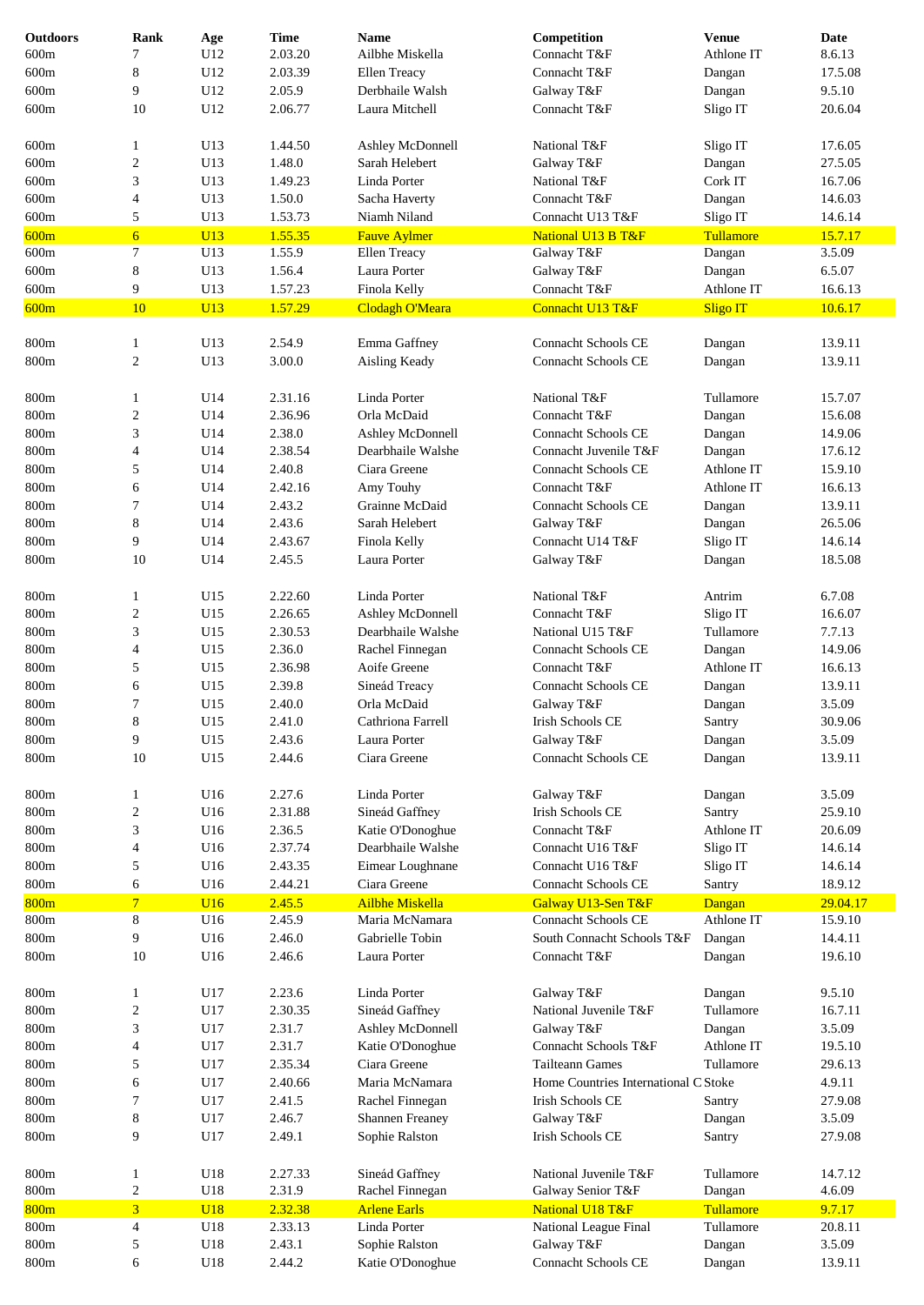| Outdoors | Rank | Age | Time | Name | Competition | Venue | Date |
|---|---|---|---|---|---|---|---|
| 600m | 7 | U12 | 2.03.20 | Ailbhe Miskella | Connacht T&F | Athlone IT | 8.6.13 |
| 600m | 8 | U12 | 2.03.39 | Ellen Treacy | Connacht T&F | Dangan | 17.5.08 |
| 600m | 9 | U12 | 2.05.9 | Derbhaile Walsh | Galway T&F | Dangan | 9.5.10 |
| 600m | 10 | U12 | 2.06.77 | Laura Mitchell | Connacht T&F | Sligo IT | 20.6.04 |
| | | | | | | | |
| 600m | 1 | U13 | 1.44.50 | Ashley McDonnell | National T&F | Sligo IT | 17.6.05 |
| 600m | 2 | U13 | 1.48.0 | Sarah Helebert | Galway T&F | Dangan | 27.5.05 |
| 600m | 3 | U13 | 1.49.23 | Linda Porter | National T&F | Cork IT | 16.7.06 |
| 600m | 4 | U13 | 1.50.0 | Sacha Haverty | Connacht T&F | Dangan | 14.6.03 |
| 600m | 5 | U13 | 1.53.73 | Niamh Niland | Connacht U13 T&F | Sligo IT | 14.6.14 |
| 600m | 6 | U13 | 1.55.35 | Fauve Aylmer | National U13 B T&F | Tullamore | 15.7.17 |
| 600m | 7 | U13 | 1.55.9 | Ellen Treacy | Galway T&F | Dangan | 3.5.09 |
| 600m | 8 | U13 | 1.56.4 | Laura Porter | Galway T&F | Dangan | 6.5.07 |
| 600m | 9 | U13 | 1.57.23 | Finola Kelly | Connacht T&F | Athlone IT | 16.6.13 |
| 600m | 10 | U13 | 1.57.29 | Clodagh O'Meara | Connacht U13 T&F | Sligo IT | 10.6.17 |
| | | | | | | | |
| 800m | 1 | U13 | 2.54.9 | Emma Gaffney | Connacht Schools CE | Dangan | 13.9.11 |
| 800m | 2 | U13 | 3.00.0 | Aisling Keady | Connacht Schools CE | Dangan | 13.9.11 |
| | | | | | | | |
| 800m | 1 | U14 | 2.31.16 | Linda Porter | National T&F | Tullamore | 15.7.07 |
| 800m | 2 | U14 | 2.36.96 | Orla McDaid | Connacht T&F | Dangan | 15.6.08 |
| 800m | 3 | U14 | 2.38.0 | Ashley McDonnell | Connacht Schools CE | Dangan | 14.9.06 |
| 800m | 4 | U14 | 2.38.54 | Dearbhaile Walshe | Connacht Juvenile T&F | Dangan | 17.6.12 |
| 800m | 5 | U14 | 2.40.8 | Ciara Greene | Connacht Schools CE | Athlone IT | 15.9.10 |
| 800m | 6 | U14 | 2.42.16 | Amy Touhy | Connacht T&F | Athlone IT | 16.6.13 |
| 800m | 7 | U14 | 2.43.2 | Grainne McDaid | Connacht Schools CE | Dangan | 13.9.11 |
| 800m | 8 | U14 | 2.43.6 | Sarah Helebert | Galway T&F | Dangan | 26.5.06 |
| 800m | 9 | U14 | 2.43.67 | Finola Kelly | Connacht U14 T&F | Sligo IT | 14.6.14 |
| 800m | 10 | U14 | 2.45.5 | Laura Porter | Galway T&F | Dangan | 18.5.08 |
| | | | | | | | |
| 800m | 1 | U15 | 2.22.60 | Linda Porter | National T&F | Antrim | 6.7.08 |
| 800m | 2 | U15 | 2.26.65 | Ashley McDonnell | Connacht T&F | Sligo IT | 16.6.07 |
| 800m | 3 | U15 | 2.30.53 | Dearbhaile Walshe | National U15 T&F | Tullamore | 7.7.13 |
| 800m | 4 | U15 | 2.36.0 | Rachel Finnegan | Connacht Schools CE | Dangan | 14.9.06 |
| 800m | 5 | U15 | 2.36.98 | Aoife Greene | Connacht T&F | Athlone IT | 16.6.13 |
| 800m | 6 | U15 | 2.39.8 | Sineád Treacy | Connacht Schools CE | Dangan | 13.9.11 |
| 800m | 7 | U15 | 2.40.0 | Orla McDaid | Galway T&F | Dangan | 3.5.09 |
| 800m | 8 | U15 | 2.41.0 | Cathriona Farrell | Irish Schools CE | Santry | 30.9.06 |
| 800m | 9 | U15 | 2.43.6 | Laura Porter | Galway T&F | Dangan | 3.5.09 |
| 800m | 10 | U15 | 2.44.6 | Ciara Greene | Connacht Schools CE | Dangan | 13.9.11 |
| | | | | | | | |
| 800m | 1 | U16 | 2.27.6 | Linda Porter | Galway T&F | Dangan | 3.5.09 |
| 800m | 2 | U16 | 2.31.88 | Sineád Gaffney | Irish Schools CE | Santry | 25.9.10 |
| 800m | 3 | U16 | 2.36.5 | Katie O'Donoghue | Connacht T&F | Athlone IT | 20.6.09 |
| 800m | 4 | U16 | 2.37.74 | Dearbhaile Walshe | Connacht U16 T&F | Sligo IT | 14.6.14 |
| 800m | 5 | U16 | 2.43.35 | Eimear Loughnane | Connacht U16 T&F | Sligo IT | 14.6.14 |
| 800m | 6 | U16 | 2.44.21 | Ciara Greene | Connacht Schools CE | Santry | 18.9.12 |
| 800m | 7 | U16 | 2.45.5 | Ailbhe Miskella | Galway U13-Sen T&F | Dangan | 29.04.17 |
| 800m | 8 | U16 | 2.45.9 | Maria McNamara | Connacht Schools CE | Athlone IT | 15.9.10 |
| 800m | 9 | U16 | 2.46.0 | Gabrielle Tobin | South Connacht Schools T&F | Dangan | 14.4.11 |
| 800m | 10 | U16 | 2.46.6 | Laura Porter | Connacht T&F | Dangan | 19.6.10 |
| | | | | | | | |
| 800m | 1 | U17 | 2.23.6 | Linda Porter | Galway T&F | Dangan | 9.5.10 |
| 800m | 2 | U17 | 2.30.35 | Sineád Gaffney | National Juvenile T&F | Tullamore | 16.7.11 |
| 800m | 3 | U17 | 2.31.7 | Ashley McDonnell | Galway T&F | Dangan | 3.5.09 |
| 800m | 4 | U17 | 2.31.7 | Katie O'Donoghue | Connacht Schools T&F | Athlone IT | 19.5.10 |
| 800m | 5 | U17 | 2.35.34 | Ciara Greene | Tailteann Games | Tullamore | 29.6.13 |
| 800m | 6 | U17 | 2.40.66 | Maria McNamara | Home Countries International C | Stoke | 4.9.11 |
| 800m | 7 | U17 | 2.41.5 | Rachel Finnegan | Irish Schools CE | Santry | 27.9.08 |
| 800m | 8 | U17 | 2.46.7 | Shannen Freaney | Galway T&F | Dangan | 3.5.09 |
| 800m | 9 | U17 | 2.49.1 | Sophie Ralston | Irish Schools CE | Santry | 27.9.08 |
| | | | | | | | |
| 800m | 1 | U18 | 2.27.33 | Sineád Gaffney | National Juvenile T&F | Tullamore | 14.7.12 |
| 800m | 2 | U18 | 2.31.9 | Rachel Finnegan | Galway Senior T&F | Dangan | 4.6.09 |
| 800m | 3 | U18 | 2.32.38 | Arlene Earls | National U18 T&F | Tullamore | 9.7.17 |
| 800m | 4 | U18 | 2.33.13 | Linda Porter | National League Final | Tullamore | 20.8.11 |
| 800m | 5 | U18 | 2.43.1 | Sophie Ralston | Galway T&F | Dangan | 3.5.09 |
| 800m | 6 | U18 | 2.44.2 | Katie O'Donoghue | Connacht Schools CE | Dangan | 13.9.11 |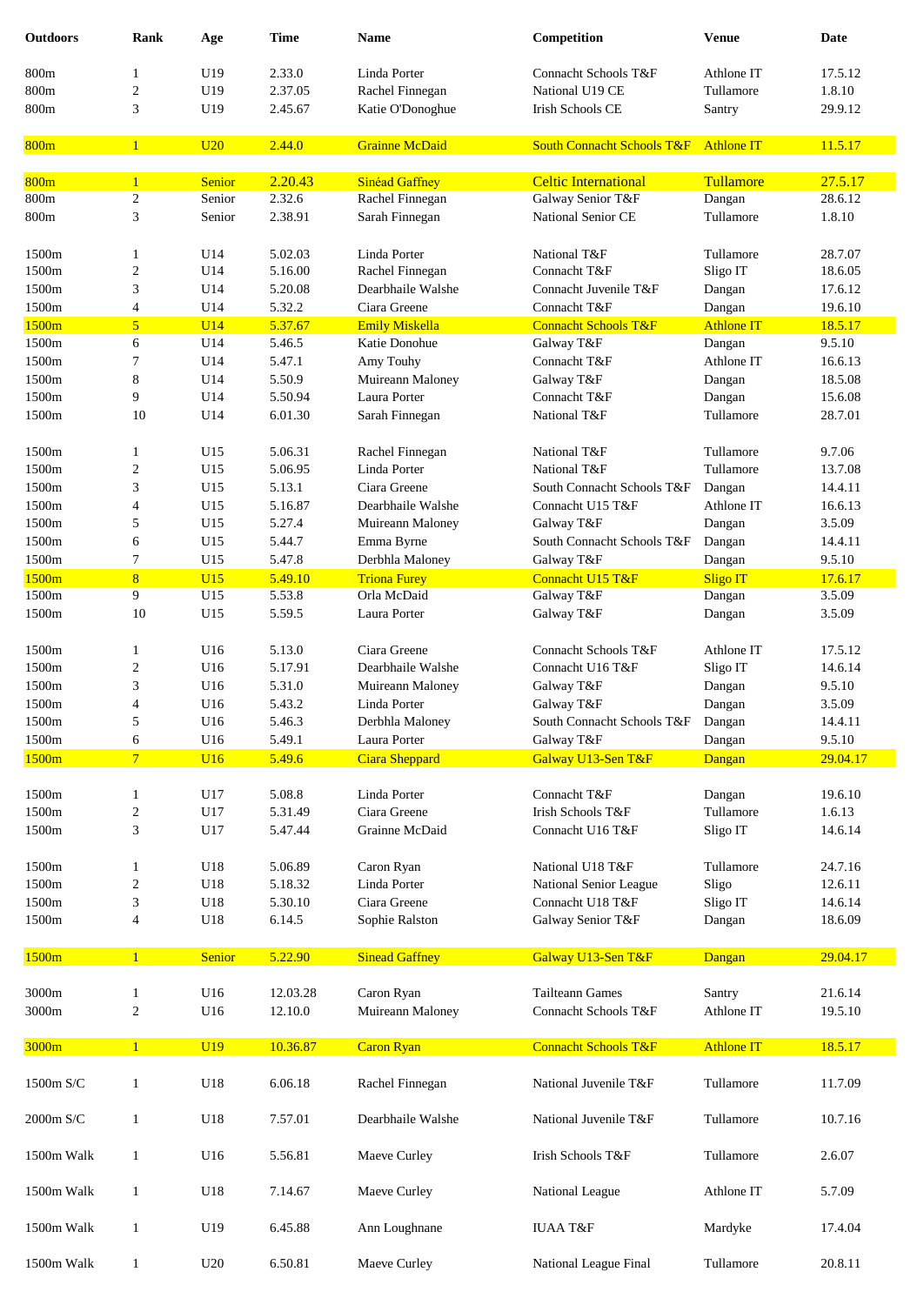| Outdoors | Rank | Age | Time | Name | Competition | Venue | Date |
|---|---|---|---|---|---|---|---|
| 800m | 1 | U19 | 2.33.0 | Linda Porter | Connacht Schools T&F | Athlone IT | 17.5.12 |
| 800m | 2 | U19 | 2.37.05 | Rachel Finnegan | National U19 CE | Tullamore | 1.8.10 |
| 800m | 3 | U19 | 2.45.67 | Katie O'Donoghue | Irish Schools CE | Santry | 29.9.12 |
| | | | | | | | |
| 800m | 1 | U20 | 2.44.0 | Grainne McDaid | South Connacht Schools T&F | Athlone IT | 11.5.17 |
| | | | | | | | |
| 800m | 1 | Senior | 2.20.43 | Sinéad Gaffney | Celtic International | Tullamore | 27.5.17 |
| 800m | 2 | Senior | 2.32.6 | Rachel Finnegan | Galway Senior T&F | Dangan | 28.6.12 |
| 800m | 3 | Senior | 2.38.91 | Sarah Finnegan | National Senior CE | Tullamore | 1.8.10 |
| | | | | | | | |
| 1500m | 1 | U14 | 5.02.03 | Linda Porter | National T&F | Tullamore | 28.7.07 |
| 1500m | 2 | U14 | 5.16.00 | Rachel Finnegan | Connacht T&F | Sligo IT | 18.6.05 |
| 1500m | 3 | U14 | 5.20.08 | Dearbhaile Walshe | Connacht Juvenile T&F | Dangan | 17.6.12 |
| 1500m | 4 | U14 | 5.32.2 | Ciara Greene | Connacht T&F | Dangan | 19.6.10 |
| 1500m | 5 | U14 | 5.37.67 | Emily Miskella | Connacht Schools T&F | Athlone IT | 18.5.17 |
| 1500m | 6 | U14 | 5.46.5 | Katie Donohue | Galway T&F | Dangan | 9.5.10 |
| 1500m | 7 | U14 | 5.47.1 | Amy Touhy | Connacht T&F | Athlone IT | 16.6.13 |
| 1500m | 8 | U14 | 5.50.9 | Muireann Maloney | Galway T&F | Dangan | 18.5.08 |
| 1500m | 9 | U14 | 5.50.94 | Laura Porter | Connacht T&F | Dangan | 15.6.08 |
| 1500m | 10 | U14 | 6.01.30 | Sarah Finnegan | National T&F | Tullamore | 28.7.01 |
| | | | | | | | |
| 1500m | 1 | U15 | 5.06.31 | Rachel Finnegan | National T&F | Tullamore | 9.7.06 |
| 1500m | 2 | U15 | 5.06.95 | Linda Porter | National T&F | Tullamore | 13.7.08 |
| 1500m | 3 | U15 | 5.13.1 | Ciara Greene | South Connacht Schools T&F | Dangan | 14.4.11 |
| 1500m | 4 | U15 | 5.16.87 | Dearbhaile Walshe | Connacht U15 T&F | Athlone IT | 16.6.13 |
| 1500m | 5 | U15 | 5.27.4 | Muireann Maloney | Galway T&F | Dangan | 3.5.09 |
| 1500m | 6 | U15 | 5.44.7 | Emma Byrne | South Connacht Schools T&F | Dangan | 14.4.11 |
| 1500m | 7 | U15 | 5.47.8 | Derbhla Maloney | Galway T&F | Dangan | 9.5.10 |
| 1500m | 8 | U15 | 5.49.10 | Triona Furey | Connacht U15 T&F | Sligo IT | 17.6.17 |
| 1500m | 9 | U15 | 5.53.8 | Orla McDaid | Galway T&F | Dangan | 3.5.09 |
| 1500m | 10 | U15 | 5.59.5 | Laura Porter | Galway T&F | Dangan | 3.5.09 |
| | | | | | | | |
| 1500m | 1 | U16 | 5.13.0 | Ciara Greene | Connacht Schools T&F | Athlone IT | 17.5.12 |
| 1500m | 2 | U16 | 5.17.91 | Dearbhaile Walshe | Connacht U16 T&F | Sligo IT | 14.6.14 |
| 1500m | 3 | U16 | 5.31.0 | Muireann Maloney | Galway T&F | Dangan | 9.5.10 |
| 1500m | 4 | U16 | 5.43.2 | Linda Porter | Galway T&F | Dangan | 3.5.09 |
| 1500m | 5 | U16 | 5.46.3 | Derbhla Maloney | South Connacht Schools T&F | Dangan | 14.4.11 |
| 1500m | 6 | U16 | 5.49.1 | Laura Porter | Galway T&F | Dangan | 9.5.10 |
| 1500m | 7 | U16 | 5.49.6 | Ciara Sheppard | Galway U13-Sen T&F | Dangan | 29.04.17 |
| | | | | | | | |
| 1500m | 1 | U17 | 5.08.8 | Linda Porter | Connacht T&F | Dangan | 19.6.10 |
| 1500m | 2 | U17 | 5.31.49 | Ciara Greene | Irish Schools T&F | Tullamore | 1.6.13 |
| 1500m | 3 | U17 | 5.47.44 | Grainne McDaid | Connacht U16 T&F | Sligo IT | 14.6.14 |
| | | | | | | | |
| 1500m | 1 | U18 | 5.06.89 | Caron Ryan | National U18 T&F | Tullamore | 24.7.16 |
| 1500m | 2 | U18 | 5.18.32 | Linda Porter | National Senior League | Sligo | 12.6.11 |
| 1500m | 3 | U18 | 5.30.10 | Ciara Greene | Connacht U18 T&F | Sligo IT | 14.6.14 |
| 1500m | 4 | U18 | 6.14.5 | Sophie Ralston | Galway Senior T&F | Dangan | 18.6.09 |
| | | | | | | | |
| 1500m | 1 | Senior | 5.22.90 | Sinead Gaffney | Galway U13-Sen T&F | Dangan | 29.04.17 |
| | | | | | | | |
| 3000m | 1 | U16 | 12.03.28 | Caron Ryan | Tailteann Games | Santry | 21.6.14 |
| 3000m | 2 | U16 | 12.10.0 | Muireann Maloney | Connacht Schools T&F | Athlone IT | 19.5.10 |
| | | | | | | | |
| 3000m | 1 | U19 | 10.36.87 | Caron Ryan | Connacht Schools T&F | Athlone IT | 18.5.17 |
| | | | | | | | |
| 1500m S/C | 1 | U18 | 6.06.18 | Rachel Finnegan | National Juvenile T&F | Tullamore | 11.7.09 |
| | | | | | | | |
| 2000m S/C | 1 | U18 | 7.57.01 | Dearbhaile Walshe | National Juvenile T&F | Tullamore | 10.7.16 |
| | | | | | | | |
| 1500m Walk | 1 | U16 | 5.56.81 | Maeve Curley | Irish Schools T&F | Tullamore | 2.6.07 |
| | | | | | | | |
| 1500m Walk | 1 | U18 | 7.14.67 | Maeve Curley | National League | Athlone IT | 5.7.09 |
| | | | | | | | |
| 1500m Walk | 1 | U19 | 6.45.88 | Ann Loughnane | IUAA T&F | Mardyke | 17.4.04 |
| | | | | | | | |
| 1500m Walk | 1 | U20 | 6.50.81 | Maeve Curley | National League Final | Tullamore | 20.8.11 |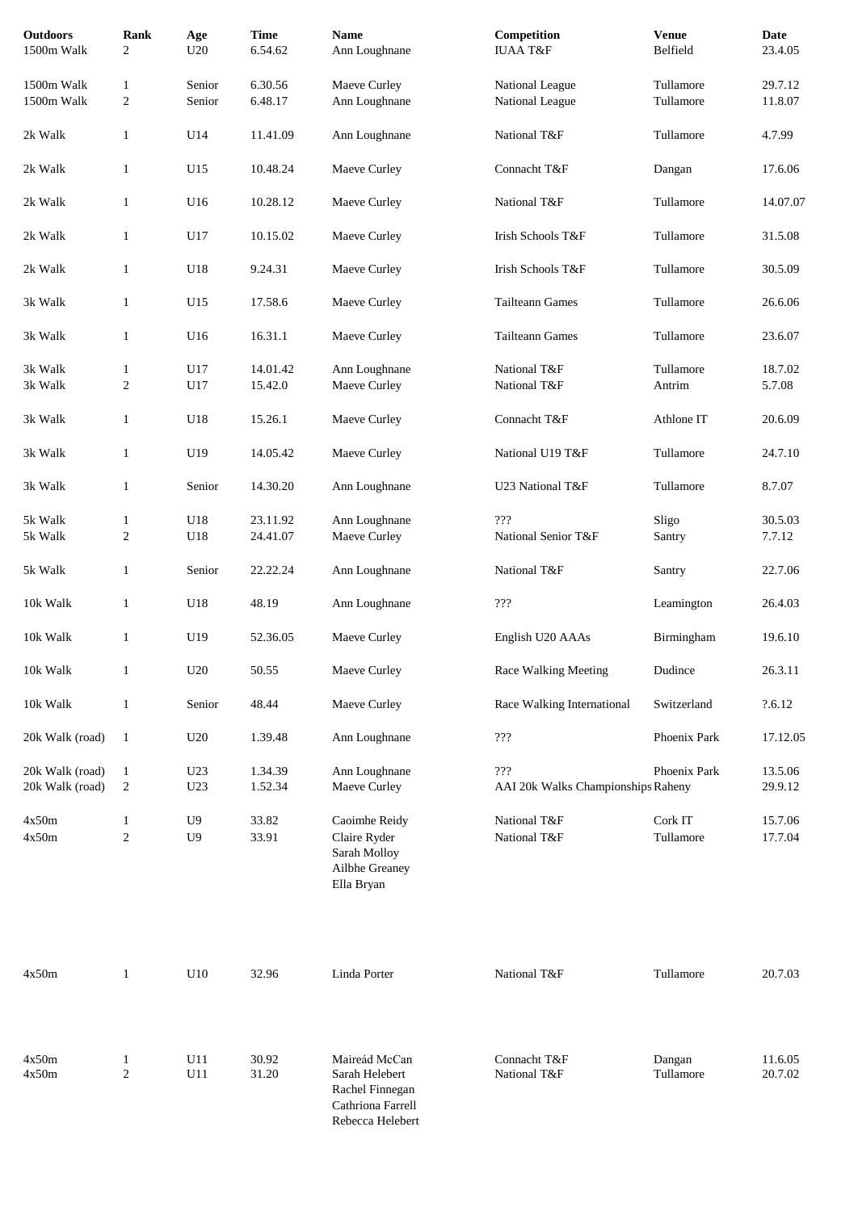| Outdoors | Rank | Age | Time | Name | Competition | Venue | Date |
|---|---|---|---|---|---|---|---|
| 1500m Walk | 2 | U20 | 6.54.62 | Ann Loughnane | IUAA T&F | Belfield | 23.4.05 |
| 1500m Walk | 1 | Senior | 6.30.56 | Maeve Curley | National League | Tullamore | 29.7.12 |
| 1500m Walk | 2 | Senior | 6.48.17 | Ann Loughnane | National League | Tullamore | 11.8.07 |
| 2k Walk | 1 | U14 | 11.41.09 | Ann Loughnane | National T&F | Tullamore | 4.7.99 |
| 2k Walk | 1 | U15 | 10.48.24 | Maeve Curley | Connacht T&F | Dangan | 17.6.06 |
| 2k Walk | 1 | U16 | 10.28.12 | Maeve Curley | National T&F | Tullamore | 14.07.07 |
| 2k Walk | 1 | U17 | 10.15.02 | Maeve Curley | Irish Schools T&F | Tullamore | 31.5.08 |
| 2k Walk | 1 | U18 | 9.24.31 | Maeve Curley | Irish Schools T&F | Tullamore | 30.5.09 |
| 3k Walk | 1 | U15 | 17.58.6 | Maeve Curley | Tailteann Games | Tullamore | 26.6.06 |
| 3k Walk | 1 | U16 | 16.31.1 | Maeve Curley | Tailteann Games | Tullamore | 23.6.07 |
| 3k Walk | 1 | U17 | 14.01.42 | Ann Loughnane | National T&F | Tullamore | 18.7.02 |
| 3k Walk | 2 | U17 | 15.42.0 | Maeve Curley | National T&F | Antrim | 5.7.08 |
| 3k Walk | 1 | U18 | 15.26.1 | Maeve Curley | Connacht T&F | Athlone IT | 20.6.09 |
| 3k Walk | 1 | U19 | 14.05.42 | Maeve Curley | National U19 T&F | Tullamore | 24.7.10 |
| 3k Walk | 1 | Senior | 14.30.20 | Ann Loughnane | U23 National T&F | Tullamore | 8.7.07 |
| 5k Walk | 1 | U18 | 23.11.92 | Ann Loughnane | ??? | Sligo | 30.5.03 |
| 5k Walk | 2 | U18 | 24.41.07 | Maeve Curley | National Senior T&F | Santry | 7.7.12 |
| 5k Walk | 1 | Senior | 22.22.24 | Ann Loughnane | National T&F | Santry | 22.7.06 |
| 10k Walk | 1 | U18 | 48.19 | Ann Loughnane | ??? | Leamington | 26.4.03 |
| 10k Walk | 1 | U19 | 52.36.05 | Maeve Curley | English U20 AAAs | Birmingham | 19.6.10 |
| 10k Walk | 1 | U20 | 50.55 | Maeve Curley | Race Walking Meeting | Dudince | 26.3.11 |
| 10k Walk | 1 | Senior | 48.44 | Maeve Curley | Race Walking International | Switzerland | ?.6.12 |
| 20k Walk (road) | 1 | U20 | 1.39.48 | Ann Loughnane | ??? | Phoenix Park | 17.12.05 |
| 20k Walk (road) | 1 | U23 | 1.34.39 | Ann Loughnane | ??? | Phoenix Park | 13.5.06 |
| 20k Walk (road) | 2 | U23 | 1.52.34 | Maeve Curley | AAI 20k Walks Championships | Raheny | 29.9.12 |
| 4x50m | 1 | U9 | 33.82 | Caoimhe Reidy | National T&F | Cork IT | 15.7.06 |
| 4x50m | 2 | U9 | 33.91 | Claire Ryder<br>Sarah Molloy<br>Ailbhe Greaney<br>Ella Bryan | National T&F | Tullamore | 17.7.04 |
| 4x50m | 1 | U10 | 32.96 | Linda Porter | National T&F | Tullamore | 20.7.03 |
| 4x50m | 1 | U11 | 30.92 | Maireád McCan | Connacht T&F | Dangan | 11.6.05 |
| 4x50m | 2 | U11 | 31.20 | Sarah Helebert<br>Rachel Finnegan<br>Cathriona Farrell<br>Rebecca Helebert | National T&F | Tullamore | 20.7.02 |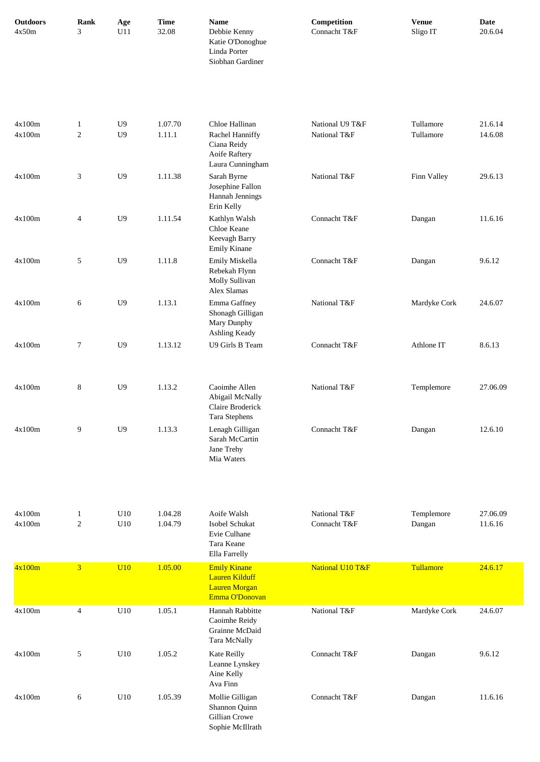| Outdoors | Rank | Age | Time | Name | Competition | Venue | Date |
|---|---|---|---|---|---|---|---|
| 4x50m | 3 | U11 | 32.08 | Debbie Kenny<br>Katie O'Donoghue<br>Linda Porter<br>Siobhan Gardiner | Connacht T&F | Sligo IT | 20.6.04 |
| 4x100m | 1 | U9 | 1.07.70 | Chloe Hallinan | National U9 T&F | Tullamore | 21.6.14 |
| 4x100m | 2 | U9 | 1.11.1 | Rachel Hanniffy<br>Ciana Reidy<br>Aoife Raftery<br>Laura Cunningham | National T&F | Tullamore | 14.6.08 |
| 4x100m | 3 | U9 | 1.11.38 | Sarah Byrne<br>Josephine Fallon<br>Hannah Jennings<br>Erin Kelly | National T&F | Finn Valley | 29.6.13 |
| 4x100m | 4 | U9 | 1.11.54 | Kathlyn Walsh<br>Chloe Keane<br>Keevagh Barry<br>Emily Kinane | Connacht T&F | Dangan | 11.6.16 |
| 4x100m | 5 | U9 | 1.11.8 | Emily Miskella<br>Rebekah Flynn<br>Molly Sullivan<br>Alex Slamas | Connacht T&F | Dangan | 9.6.12 |
| 4x100m | 6 | U9 | 1.13.1 | Emma Gaffney<br>Shonagh Gilligan<br>Mary Dunphy<br>Ashling Keady | National T&F | Mardyke Cork | 24.6.07 |
| 4x100m | 7 | U9 | 1.13.12 | U9 Girls B Team | Connacht T&F | Athlone IT | 8.6.13 |
| 4x100m | 8 | U9 | 1.13.2 | Caoimhe Allen<br>Abigail McNally<br>Claire Broderick<br>Tara Stephens | National T&F | Templemore | 27.06.09 |
| 4x100m | 9 | U9 | 1.13.3 | Lenagh Gilligan<br>Sarah McCartin<br>Jane Trehy<br>Mia Waters | Connacht T&F | Dangan | 12.6.10 |
| 4x100m | 1 | U10 | 1.04.28 | Aoife Walsh | National T&F | Templemore | 27.06.09 |
| 4x100m | 2 | U10 | 1.04.79 | Isobel Schukat<br>Evie Culhane<br>Tara Keane<br>Ella Farrelly | Connacht T&F | Dangan | 11.6.16 |
| 4x100m | 3 | U10 | 1.05.00 | Emily Kinane<br>Lauren Kilduff<br>Lauren Morgan<br>Emma O'Donovan | National U10 T&F | Tullamore | 24.6.17 |
| 4x100m | 4 | U10 | 1.05.1 | Hannah Rabbitte<br>Caoimhe Reidy<br>Grainne McDaid<br>Tara McNally | National T&F | Mardyke Cork | 24.6.07 |
| 4x100m | 5 | U10 | 1.05.2 | Kate Reilly<br>Leanne Lynskey<br>Aine Kelly<br>Ava Finn | Connacht T&F | Dangan | 9.6.12 |
| 4x100m | 6 | U10 | 1.05.39 | Mollie Gilligan<br>Shannon Quinn<br>Gillian Crowe<br>Sophie McIllrath | Connacht T&F | Dangan | 11.6.16 |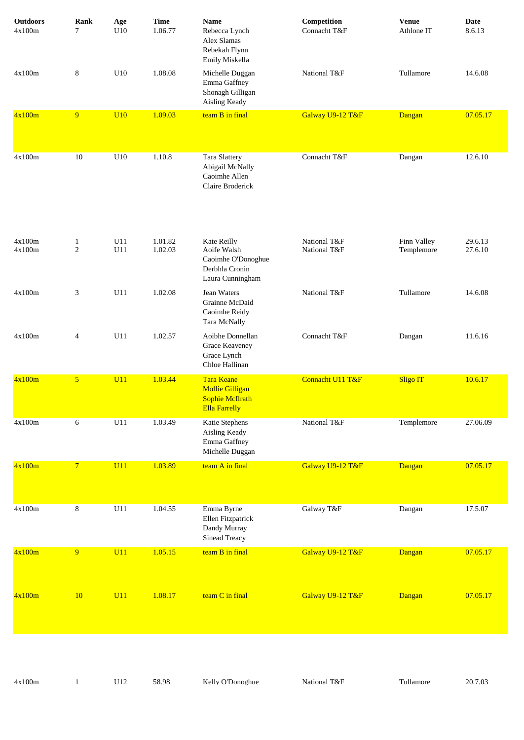| Outdoors | Rank | Age | Time | Name | Competition | Venue | Date |
|---|---|---|---|---|---|---|---|
| 4x100m | 7 | U10 | 1.06.77 | Rebecca Lynch<br>Alex Slamas<br>Rebekah Flynn<br>Emily Miskella | Connacht T&F | Athlone IT | 8.6.13 |
| 4x100m | 8 | U10 | 1.08.08 | Michelle Duggan<br>Emma Gaffney<br>Shonagh Gilligan<br>Aisling Keady | National T&F | Tullamore | 14.6.08 |
| 4x100m | 9 | U10 | 1.09.03 | team B in final | Galway U9-12 T&F | Dangan | 07.05.17 |
| 4x100m | 10 | U10 | 1.10.8 | Tara Slattery<br>Abigail McNally<br>Caoimhe Allen<br>Claire Broderick | Connacht T&F | Dangan | 12.6.10 |
| 4x100m | 1 | U11 | 1.01.82 | Kate Reilly | National T&F | Finn Valley | 29.6.13 |
| 4x100m | 2 | U11 | 1.02.03 | Aoife Walsh<br>Caoimhe O'Donoghue<br>Derbhla Cronin<br>Laura Cunningham | National T&F | Templemore | 27.6.10 |
| 4x100m | 3 | U11 | 1.02.08 | Jean Waters<br>Grainne McDaid<br>Caoimhe Reidy<br>Tara McNally | National T&F | Tullamore | 14.6.08 |
| 4x100m | 4 | U11 | 1.02.57 | Aoibhe Donnellan<br>Grace Keaveney<br>Grace Lynch<br>Chloe Hallinan | Connacht T&F | Dangan | 11.6.16 |
| 4x100m | 5 | U11 | 1.03.44 | Tara Keane<br>Mollie Gilligan<br>Sophie McIlrath<br>Ella Farrelly | Connacht U11 T&F | Sligo IT | 10.6.17 |
| 4x100m | 6 | U11 | 1.03.49 | Katie Stephens<br>Aisling Keady<br>Emma Gaffney<br>Michelle Duggan | National T&F | Templemore | 27.06.09 |
| 4x100m | 7 | U11 | 1.03.89 | team A in final | Galway U9-12 T&F | Dangan | 07.05.17 |
| 4x100m | 8 | U11 | 1.04.55 | Emma Byrne<br>Ellen Fitzpatrick<br>Dandy Murray<br>Sinead Treacy | Galway T&F | Dangan | 17.5.07 |
| 4x100m | 9 | U11 | 1.05.15 | team B in final | Galway U9-12 T&F | Dangan | 07.05.17 |
| 4x100m | 10 | U11 | 1.08.17 | team C in final | Galway U9-12 T&F | Dangan | 07.05.17 |
| 4x100m | 1 | U12 | 58.98 | Kelly O'Donoghue | National T&F | Tullamore | 20.7.03 |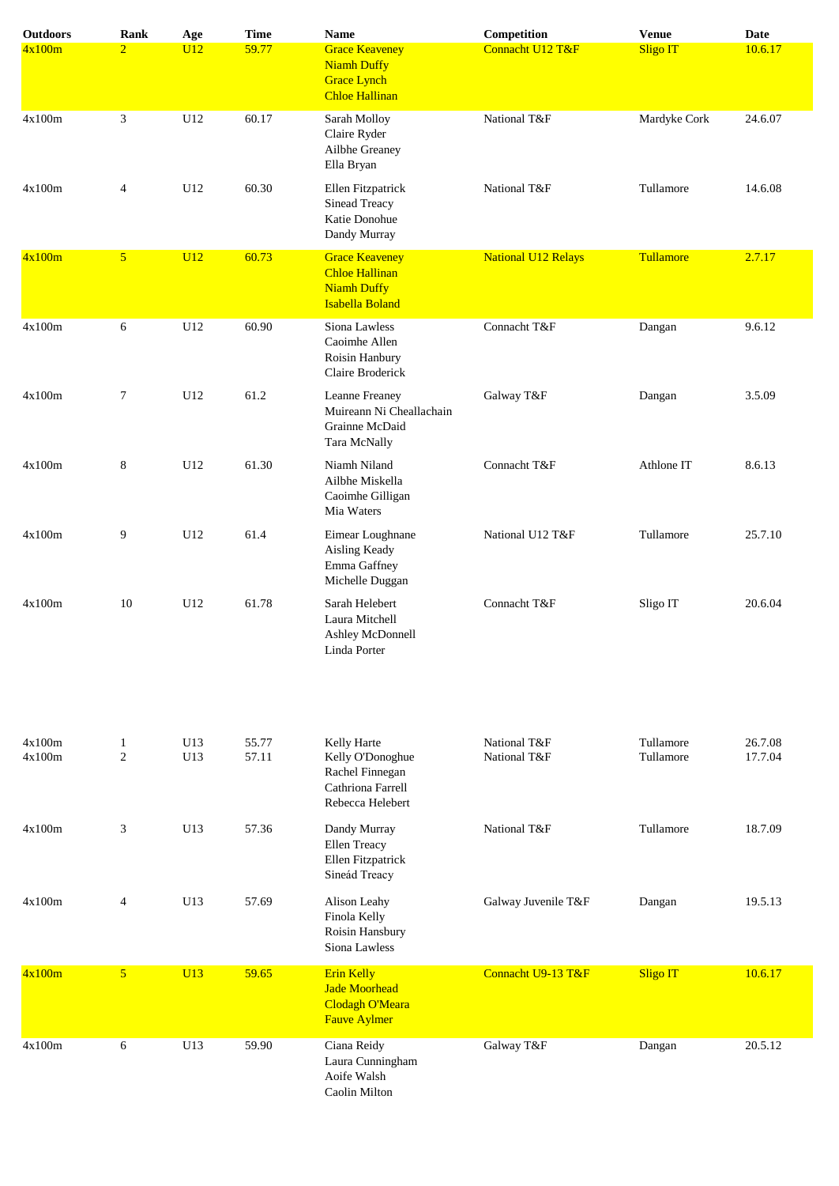| Outdoors | Rank | Age | Time | Name | Competition | Venue | Date |
|---|---|---|---|---|---|---|---|
| 4x100m | 2 | U12 | 59.77 | Grace Keaveney<br>Niamh Duffy<br>Grace Lynch<br>Chloe Hallinan | Connacht U12 T&F | Sligo IT | 10.6.17 |
| 4x100m | 3 | U12 | 60.17 | Sarah Molloy<br>Claire Ryder<br>Ailbhe Greaney<br>Ella Bryan | National T&F | Mardyke Cork | 24.6.07 |
| 4x100m | 4 | U12 | 60.30 | Ellen Fitzpatrick<br>Sinead Treacy<br>Katie Donohue<br>Dandy Murray | National T&F | Tullamore | 14.6.08 |
| 4x100m | 5 | U12 | 60.73 | Grace Keaveney<br>Chloe Hallinan<br>Niamh Duffy<br>Isabella Boland | National U12 Relays | Tullamore | 2.7.17 |
| 4x100m | 6 | U12 | 60.90 | Siona Lawless<br>Caoimhe Allen<br>Roisin Hanbury<br>Claire Broderick | Connacht T&F | Dangan | 9.6.12 |
| 4x100m | 7 | U12 | 61.2 | Leanne Freaney<br>Muireann Ni Cheallachain<br>Grainne McDaid<br>Tara McNally | Galway T&F | Dangan | 3.5.09 |
| 4x100m | 8 | U12 | 61.30 | Niamh Niland<br>Ailbhe Miskella<br>Caoimhe Gilligan<br>Mia Waters | Connacht T&F | Athlone IT | 8.6.13 |
| 4x100m | 9 | U12 | 61.4 | Eimear Loughnane<br>Aisling Keady<br>Emma Gaffney<br>Michelle Duggan | National U12 T&F | Tullamore | 25.7.10 |
| 4x100m | 10 | U12 | 61.78 | Sarah Helebert<br>Laura Mitchell<br>Ashley McDonnell<br>Linda Porter | Connacht T&F | Sligo IT | 20.6.04 |
| 4x100m | 1 | U13 | 55.77 | Kelly Harte | National T&F | Tullamore | 26.7.08 |
| 4x100m | 2 | U13 | 57.11 | Kelly O'Donoghue<br>Rachel Finnegan<br>Cathriona Farrell<br>Rebecca Helebert | National T&F | Tullamore | 17.7.04 |
| 4x100m | 3 | U13 | 57.36 | Dandy Murray<br>Ellen Treacy<br>Ellen Fitzpatrick<br>Sineád Treacy | National T&F | Tullamore | 18.7.09 |
| 4x100m | 4 | U13 | 57.69 | Alison Leahy<br>Finola Kelly<br>Roisin Hansbury<br>Siona Lawless | Galway Juvenile T&F | Dangan | 19.5.13 |
| 4x100m | 5 | U13 | 59.65 | Erin Kelly<br>Jade Moorhead<br>Clodagh O'Meara<br>Fauve Aylmer | Connacht U9-13 T&F | Sligo IT | 10.6.17 |
| 4x100m | 6 | U13 | 59.90 | Ciana Reidy<br>Laura Cunningham<br>Aoife Walsh<br>Caolin Milton | Galway T&F | Dangan | 20.5.12 |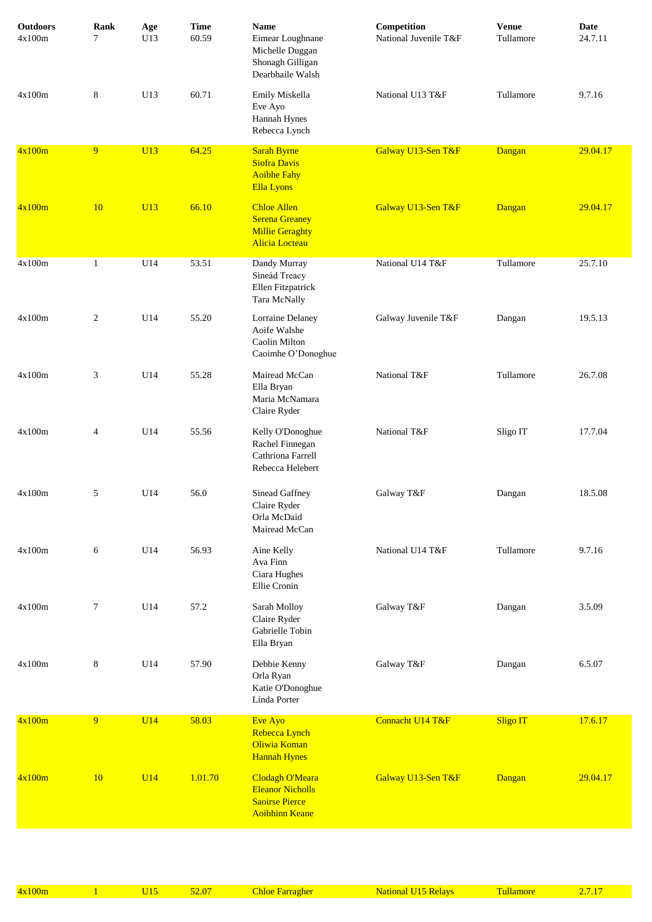| Outdoors | Rank | Age | Time | Name | Competition | Venue | Date |
|---|---|---|---|---|---|---|---|
| 4x100m | 7 | U13 | 60.59 | Eimear Loughnane<br>Michelle Duggan<br>Shonagh Gilligan<br>Dearbhaile Walsh | National Juvenile T&F | Tullamore | 24.7.11 |
| 4x100m | 8 | U13 | 60.71 | Emily Miskella<br>Eve Ayo<br>Hannah Hynes<br>Rebecca Lynch | National U13 T&F | Tullamore | 9.7.16 |
| 4x100m | 9 | U13 | 64.25 | Sarah Byrne<br>Siofra Davis<br>Aoibhe Fahy<br>Ella Lyons | Galway U13-Sen T&F | Dangan | 29.04.17 |
| 4x100m | 10 | U13 | 66.10 | Chloe Allen<br>Serena Greaney<br>Millie Geraghty<br>Alicia Locteau | Galway U13-Sen T&F | Dangan | 29.04.17 |
| 4x100m | 1 | U14 | 53.51 | Dandy Murray<br>Sineád Treacy<br>Ellen Fitzpatrick<br>Tara McNally | National U14 T&F | Tullamore | 25.7.10 |
| 4x100m | 2 | U14 | 55.20 | Lorraine Delaney<br>Aoife Walshe<br>Caolin Milton<br>Caoimhe O'Donoghue | Galway Juvenile T&F | Dangan | 19.5.13 |
| 4x100m | 3 | U14 | 55.28 | Mairead McCan<br>Ella Bryan<br>Maria McNamara<br>Claire Ryder | National T&F | Tullamore | 26.7.08 |
| 4x100m | 4 | U14 | 55.56 | Kelly O'Donoghue<br>Rachel Finnegan<br>Cathriona Farrell<br>Rebecca Helebert | National T&F | Sligo IT | 17.7.04 |
| 4x100m | 5 | U14 | 56.0 | Sinead Gaffney<br>Claire Ryder<br>Orla McDaid<br>Mairead McCan | Galway T&F | Dangan | 18.5.08 |
| 4x100m | 6 | U14 | 56.93 | Aine Kelly<br>Ava Finn<br>Ciara Hughes<br>Ellie Cronin | National U14 T&F | Tullamore | 9.7.16 |
| 4x100m | 7 | U14 | 57.2 | Sarah Molloy<br>Claire Ryder<br>Gabrielle Tobin<br>Ella Bryan | Galway T&F | Dangan | 3.5.09 |
| 4x100m | 8 | U14 | 57.90 | Debbie Kenny<br>Orla Ryan<br>Katie O'Donoghue<br>Linda Porter | Galway T&F | Dangan | 6.5.07 |
| 4x100m | 9 | U14 | 58.03 | Eve Ayo<br>Rebecca Lynch<br>Oliwia Koman<br>Hannah Hynes | Connacht U14 T&F | Sligo IT | 17.6.17 |
| 4x100m | 10 | U14 | 1.01.70 | Clodagh O'Meara<br>Eleanor Nicholls<br>Saoirse Pierce<br>Aoibhinn Keane | Galway U13-Sen T&F | Dangan | 29.04.17 |
| 4x100m | 1 | U15 | 52.07 | Chloe Farragher | National U15 Relays | Tullamore | 2.7.17 |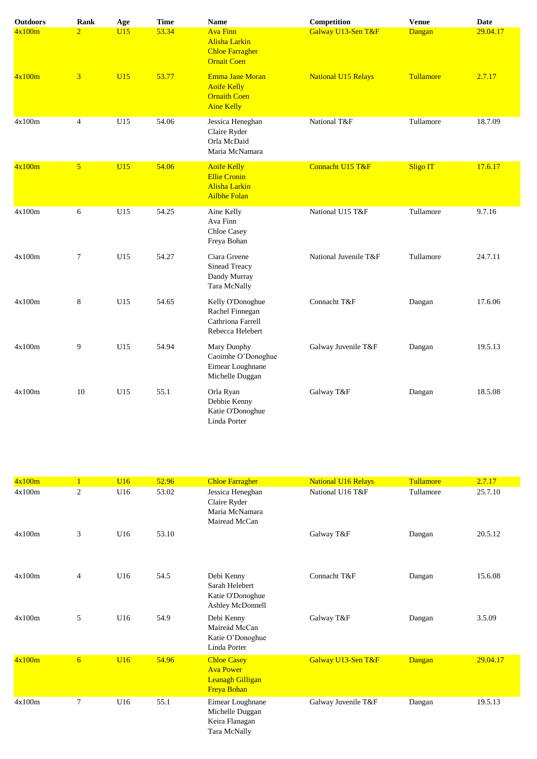| Outdoors | Rank | Age | Time | Name | Competition | Venue | Date |
|---|---|---|---|---|---|---|---|
| 4x100m | 2 | U15 | 53.34 | Ava Finn<br>Alisha Larkin<br>Chloe Farragher<br>Ornait Coen | Galway U13-Sen T&F | Dangan | 29.04.17 |
| 4x100m | 3 | U15 | 53.77 | Emma Jane Moran<br>Aoife Kelly<br>Ornaith Coen<br>Aine Kelly | National U15 Relays | Tullamore | 2.7.17 |
| 4x100m | 4 | U15 | 54.06 | Jessica Heneghan<br>Claire Ryder<br>Orla McDaid<br>Maria McNamara | National T&F | Tullamore | 18.7.09 |
| 4x100m | 5 | U15 | 54.06 | Aoife Kelly<br>Ellie Cronin<br>Alisha Larkin<br>Ailbhe Folan | Connacht U15 T&F | Sligo IT | 17.6.17 |
| 4x100m | 6 | U15 | 54.25 | Aine Kelly<br>Ava Finn<br>Chloe Casey<br>Freya Bohan | National U15 T&F | Tullamore | 9.7.16 |
| 4x100m | 7 | U15 | 54.27 | Ciara Greene<br>Sinead Treacy<br>Dandy Murray<br>Tara McNally | National Juvenile T&F | Tullamore | 24.7.11 |
| 4x100m | 8 | U15 | 54.65 | Kelly O'Donoghue<br>Rachel Finnegan<br>Cathriona Farrell<br>Rebecca Helebert | Connacht T&F | Dangan | 17.6.06 |
| 4x100m | 9 | U15 | 54.94 | Mary Dunphy<br>Caoimhe O'Donoghue<br>Eimear Loughnane<br>Michelle Duggan | Galway Juvenile T&F | Dangan | 19.5.13 |
| 4x100m | 10 | U15 | 55.1 | Orla Ryan<br>Debbie Kenny<br>Katie O'Donoghue<br>Linda Porter | Galway T&F | Dangan | 18.5.08 |

| Outdoors | Rank | Age | Time | Name | Competition | Venue | Date |
|---|---|---|---|---|---|---|---|
| 4x100m | 1 | U16 | 52.96 | Chloe Farragher | National U16 Relays | Tullamore | 2.7.17 |
| 4x100m | 2 | U16 | 53.02 | Jessica Heneghan<br>Claire Ryder<br>Maria McNamara<br>Mairead McCan | National U16 T&F | Tullamore | 25.7.10 |
| 4x100m | 3 | U16 | 53.10 | | Galway T&F | Dangan | 20.5.12 |
| 4x100m | 4 | U16 | 54.5 | Debi Kenny<br>Sarah Helebert<br>Katie O'Donoghue<br>Ashley McDonnell | Connacht T&F | Dangan | 15.6.08 |
| 4x100m | 5 | U16 | 54.9 | Debi Kenny<br>Maireád McCan<br>Katie O'Donoghue<br>Linda Porter | Galway T&F | Dangan | 3.5.09 |
| 4x100m | 6 | U16 | 54.96 | Chloe Casey<br>Ava Power<br>Leanagh Gilligan<br>Freya Bohan | Galway U13-Sen T&F | Dangan | 29.04.17 |
| 4x100m | 7 | U16 | 55.1 | Eimear Loughnane<br>Michelle Duggan<br>Keira Flanagan<br>Tara McNally | Galway Juvenile T&F | Dangan | 19.5.13 |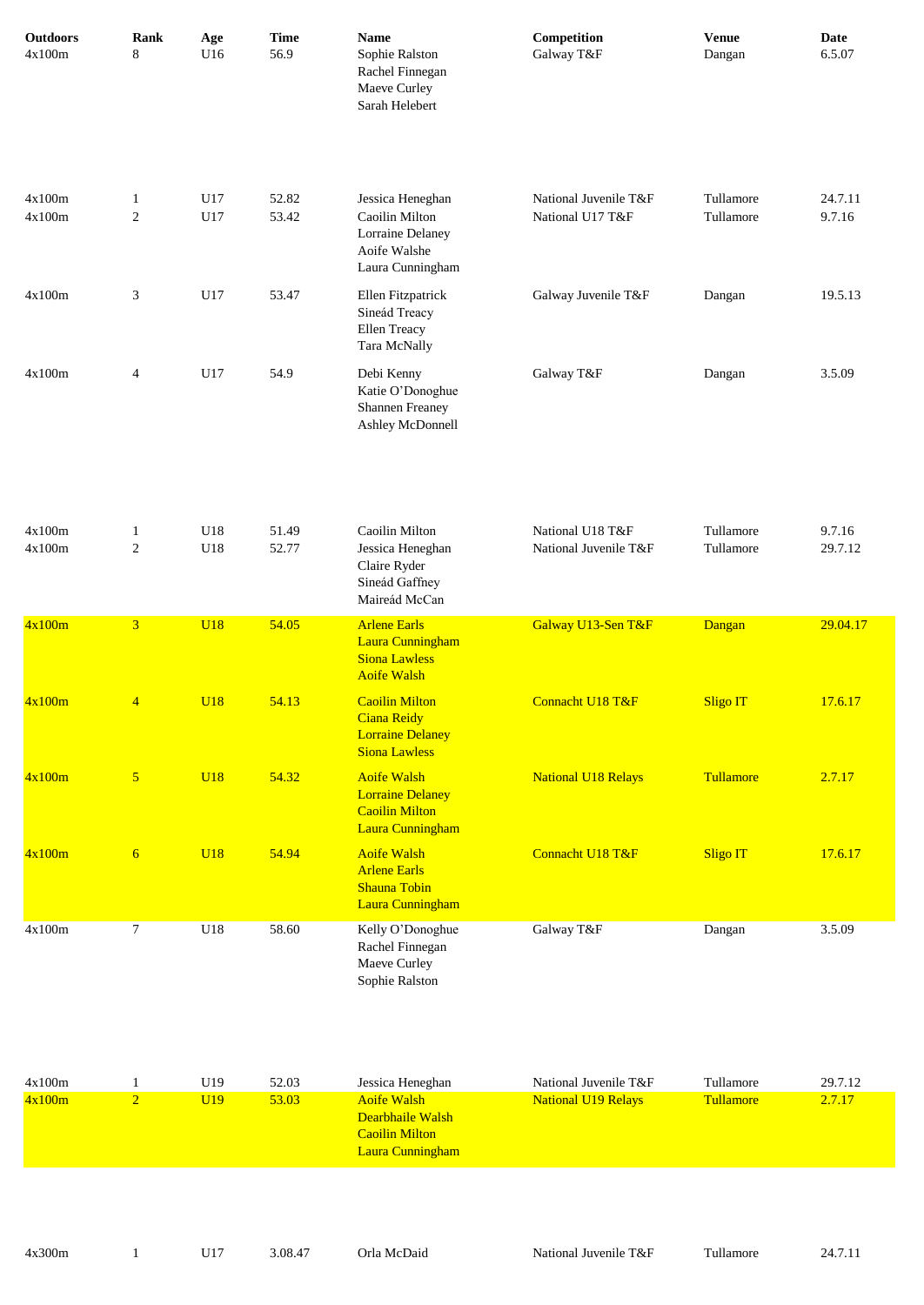| Outdoors | Rank | Age | Time | Name | Competition | Venue | Date |
|---|---|---|---|---|---|---|---|
| 4x100m | 8 | U16 | 56.9 | Sophie Ralston<br>Rachel Finnegan<br>Maeve Curley<br>Sarah Helebert | Galway T&F | Dangan | 6.5.07 |
| 4x100m | 1 | U17 | 52.82 | Jessica Heneghan | National Juvenile T&F | Tullamore | 24.7.11 |
| 4x100m | 2 | U17 | 53.42 | Caoilin Milton<br>Lorraine Delaney<br>Aoife Walshe<br>Laura Cunningham | National U17 T&F | Tullamore | 9.7.16 |
| 4x100m | 3 | U17 | 53.47 | Ellen Fitzpatrick<br>Sineád Treacy<br>Ellen Treacy<br>Tara McNally | Galway Juvenile T&F | Dangan | 19.5.13 |
| 4x100m | 4 | U17 | 54.9 | Debi Kenny<br>Katie O'Donoghue<br>Shannen Freaney<br>Ashley McDonnell | Galway T&F | Dangan | 3.5.09 |
| 4x100m | 1 | U18 | 51.49 | Caoilin Milton | National U18 T&F | Tullamore | 9.7.16 |
| 4x100m | 2 | U18 | 52.77 | Jessica Heneghan<br>Claire Ryder<br>Sineád Gaffney<br>Maireád McCan | National Juvenile T&F | Tullamore | 29.7.12 |
| 4x100m | 3 | U18 | 54.05 | Arlene Earls<br>Laura Cunningham<br>Siona Lawless<br>Aoife Walsh | Galway U13-Sen T&F | Dangan | 29.04.17 |
| 4x100m | 4 | U18 | 54.13 | Caoilin Milton<br>Ciana Reidy<br>Lorraine Delaney<br>Siona Lawless | Connacht U18 T&F | Sligo IT | 17.6.17 |
| 4x100m | 5 | U18 | 54.32 | Aoife Walsh<br>Lorraine Delaney<br>Caoilin Milton<br>Laura Cunningham | National U18 Relays | Tullamore | 2.7.17 |
| 4x100m | 6 | U18 | 54.94 | Aoife Walsh<br>Arlene Earls<br>Shauna Tobin<br>Laura Cunningham | Connacht U18 T&F | Sligo IT | 17.6.17 |
| 4x100m | 7 | U18 | 58.60 | Kelly O'Donoghue<br>Rachel Finnegan<br>Maeve Curley<br>Sophie Ralston | Galway T&F | Dangan | 3.5.09 |
| 4x100m | 1 | U19 | 52.03 | Jessica Heneghan | National Juvenile T&F | Tullamore | 29.7.12 |
| 4x100m | 2 | U19 | 53.03 | Aoife Walsh<br>Dearbhaile Walsh<br>Caoilin Milton<br>Laura Cunningham | National U19 Relays | Tullamore | 2.7.17 |
| 4x300m | 1 | U17 | 3.08.47 | Orla McDaid | National Juvenile T&F | Tullamore | 24.7.11 |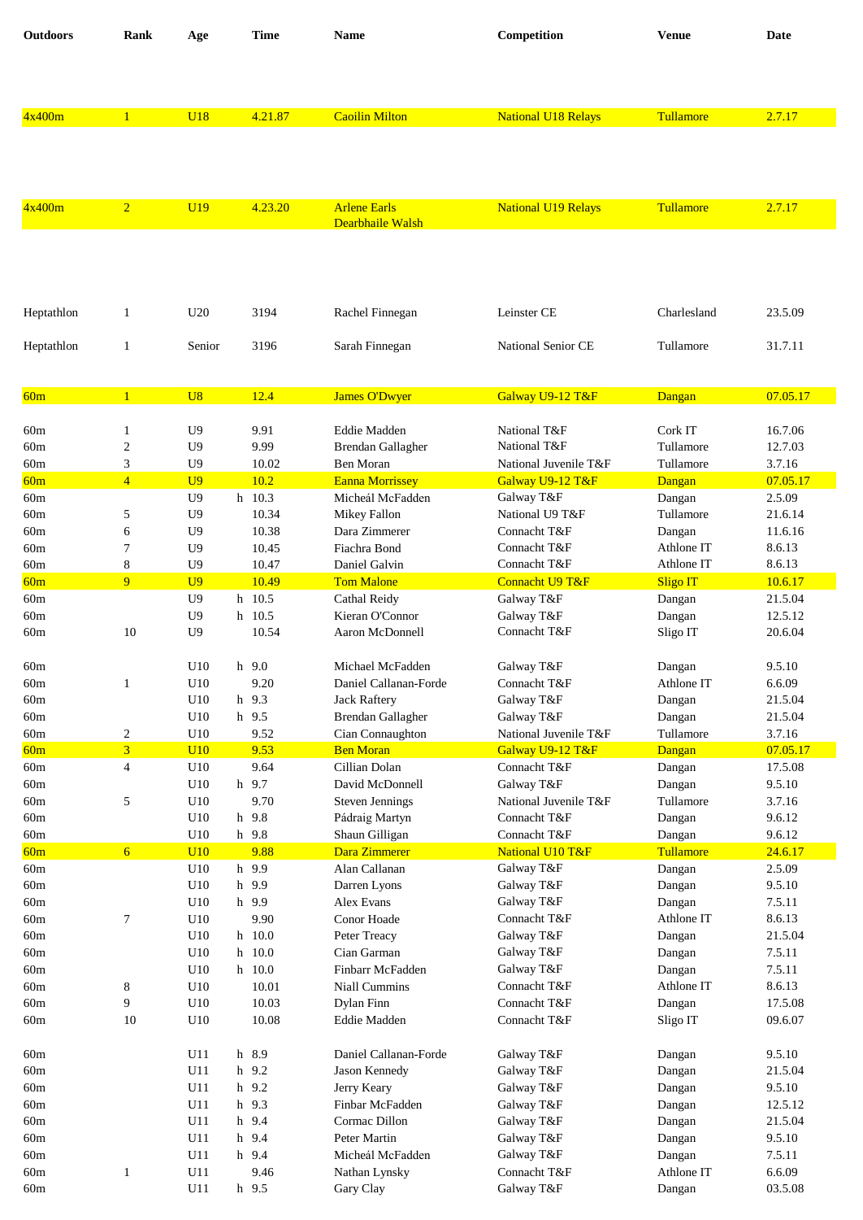| Outdoors | Rank | Age | Time | Name | Competition | Venue | Date |
|---|---|---|---|---|---|---|---|
| 4x400m | 1 | U18 | 4.21.87 | Caoilin Milton | National U18 Relays | Tullamore | 2.7.17 |
| 4x400m | 2 | U19 | 4.23.20 | Arlene Earls<br>Dearbhaile Walsh | National U19 Relays | Tullamore | 2.7.17 |
| Heptathlon | 1 | U20 | 3194 | Rachel Finnegan | Leinster CE | Charlesland | 23.5.09 |
| Heptathlon | 1 | Senior | 3196 | Sarah Finnegan | National Senior CE | Tullamore | 31.7.11 |
| 60m | 1 | U8 | 12.4 | James O'Dwyer | Galway U9-12 T&F | Dangan | 07.05.17 |
| 60m | 1 | U9 | 9.91 | Eddie Madden | National T&F | Cork IT | 16.7.06 |
| 60m | 2 | U9 | 9.99 | Brendan Gallagher | National T&F | Tullamore | 12.7.03 |
| 60m | 3 | U9 | 10.02 | Ben Moran | National Juvenile T&F | Tullamore | 3.7.16 |
| 60m | 4 | U9 | 10.2 | Eanna Morrissey | Galway U9-12 T&F | Dangan | 07.05.17 |
| 60m | | U9 | h 10.3 | Micheál McFadden | Galway T&F | Dangan | 2.5.09 |
| 60m | 5 | U9 | 10.34 | Mikey Fallon | National U9 T&F | Tullamore | 21.6.14 |
| 60m | 6 | U9 | 10.38 | Dara Zimmerer | Connacht T&F | Dangan | 11.6.16 |
| 60m | 7 | U9 | 10.45 | Fiachra Bond | Connacht T&F | Athlone IT | 8.6.13 |
| 60m | 8 | U9 | 10.47 | Daniel Galvin | Connacht T&F | Athlone IT | 8.6.13 |
| 60m | 9 | U9 | 10.49 | Tom Malone | Connacht U9 T&F | Sligo IT | 10.6.17 |
| 60m | | U9 | h 10.5 | Cathal Reidy | Galway T&F | Dangan | 21.5.04 |
| 60m | | U9 | h 10.5 | Kieran O'Connor | Galway T&F | Dangan | 12.5.12 |
| 60m | 10 | U9 | 10.54 | Aaron McDonnell | Connacht T&F | Sligo IT | 20.6.04 |
| 60m | | U10 | h 9.0 | Michael McFadden | Galway T&F | Dangan | 9.5.10 |
| 60m | 1 | U10 | 9.20 | Daniel Callanan-Forde | Connacht T&F | Athlone IT | 6.6.09 |
| 60m | | U10 | h 9.3 | Jack Raftery | Galway T&F | Dangan | 21.5.04 |
| 60m | | U10 | h 9.5 | Brendan Gallagher | Galway T&F | Dangan | 21.5.04 |
| 60m | 2 | U10 | 9.52 | Cian Connaughton | National Juvenile T&F | Tullamore | 3.7.16 |
| 60m | 3 | U10 | 9.53 | Ben Moran | Galway U9-12 T&F | Dangan | 07.05.17 |
| 60m | 4 | U10 | 9.64 | Cillian Dolan | Connacht T&F | Dangan | 17.5.08 |
| 60m | | U10 | h 9.7 | David McDonnell | Galway T&F | Dangan | 9.5.10 |
| 60m | 5 | U10 | 9.70 | Steven Jennings | National Juvenile T&F | Tullamore | 3.7.16 |
| 60m | | U10 | h 9.8 | Pádraig Martyn | Connacht T&F | Dangan | 9.6.12 |
| 60m | | U10 | h 9.8 | Shaun Gilligan | Connacht T&F | Dangan | 9.6.12 |
| 60m | 6 | U10 | 9.88 | Dara Zimmerer | National U10 T&F | Tullamore | 24.6.17 |
| 60m | | U10 | h 9.9 | Alan Callanan | Galway T&F | Dangan | 2.5.09 |
| 60m | | U10 | h 9.9 | Darren Lyons | Galway T&F | Dangan | 9.5.10 |
| 60m | | U10 | h 9.9 | Alex Evans | Galway T&F | Dangan | 7.5.11 |
| 60m | 7 | U10 | 9.90 | Conor Hoade | Connacht T&F | Athlone IT | 8.6.13 |
| 60m | | U10 | h 10.0 | Peter Treacy | Galway T&F | Dangan | 21.5.04 |
| 60m | | U10 | h 10.0 | Cian Garman | Galway T&F | Dangan | 7.5.11 |
| 60m | | U10 | h 10.0 | Finbarr McFadden | Galway T&F | Dangan | 7.5.11 |
| 60m | 8 | U10 | 10.01 | Niall Cummins | Connacht T&F | Athlone IT | 8.6.13 |
| 60m | 9 | U10 | 10.03 | Dylan Finn | Connacht T&F | Dangan | 17.5.08 |
| 60m | 10 | U10 | 10.08 | Eddie Madden | Connacht T&F | Sligo IT | 09.6.07 |
| 60m | | U11 | h 8.9 | Daniel Callanan-Forde | Galway T&F | Dangan | 9.5.10 |
| 60m | | U11 | h 9.2 | Jason Kennedy | Galway T&F | Dangan | 21.5.04 |
| 60m | | U11 | h 9.2 | Jerry Keary | Galway T&F | Dangan | 9.5.10 |
| 60m | | U11 | h 9.3 | Finbar McFadden | Galway T&F | Dangan | 12.5.12 |
| 60m | | U11 | h 9.4 | Cormac Dillon | Galway T&F | Dangan | 21.5.04 |
| 60m | | U11 | h 9.4 | Peter Martin | Galway T&F | Dangan | 9.5.10 |
| 60m | | U11 | h 9.4 | Micheál McFadden | Galway T&F | Dangan | 7.5.11 |
| 60m | 1 | U11 | 9.46 | Nathan Lynsky | Connacht T&F | Athlone IT | 6.6.09 |
| 60m | | U11 | h 9.5 | Gary Clay | Galway T&F | Dangan | 03.5.08 |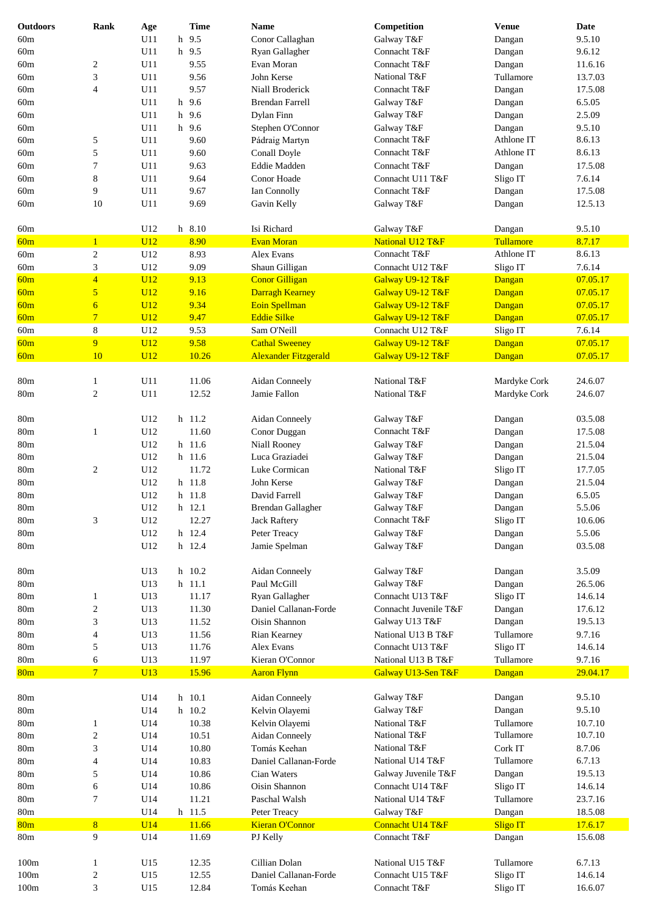| Outdoors | Rank | Age | | Time | Name | Competition | Venue | Date |
|---|---|---|---|---|---|---|---|---|
| 60m | | U11 | h | 9.5 | Conor Callaghan | Galway T&F | Dangan | 9.5.10 |
| 60m | | U11 | h | 9.5 | Ryan Gallagher | Connacht T&F | Dangan | 9.6.12 |
| 60m | 2 | U11 | | 9.55 | Evan Moran | Connacht T&F | Dangan | 11.6.16 |
| 60m | 3 | U11 | | 9.56 | John Kerse | National T&F | Tullamore | 13.7.03 |
| 60m | 4 | U11 | | 9.57 | Niall Broderick | Connacht T&F | Dangan | 17.5.08 |
| 60m | | U11 | h | 9.6 | Brendan Farrell | Galway T&F | Dangan | 6.5.05 |
| 60m | | U11 | h | 9.6 | Dylan Finn | Galway T&F | Dangan | 2.5.09 |
| 60m | | U11 | h | 9.6 | Stephen O'Connor | Galway T&F | Dangan | 9.5.10 |
| 60m | 5 | U11 | | 9.60 | Pádraig Martyn | Connacht T&F | Athlone IT | 8.6.13 |
| 60m | 5 | U11 | | 9.60 | Conall Doyle | Connacht T&F | Athlone IT | 8.6.13 |
| 60m | 7 | U11 | | 9.63 | Eddie Madden | Connacht T&F | Dangan | 17.5.08 |
| 60m | 8 | U11 | | 9.64 | Conor Hoade | Connacht U11 T&F | Sligo IT | 7.6.14 |
| 60m | 9 | U11 | | 9.67 | Ian Connolly | Connacht T&F | Dangan | 17.5.08 |
| 60m | 10 | U11 | | 9.69 | Gavin Kelly | Galway T&F | Dangan | 12.5.13 |
| | | | | | | | | |
| 60m | | U12 | h | 8.10 | Isi Richard | Galway T&F | Dangan | 9.5.10 |
| 60m | 1 | U12 | | 8.90 | Evan Moran | National U12 T&F | Tullamore | 8.7.17 |
| 60m | 2 | U12 | | 8.93 | Alex Evans | Connacht T&F | Athlone IT | 8.6.13 |
| 60m | 3 | U12 | | 9.09 | Shaun Gilligan | Connacht U12 T&F | Sligo IT | 7.6.14 |
| 60m | 4 | U12 | | 9.13 | Conor Gilligan | Galway U9-12 T&F | Dangan | 07.05.17 |
| 60m | 5 | U12 | | 9.16 | Darragh Kearney | Galway U9-12 T&F | Dangan | 07.05.17 |
| 60m | 6 | U12 | | 9.34 | Eoin Spellman | Galway U9-12 T&F | Dangan | 07.05.17 |
| 60m | 7 | U12 | | 9.47 | Eddie Silke | Galway U9-12 T&F | Dangan | 07.05.17 |
| 60m | 8 | U12 | | 9.53 | Sam O'Neill | Connacht U12 T&F | Sligo IT | 7.6.14 |
| 60m | 9 | U12 | | 9.58 | Cathal Sweeney | Galway U9-12 T&F | Dangan | 07.05.17 |
| 60m | 10 | U12 | | 10.26 | Alexander Fitzgerald | Galway U9-12 T&F | Dangan | 07.05.17 |
| | | | | | | | | |
| 80m | 1 | U11 | | 11.06 | Aidan Conneely | National T&F | Mardyke Cork | 24.6.07 |
| 80m | 2 | U11 | | 12.52 | Jamie Fallon | National T&F | Mardyke Cork | 24.6.07 |
| | | | | | | | | |
| 80m | | U12 | h | 11.2 | Aidan Conneely | Galway T&F | Dangan | 03.5.08 |
| 80m | 1 | U12 | | 11.60 | Conor Duggan | Connacht T&F | Dangan | 17.5.08 |
| 80m | | U12 | h | 11.6 | Niall Rooney | Galway T&F | Dangan | 21.5.04 |
| 80m | | U12 | h | 11.6 | Luca Graziadei | Galway T&F | Dangan | 21.5.04 |
| 80m | 2 | U12 | | 11.72 | Luke Cormican | National T&F | Sligo IT | 17.7.05 |
| 80m | | U12 | h | 11.8 | John Kerse | Galway T&F | Dangan | 21.5.04 |
| 80m | | U12 | h | 11.8 | David Farrell | Galway T&F | Dangan | 6.5.05 |
| 80m | | U12 | h | 12.1 | Brendan Gallagher | Galway T&F | Dangan | 5.5.06 |
| 80m | 3 | U12 | | 12.27 | Jack Raftery | Connacht T&F | Sligo IT | 10.6.06 |
| 80m | | U12 | h | 12.4 | Peter Treacy | Galway T&F | Dangan | 5.5.06 |
| 80m | | U12 | h | 12.4 | Jamie Spelman | Galway T&F | Dangan | 03.5.08 |
| | | | | | | | | |
| 80m | | U13 | h | 10.2 | Aidan Conneely | Galway T&F | Dangan | 3.5.09 |
| 80m | | U13 | h | 11.1 | Paul McGill | Galway T&F | Dangan | 26.5.06 |
| 80m | 1 | U13 | | 11.17 | Ryan Gallagher | Connacht U13 T&F | Sligo IT | 14.6.14 |
| 80m | 2 | U13 | | 11.30 | Daniel Callanan-Forde | Connacht Juvenile T&F | Dangan | 17.6.12 |
| 80m | 3 | U13 | | 11.52 | Oisin Shannon | Galway U13 T&F | Dangan | 19.5.13 |
| 80m | 4 | U13 | | 11.56 | Rian Kearney | National U13 B T&F | Tullamore | 9.7.16 |
| 80m | 5 | U13 | | 11.76 | Alex Evans | Connacht U13 T&F | Sligo IT | 14.6.14 |
| 80m | 6 | U13 | | 11.97 | Kieran O'Connor | National U13 B T&F | Tullamore | 9.7.16 |
| 80m | 7 | U13 | | 15.96 | Aaron Flynn | Galway U13-Sen T&F | Dangan | 29.04.17 |
| | | | | | | | | |
| 80m | | U14 | h | 10.1 | Aidan Conneely | Galway T&F | Dangan | 9.5.10 |
| 80m | | U14 | h | 10.2 | Kelvin Olayemi | Galway T&F | Dangan | 9.5.10 |
| 80m | 1 | U14 | | 10.38 | Kelvin Olayemi | National T&F | Tullamore | 10.7.10 |
| 80m | 2 | U14 | | 10.51 | Aidan Conneely | National T&F | Tullamore | 10.7.10 |
| 80m | 3 | U14 | | 10.80 | Tomás Keehan | National T&F | Cork IT | 8.7.06 |
| 80m | 4 | U14 | | 10.83 | Daniel Callanan-Forde | National U14 T&F | Tullamore | 6.7.13 |
| 80m | 5 | U14 | | 10.86 | Cian Waters | Galway Juvenile T&F | Dangan | 19.5.13 |
| 80m | 6 | U14 | | 10.86 | Oisin Shannon | Connacht U14 T&F | Sligo IT | 14.6.14 |
| 80m | 7 | U14 | | 11.21 | Paschal Walsh | National U14 T&F | Tullamore | 23.7.16 |
| 80m | | U14 | h | 11.5 | Peter Treacy | Galway T&F | Dangan | 18.5.08 |
| 80m | 8 | U14 | | 11.66 | Kieran O'Connor | Connacht U14 T&F | Sligo IT | 17.6.17 |
| 80m | 9 | U14 | | 11.69 | PJ Kelly | Connacht T&F | Dangan | 15.6.08 |
| | | | | | | | | |
| 100m | 1 | U15 | | 12.35 | Cillian Dolan | National U15 T&F | Tullamore | 6.7.13 |
| 100m | 2 | U15 | | 12.55 | Daniel Callanan-Forde | Connacht U15 T&F | Sligo IT | 14.6.14 |
| 100m | 3 | U15 | | 12.84 | Tomás Keehan | Connacht T&F | Sligo IT | 16.6.07 |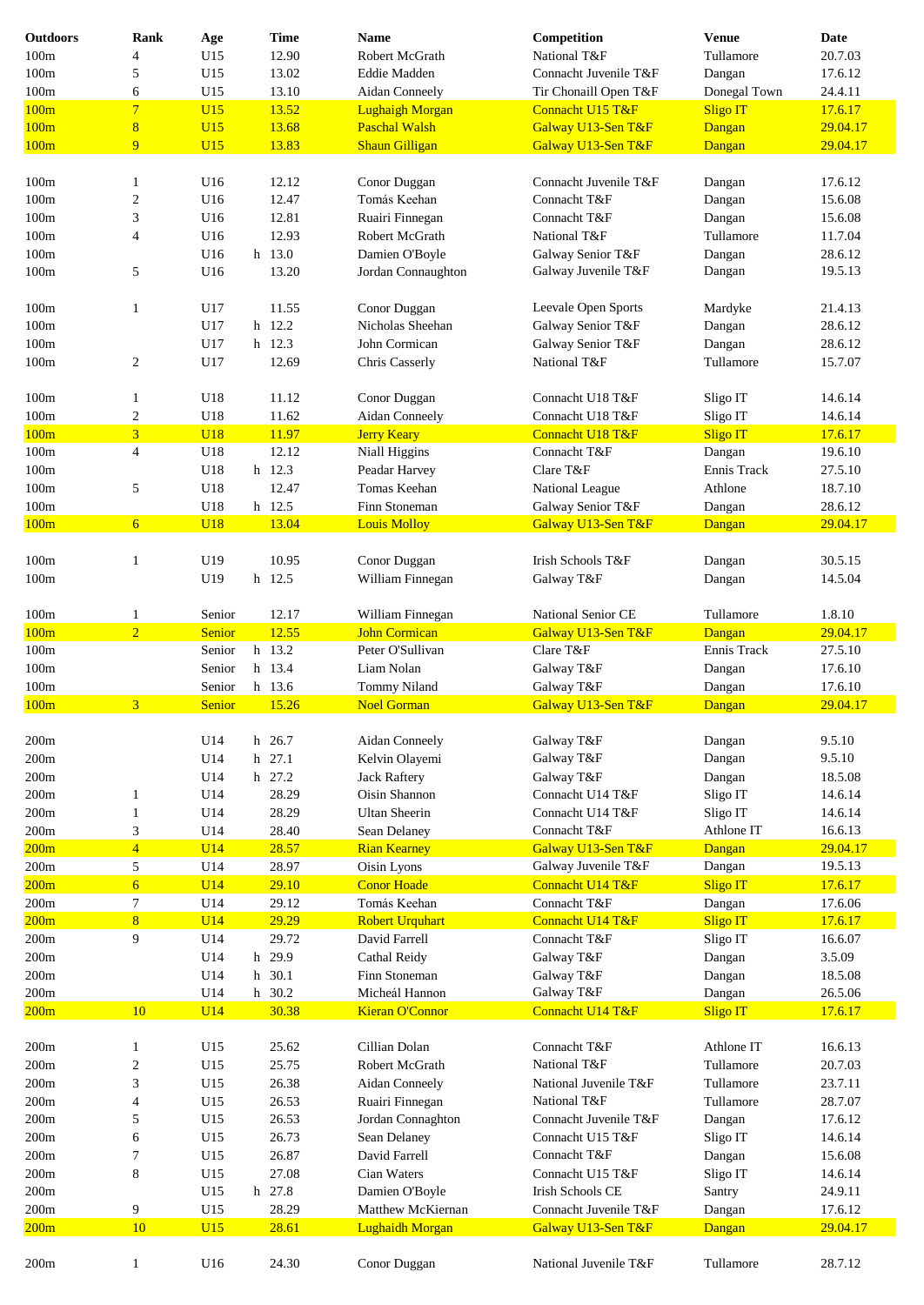| Outdoors | Rank | Age | Time | Name | Competition | Venue | Date |
|---|---|---|---|---|---|---|---|
| 100m | 4 | U15 | 12.90 | Robert McGrath | National T&F | Tullamore | 20.7.03 |
| 100m | 5 | U15 | 13.02 | Eddie Madden | Connacht Juvenile T&F | Dangan | 17.6.12 |
| 100m | 6 | U15 | 13.10 | Aidan Conneely | Tir Chonaill Open T&F | Donegal Town | 24.4.11 |
| 100m | 7 | U15 | 13.52 | Lughaigh Morgan | Connacht U15 T&F | Sligo IT | 17.6.17 |
| 100m | 8 | U15 | 13.68 | Paschal Walsh | Galway U13-Sen T&F | Dangan | 29.04.17 |
| 100m | 9 | U15 | 13.83 | Shaun Gilligan | Galway U13-Sen T&F | Dangan | 29.04.17 |
| | | | | | | | |
| 100m | 1 | U16 | 12.12 | Conor Duggan | Connacht Juvenile T&F | Dangan | 17.6.12 |
| 100m | 2 | U16 | 12.47 | Tomás Keehan | Connacht T&F | Dangan | 15.6.08 |
| 100m | 3 | U16 | 12.81 | Ruairi Finnegan | Connacht T&F | Dangan | 15.6.08 |
| 100m | 4 | U16 | 12.93 | Robert McGrath | National T&F | Tullamore | 11.7.04 |
| 100m | | U16 | h 13.0 | Damien O'Boyle | Galway Senior T&F | Dangan | 28.6.12 |
| 100m | 5 | U16 | 13.20 | Jordan Connaughton | Galway Juvenile T&F | Dangan | 19.5.13 |
| | | | | | | | |
| 100m | 1 | U17 | 11.55 | Conor Duggan | Leevale Open Sports | Mardyke | 21.4.13 |
| 100m | | U17 | h 12.2 | Nicholas Sheehan | Galway Senior T&F | Dangan | 28.6.12 |
| 100m | | U17 | h 12.3 | John Cormican | Galway Senior T&F | Dangan | 28.6.12 |
| 100m | 2 | U17 | 12.69 | Chris Casserly | National T&F | Tullamore | 15.7.07 |
| | | | | | | | |
| 100m | 1 | U18 | 11.12 | Conor Duggan | Connacht U18 T&F | Sligo IT | 14.6.14 |
| 100m | 2 | U18 | 11.62 | Aidan Conneely | Connacht U18 T&F | Sligo IT | 14.6.14 |
| 100m | 3 | U18 | 11.97 | Jerry Keary | Connacht U18 T&F | Sligo IT | 17.6.17 |
| 100m | 4 | U18 | 12.12 | Niall Higgins | Connacht T&F | Dangan | 19.6.10 |
| 100m | | U18 | h 12.3 | Peadar Harvey | Clare T&F | Ennis Track | 27.5.10 |
| 100m | 5 | U18 | 12.47 | Tomas Keehan | National League | Athlone | 18.7.10 |
| 100m | | U18 | h 12.5 | Finn Stoneman | Galway Senior T&F | Dangan | 28.6.12 |
| 100m | 6 | U18 | 13.04 | Louis Molloy | Galway U13-Sen T&F | Dangan | 29.04.17 |
| | | | | | | | |
| 100m | 1 | U19 | 10.95 | Conor Duggan | Irish Schools T&F | Dangan | 30.5.15 |
| 100m | | U19 | h 12.5 | William Finnegan | Galway T&F | Dangan | 14.5.04 |
| | | | | | | | |
| 100m | 1 | Senior | 12.17 | William Finnegan | National Senior CE | Tullamore | 1.8.10 |
| 100m | 2 | Senior | 12.55 | John Cormican | Galway U13-Sen T&F | Dangan | 29.04.17 |
| 100m | | Senior | h 13.2 | Peter O'Sullivan | Clare T&F | Ennis Track | 27.5.10 |
| 100m | | Senior | h 13.4 | Liam Nolan | Galway T&F | Dangan | 17.6.10 |
| 100m | | Senior | h 13.6 | Tommy Niland | Galway T&F | Dangan | 17.6.10 |
| 100m | 3 | Senior | 15.26 | Noel Gorman | Galway U13-Sen T&F | Dangan | 29.04.17 |
| | | | | | | | |
| 200m | | U14 | h 26.7 | Aidan Conneely | Galway T&F | Dangan | 9.5.10 |
| 200m | | U14 | h 27.1 | Kelvin Olayemi | Galway T&F | Dangan | 9.5.10 |
| 200m | | U14 | h 27.2 | Jack Raftery | Galway T&F | Dangan | 18.5.08 |
| 200m | 1 | U14 | 28.29 | Oisin Shannon | Connacht U14 T&F | Sligo IT | 14.6.14 |
| 200m | 1 | U14 | 28.29 | Ultan Sheerin | Connacht U14 T&F | Sligo IT | 14.6.14 |
| 200m | 3 | U14 | 28.40 | Sean Delaney | Connacht T&F | Athlone IT | 16.6.13 |
| 200m | 4 | U14 | 28.57 | Rian Kearney | Galway U13-Sen T&F | Dangan | 29.04.17 |
| 200m | 5 | U14 | 28.97 | Oisin Lyons | Galway Juvenile T&F | Dangan | 19.5.13 |
| 200m | 6 | U14 | 29.10 | Conor Hoade | Connacht U14 T&F | Sligo IT | 17.6.17 |
| 200m | 7 | U14 | 29.12 | Tomás Keehan | Connacht T&F | Dangan | 17.6.06 |
| 200m | 8 | U14 | 29.29 | Robert Urquhart | Connacht U14 T&F | Sligo IT | 17.6.17 |
| 200m | 9 | U14 | 29.72 | David Farrell | Connacht T&F | Sligo IT | 16.6.07 |
| 200m | | U14 | h 29.9 | Cathal Reidy | Galway T&F | Dangan | 3.5.09 |
| 200m | | U14 | h 30.1 | Finn Stoneman | Galway T&F | Dangan | 18.5.08 |
| 200m | | U14 | h 30.2 | Micheál Hannon | Galway T&F | Dangan | 26.5.06 |
| 200m | 10 | U14 | 30.38 | Kieran O'Connor | Connacht U14 T&F | Sligo IT | 17.6.17 |
| | | | | | | | |
| 200m | 1 | U15 | 25.62 | Cillian Dolan | Connacht T&F | Athlone IT | 16.6.13 |
| 200m | 2 | U15 | 25.75 | Robert McGrath | National T&F | Tullamore | 20.7.03 |
| 200m | 3 | U15 | 26.38 | Aidan Conneely | National Juvenile T&F | Tullamore | 23.7.11 |
| 200m | 4 | U15 | 26.53 | Ruairi Finnegan | National T&F | Tullamore | 28.7.07 |
| 200m | 5 | U15 | 26.53 | Jordan Connaghton | Connacht Juvenile T&F | Dangan | 17.6.12 |
| 200m | 6 | U15 | 26.73 | Sean Delaney | Connacht U15 T&F | Sligo IT | 14.6.14 |
| 200m | 7 | U15 | 26.87 | David Farrell | Connacht T&F | Dangan | 15.6.08 |
| 200m | 8 | U15 | 27.08 | Cian Waters | Connacht U15 T&F | Sligo IT | 14.6.14 |
| 200m | | U15 | h 27.8 | Damien O'Boyle | Irish Schools CE | Santry | 24.9.11 |
| 200m | 9 | U15 | 28.29 | Matthew McKiernan | Connacht Juvenile T&F | Dangan | 17.6.12 |
| 200m | 10 | U15 | 28.61 | Lughaidh Morgan | Galway U13-Sen T&F | Dangan | 29.04.17 |
| | | | | | | | |
| 200m | 1 | U16 | 24.30 | Conor Duggan | National Juvenile T&F | Tullamore | 28.7.12 |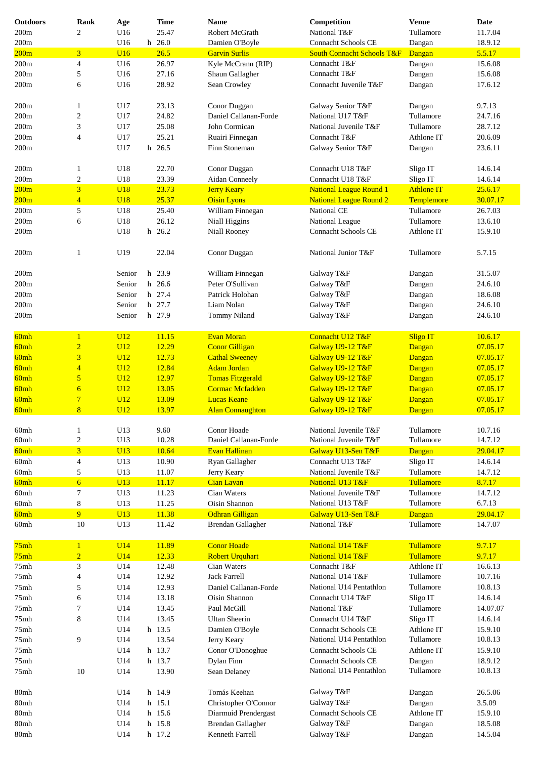| Outdoors | Rank | Age | | Time | Name | Competition | Venue | Date |
|---|---|---|---|---|---|---|---|---|
| 200m | 2 | U16 | | 25.47 | Robert McGrath | National T&F | Tullamore | 11.7.04 |
| 200m | | U16 | h | 26.0 | Damien O'Boyle | Connacht Schools CE | Dangan | 18.9.12 |
| 200m | 3 | U16 | | 26.5 | Garvin Surlis | South Connacht Schools T&F | Dangan | 5.5.17 |
| 200m | 4 | U16 | | 26.97 | Kyle McCrann (RIP) | Connacht T&F | Dangan | 15.6.08 |
| 200m | 5 | U16 | | 27.16 | Shaun Gallagher | Connacht T&F | Dangan | 15.6.08 |
| 200m | 6 | U16 | | 28.92 | Sean Crowley | Connacht Juvenile T&F | Dangan | 17.6.12 |
| | | | | | | | | |
| 200m | 1 | U17 | | 23.13 | Conor Duggan | Galway Senior T&F | Dangan | 9.7.13 |
| 200m | 2 | U17 | | 24.82 | Daniel Callanan-Forde | National U17 T&F | Tullamore | 24.7.16 |
| 200m | 3 | U17 | | 25.08 | John Cormican | National Juvenile T&F | Tullamore | 28.7.12 |
| 200m | 4 | U17 | | 25.21 | Ruairi Finnegan | Connacht T&F | Athlone IT | 20.6.09 |
| 200m | | U17 | h | 26.5 | Finn Stoneman | Galway Senior T&F | Dangan | 23.6.11 |
| | | | | | | | | |
| 200m | 1 | U18 | | 22.70 | Conor Duggan | Connacht U18 T&F | Sligo IT | 14.6.14 |
| 200m | 2 | U18 | | 23.39 | Aidan Conneely | Connacht U18 T&F | Sligo IT | 14.6.14 |
| 200m | 3 | U18 | | 23.73 | Jerry Keary | National League Round 1 | Athlone IT | 25.6.17 |
| 200m | 4 | U18 | | 25.37 | Oisin Lyons | National League Round 2 | Templemore | 30.07.17 |
| 200m | 5 | U18 | | 25.40 | William Finnegan | National CE | Tullamore | 26.7.03 |
| 200m | 6 | U18 | | 26.12 | Niall Higgins | National League | Tullamore | 13.6.10 |
| 200m | | U18 | h | 26.2 | Niall Rooney | Connacht Schools CE | Athlone IT | 15.9.10 |
| | | | | | | | | |
| 200m | 1 | U19 | | 22.04 | Conor Duggan | National Junior T&F | Tullamore | 5.7.15 |
| | | | | | | | | |
| 200m | | Senior | h | 23.9 | William Finnegan | Galway T&F | Dangan | 31.5.07 |
| 200m | | Senior | h | 26.6 | Peter O'Sullivan | Galway T&F | Dangan | 24.6.10 |
| 200m | | Senior | h | 27.4 | Patrick Holohan | Galway T&F | Dangan | 18.6.08 |
| 200m | | Senior | h | 27.7 | Liam Nolan | Galway T&F | Dangan | 24.6.10 |
| 200m | | Senior | h | 27.9 | Tommy Niland | Galway T&F | Dangan | 24.6.10 |
| | | | | | | | | |
| 60mh | 1 | U12 | | 11.15 | Evan Moran | Connacht U12 T&F | Sligo IT | 10.6.17 |
| 60mh | 2 | U12 | | 12.29 | Conor Gilligan | Galway U9-12 T&F | Dangan | 07.05.17 |
| 60mh | 3 | U12 | | 12.73 | Cathal Sweeney | Galway U9-12 T&F | Dangan | 07.05.17 |
| 60mh | 4 | U12 | | 12.84 | Adam Jordan | Galway U9-12 T&F | Dangan | 07.05.17 |
| 60mh | 5 | U12 | | 12.97 | Tomas Fitzgerald | Galway U9-12 T&F | Dangan | 07.05.17 |
| 60mh | 6 | U12 | | 13.05 | Cormac Mcfadden | Galway U9-12 T&F | Dangan | 07.05.17 |
| 60mh | 7 | U12 | | 13.09 | Lucas Keane | Galway U9-12 T&F | Dangan | 07.05.17 |
| 60mh | 8 | U12 | | 13.97 | Alan Connaughton | Galway U9-12 T&F | Dangan | 07.05.17 |
| | | | | | | | | |
| 60mh | 1 | U13 | | 9.60 | Conor Hoade | National Juvenile T&F | Tullamore | 10.7.16 |
| 60mh | 2 | U13 | | 10.28 | Daniel Callanan-Forde | National Juvenile T&F | Tullamore | 14.7.12 |
| 60mh | 3 | U13 | | 10.64 | Evan Hallinan | Galway U13-Sen T&F | Dangan | 29.04.17 |
| 60mh | 4 | U13 | | 10.90 | Ryan Gallagher | Connacht U13 T&F | Sligo IT | 14.6.14 |
| 60mh | 5 | U13 | | 11.07 | Jerry Keary | National Juvenile T&F | Tullamore | 14.7.12 |
| 60mh | 6 | U13 | | 11.17 | Cian Lavan | National U13 T&F | Tullamore | 8.7.17 |
| 60mh | 7 | U13 | | 11.23 | Cian Waters | National Juvenile T&F | Tullamore | 14.7.12 |
| 60mh | 8 | U13 | | 11.25 | Oisin Shannon | National U13 T&F | Tullamore | 6.7.13 |
| 60mh | 9 | U13 | | 11.38 | Odhran Gilligan | Galway U13-Sen T&F | Dangan | 29.04.17 |
| 60mh | 10 | U13 | | 11.42 | Brendan Gallagher | National T&F | Tullamore | 14.7.07 |
| | | | | | | | | |
| 75mh | 1 | U14 | | 11.89 | Conor Hoade | National U14 T&F | Tullamore | 9.7.17 |
| 75mh | 2 | U14 | | 12.33 | Robert Urquhart | National U14 T&F | Tullamore | 9.7.17 |
| 75mh | 3 | U14 | | 12.48 | Cian Waters | Connacht T&F | Athlone IT | 16.6.13 |
| 75mh | 4 | U14 | | 12.92 | Jack Farrell | National U14 T&F | Tullamore | 10.7.16 |
| 75mh | 5 | U14 | | 12.93 | Daniel Callanan-Forde | National U14 Pentathlon | Tullamore | 10.8.13 |
| 75mh | 6 | U14 | | 13.18 | Oisin Shannon | Connacht U14 T&F | Sligo IT | 14.6.14 |
| 75mh | 7 | U14 | | 13.45 | Paul McGill | National T&F | Tullamore | 14.07.07 |
| 75mh | 8 | U14 | | 13.45 | Ultan Sheerin | Connacht U14 T&F | Sligo IT | 14.6.14 |
| 75mh | | U14 | h | 13.5 | Damien O'Boyle | Connacht Schools CE | Athlone IT | 15.9.10 |
| 75mh | 9 | U14 | | 13.54 | Jerry Keary | National U14 Pentathlon | Tullamore | 10.8.13 |
| 75mh | | U14 | h | 13.7 | Conor O'Donoghue | Connacht Schools CE | Athlone IT | 15.9.10 |
| 75mh | | U14 | h | 13.7 | Dylan Finn | Connacht Schools CE | Dangan | 18.9.12 |
| 75mh | 10 | U14 | | 13.90 | Sean Delaney | National U14 Pentathlon | Tullamore | 10.8.13 |
| | | | | | | | | |
| 80mh | | U14 | h | 14.9 | Tomás Keehan | Galway T&F | Dangan | 26.5.06 |
| 80mh | | U14 | h | 15.1 | Christopher O'Connor | Galway T&F | Dangan | 3.5.09 |
| 80mh | | U14 | h | 15.6 | Diarmuid Prendergast | Connacht Schools CE | Athlone IT | 15.9.10 |
| 80mh | | U14 | h | 15.8 | Brendan Gallagher | Galway T&F | Dangan | 18.5.08 |
| 80mh | | U14 | h | 17.2 | Kenneth Farrell | Galway T&F | Dangan | 14.5.04 |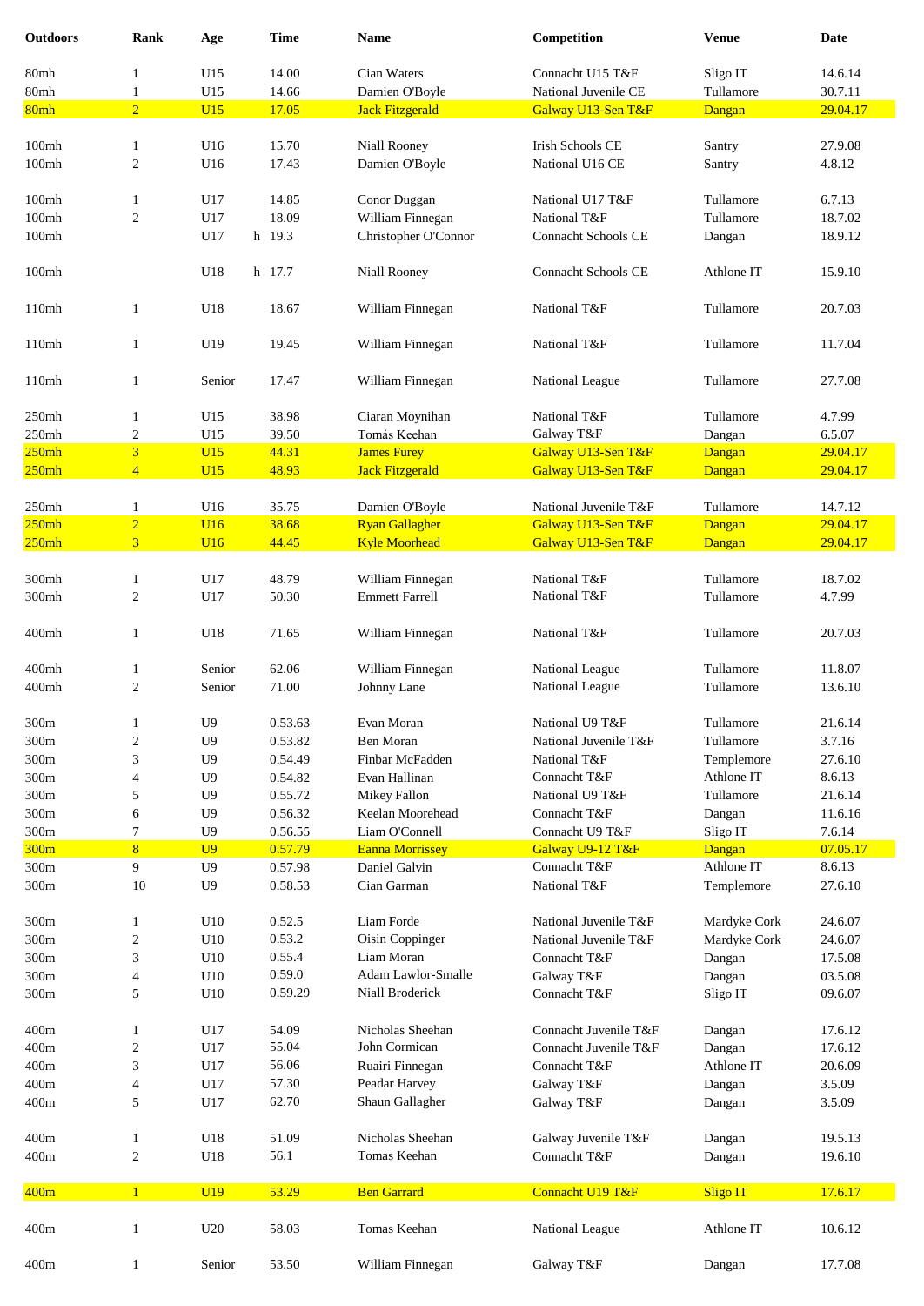| Outdoors | Rank | Age | Time | Name | Competition | Venue | Date |
|---|---|---|---|---|---|---|---|
| 80mh | 1 | U15 | 14.00 | Cian Waters | Connacht U15 T&F | Sligo IT | 14.6.14 |
| 80mh | 1 | U15 | 14.66 | Damien O'Boyle | National Juvenile CE | Tullamore | 30.7.11 |
| 80mh | 2 | U15 | 17.05 | Jack Fitzgerald | Galway U13-Sen T&F | Dangan | 29.04.17 |
| 100mh | 1 | U16 | 15.70 | Niall Rooney | Irish Schools CE | Santry | 27.9.08 |
| 100mh | 2 | U16 | 17.43 | Damien O'Boyle | National U16 CE | Santry | 4.8.12 |
| 100mh | 1 | U17 | 14.85 | Conor Duggan | National U17 T&F | Tullamore | 6.7.13 |
| 100mh | 2 | U17 | 18.09 | William Finnegan | National T&F | Tullamore | 18.7.02 |
| 100mh | | U17 | h 19.3 | Christopher O'Connor | Connacht Schools CE | Dangan | 18.9.12 |
| 100mh | | U18 | h 17.7 | Niall Rooney | Connacht Schools CE | Athlone IT | 15.9.10 |
| 110mh | 1 | U18 | 18.67 | William Finnegan | National T&F | Tullamore | 20.7.03 |
| 110mh | 1 | U19 | 19.45 | William Finnegan | National T&F | Tullamore | 11.7.04 |
| 110mh | 1 | Senior | 17.47 | William Finnegan | National League | Tullamore | 27.7.08 |
| 250mh | 1 | U15 | 38.98 | Ciaran Moynihan | National T&F | Tullamore | 4.7.99 |
| 250mh | 2 | U15 | 39.50 | Tomás Keehan | Galway T&F | Dangan | 6.5.07 |
| 250mh | 3 | U15 | 44.31 | James Furey | Galway U13-Sen T&F | Dangan | 29.04.17 |
| 250mh | 4 | U15 | 48.93 | Jack Fitzgerald | Galway U13-Sen T&F | Dangan | 29.04.17 |
| 250mh | 1 | U16 | 35.75 | Damien O'Boyle | National Juvenile T&F | Tullamore | 14.7.12 |
| 250mh | 2 | U16 | 38.68 | Ryan Gallagher | Galway U13-Sen T&F | Dangan | 29.04.17 |
| 250mh | 3 | U16 | 44.45 | Kyle Moorhead | Galway U13-Sen T&F | Dangan | 29.04.17 |
| 300mh | 1 | U17 | 48.79 | William Finnegan | National T&F | Tullamore | 18.7.02 |
| 300mh | 2 | U17 | 50.30 | Emmett Farrell | National T&F | Tullamore | 4.7.99 |
| 400mh | 1 | U18 | 71.65 | William Finnegan | National T&F | Tullamore | 20.7.03 |
| 400mh | 1 | Senior | 62.06 | William Finnegan | National League | Tullamore | 11.8.07 |
| 400mh | 2 | Senior | 71.00 | Johnny Lane | National League | Tullamore | 13.6.10 |
| 300m | 1 | U9 | 0.53.63 | Evan Moran | National U9 T&F | Tullamore | 21.6.14 |
| 300m | 2 | U9 | 0.53.82 | Ben Moran | National Juvenile T&F | Tullamore | 3.7.16 |
| 300m | 3 | U9 | 0.54.49 | Finbar McFadden | National T&F | Templemore | 27.6.10 |
| 300m | 4 | U9 | 0.54.82 | Evan Hallinan | Connacht T&F | Athlone IT | 8.6.13 |
| 300m | 5 | U9 | 0.55.72 | Mikey Fallon | National U9 T&F | Tullamore | 21.6.14 |
| 300m | 6 | U9 | 0.56.32 | Keelan Moorehead | Connacht T&F | Dangan | 11.6.16 |
| 300m | 7 | U9 | 0.56.55 | Liam O'Connell | Connacht U9 T&F | Sligo IT | 7.6.14 |
| 300m | 8 | U9 | 0.57.79 | Eanna Morrissey | Galway U9-12 T&F | Dangan | 07.05.17 |
| 300m | 9 | U9 | 0.57.98 | Daniel Galvin | Connacht T&F | Athlone IT | 8.6.13 |
| 300m | 10 | U9 | 0.58.53 | Cian Garman | National T&F | Templemore | 27.6.10 |
| 300m | 1 | U10 | 0.52.5 | Liam Forde | National Juvenile T&F | Mardyke Cork | 24.6.07 |
| 300m | 2 | U10 | 0.53.2 | Oisin Coppinger | National Juvenile T&F | Mardyke Cork | 24.6.07 |
| 300m | 3 | U10 | 0.55.4 | Liam Moran | Connacht T&F | Dangan | 17.5.08 |
| 300m | 4 | U10 | 0.59.0 | Adam Lawlor-Smalle | Galway T&F | Dangan | 03.5.08 |
| 300m | 5 | U10 | 0.59.29 | Niall Broderick | Connacht T&F | Sligo IT | 09.6.07 |
| 400m | 1 | U17 | 54.09 | Nicholas Sheehan | Connacht Juvenile T&F | Dangan | 17.6.12 |
| 400m | 2 | U17 | 55.04 | John Cormican | Connacht Juvenile T&F | Dangan | 17.6.12 |
| 400m | 3 | U17 | 56.06 | Ruairi Finnegan | Connacht T&F | Athlone IT | 20.6.09 |
| 400m | 4 | U17 | 57.30 | Peadar Harvey | Galway T&F | Dangan | 3.5.09 |
| 400m | 5 | U17 | 62.70 | Shaun Gallagher | Galway T&F | Dangan | 3.5.09 |
| 400m | 1 | U18 | 51.09 | Nicholas Sheehan | Galway Juvenile T&F | Dangan | 19.5.13 |
| 400m | 2 | U18 | 56.1 | Tomas Keehan | Connacht T&F | Dangan | 19.6.10 |
| 400m | 1 | U19 | 53.29 | Ben Garrard | Connacht U19 T&F | Sligo IT | 17.6.17 |
| 400m | 1 | U20 | 58.03 | Tomas Keehan | National League | Athlone IT | 10.6.12 |
| 400m | 1 | Senior | 53.50 | William Finnegan | Galway T&F | Dangan | 17.7.08 |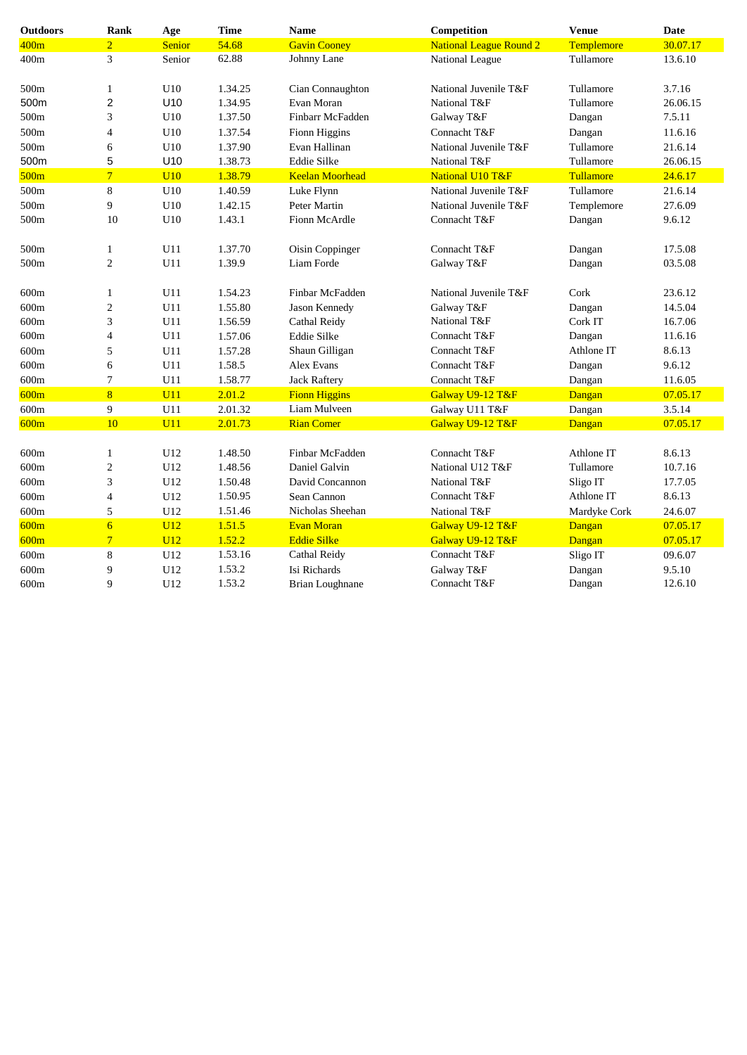| Outdoors | Rank | Age | Time | Name | Competition | Venue | Date |
|---|---|---|---|---|---|---|---|
| 400m | 2 | Senior | 54.68 | Gavin Cooney | National League Round 2 | Templemore | 30.07.17 |
| 400m | 3 | Senior | 62.88 | Johnny Lane | National League | Tullamore | 13.6.10 |
| | | | | | | | |
| 500m | 1 | U10 | 1.34.25 | Cian Connaughton | National Juvenile T&F | Tullamore | 3.7.16 |
| 500m | 2 | U10 | 1.34.95 | Evan Moran | National T&F | Tullamore | 26.06.15 |
| 500m | 3 | U10 | 1.37.50 | Finbarr McFadden | Galway T&F | Dangan | 7.5.11 |
| 500m | 4 | U10 | 1.37.54 | Fionn Higgins | Connacht T&F | Dangan | 11.6.16 |
| 500m | 6 | U10 | 1.37.90 | Evan Hallinan | National Juvenile T&F | Tullamore | 21.6.14 |
| 500m | 5 | U10 | 1.38.73 | Eddie Silke | National T&F | Tullamore | 26.06.15 |
| 500m | 7 | U10 | 1.38.79 | Keelan Moorhead | National U10 T&F | Tullamore | 24.6.17 |
| 500m | 8 | U10 | 1.40.59 | Luke Flynn | National Juvenile T&F | Tullamore | 21.6.14 |
| 500m | 9 | U10 | 1.42.15 | Peter Martin | National Juvenile T&F | Templemore | 27.6.09 |
| 500m | 10 | U10 | 1.43.1 | Fionn McArdle | Connacht T&F | Dangan | 9.6.12 |
| | | | | | | | |
| 500m | 1 | U11 | 1.37.70 | Oisin Coppinger | Connacht T&F | Dangan | 17.5.08 |
| 500m | 2 | U11 | 1.39.9 | Liam Forde | Galway T&F | Dangan | 03.5.08 |
| | | | | | | | |
| 600m | 1 | U11 | 1.54.23 | Finbar McFadden | National Juvenile T&F | Cork | 23.6.12 |
| 600m | 2 | U11 | 1.55.80 | Jason Kennedy | Galway T&F | Dangan | 14.5.04 |
| 600m | 3 | U11 | 1.56.59 | Cathal Reidy | National T&F | Cork IT | 16.7.06 |
| 600m | 4 | U11 | 1.57.06 | Eddie Silke | Connacht T&F | Dangan | 11.6.16 |
| 600m | 5 | U11 | 1.57.28 | Shaun Gilligan | Connacht T&F | Athlone IT | 8.6.13 |
| 600m | 6 | U11 | 1.58.5 | Alex Evans | Connacht T&F | Dangan | 9.6.12 |
| 600m | 7 | U11 | 1.58.77 | Jack Raftery | Connacht T&F | Dangan | 11.6.05 |
| 600m | 8 | U11 | 2.01.2 | Fionn Higgins | Galway U9-12 T&F | Dangan | 07.05.17 |
| 600m | 9 | U11 | 2.01.32 | Liam Mulveen | Galway U11 T&F | Dangan | 3.5.14 |
| 600m | 10 | U11 | 2.01.73 | Rian Comer | Galway U9-12 T&F | Dangan | 07.05.17 |
| | | | | | | | |
| 600m | 1 | U12 | 1.48.50 | Finbar McFadden | Connacht T&F | Athlone IT | 8.6.13 |
| 600m | 2 | U12 | 1.48.56 | Daniel Galvin | National U12 T&F | Tullamore | 10.7.16 |
| 600m | 3 | U12 | 1.50.48 | David Concannon | National T&F | Sligo IT | 17.7.05 |
| 600m | 4 | U12 | 1.50.95 | Sean Cannon | Connacht T&F | Athlone IT | 8.6.13 |
| 600m | 5 | U12 | 1.51.46 | Nicholas Sheehan | National T&F | Mardyke Cork | 24.6.07 |
| 600m | 6 | U12 | 1.51.5 | Evan Moran | Galway U9-12 T&F | Dangan | 07.05.17 |
| 600m | 7 | U12 | 1.52.2 | Eddie Silke | Galway U9-12 T&F | Dangan | 07.05.17 |
| 600m | 8 | U12 | 1.53.16 | Cathal Reidy | Connacht T&F | Sligo IT | 09.6.07 |
| 600m | 9 | U12 | 1.53.2 | Isi Richards | Galway T&F | Dangan | 9.5.10 |
| 600m | 9 | U12 | 1.53.2 | Brian Loughnane | Connacht T&F | Dangan | 12.6.10 |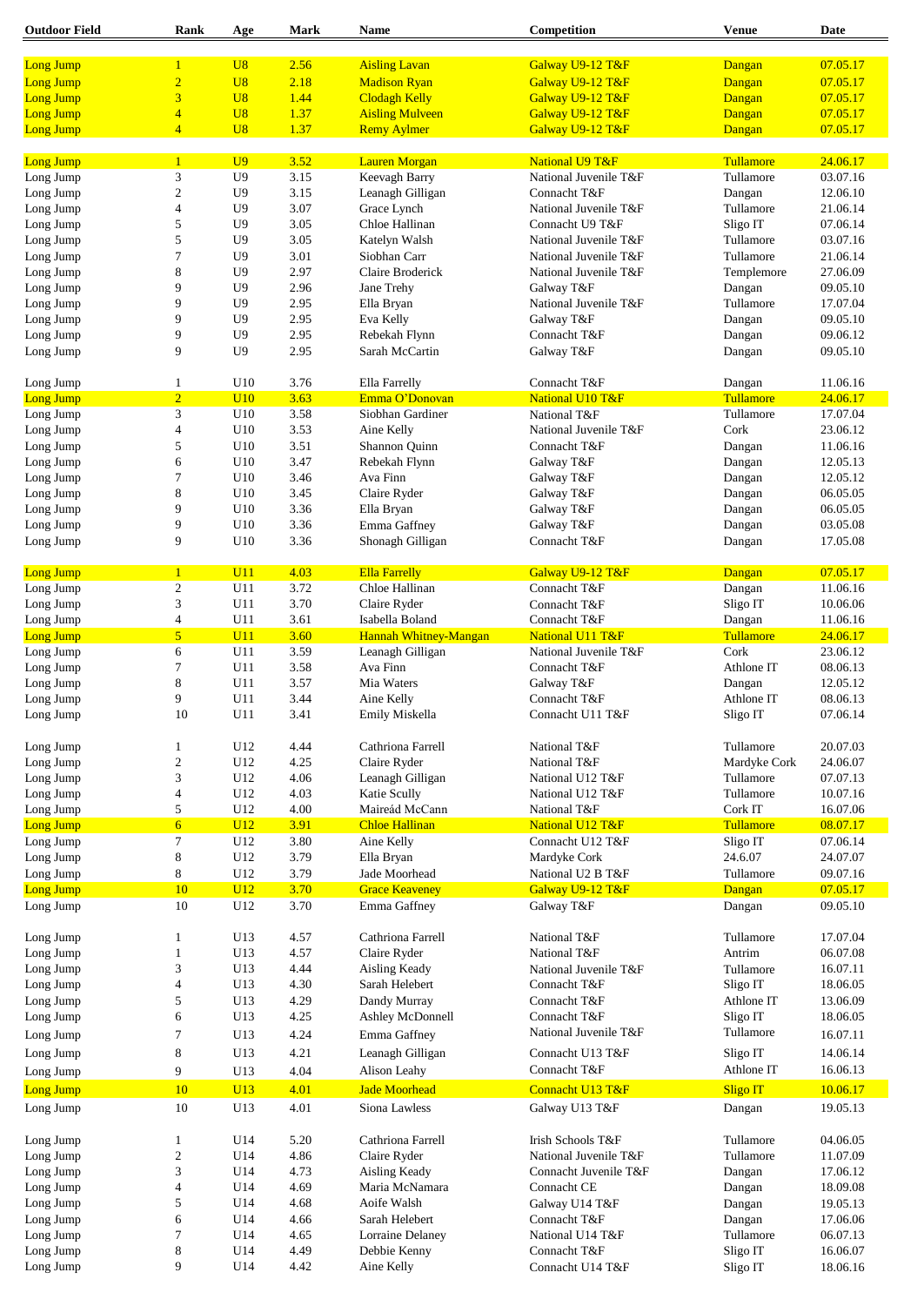| Outdoor Field | Rank | Age | Mark | Name | Competition | Venue | Date |
|---|---|---|---|---|---|---|---|
| Long Jump | 1 | U8 | 2.56 | Aisling Lavan | Galway U9-12 T&F | Dangan | 07.05.17 |
| Long Jump | 2 | U8 | 2.18 | Madison Ryan | Galway U9-12 T&F | Dangan | 07.05.17 |
| Long Jump | 3 | U8 | 1.44 | Clodagh Kelly | Galway U9-12 T&F | Dangan | 07.05.17 |
| Long Jump | 4 | U8 | 1.37 | Aisling Mulveen | Galway U9-12 T&F | Dangan | 07.05.17 |
| Long Jump | 4 | U8 | 1.37 | Remy Aylmer | Galway U9-12 T&F | Dangan | 07.05.17 |
| | | | | | | | |
| Long Jump | 1 | U9 | 3.52 | Lauren Morgan | National U9 T&F | Tullamore | 24.06.17 |
| Long Jump | 3 | U9 | 3.15 | Keevagh Barry | National Juvenile T&F | Tullamore | 03.07.16 |
| Long Jump | 2 | U9 | 3.15 | Leanagh Gilligan | Connacht T&F | Dangan | 12.06.10 |
| Long Jump | 4 | U9 | 3.07 | Grace Lynch | National Juvenile T&F | Tullamore | 21.06.14 |
| Long Jump | 5 | U9 | 3.05 | Chloe Hallinan | Connacht U9 T&F | Sligo IT | 07.06.14 |
| Long Jump | 5 | U9 | 3.05 | Katelyn Walsh | National Juvenile T&F | Tullamore | 03.07.16 |
| Long Jump | 7 | U9 | 3.01 | Siobhan Carr | National Juvenile T&F | Tullamore | 21.06.14 |
| Long Jump | 8 | U9 | 2.97 | Claire Broderick | National Juvenile T&F | Templemore | 27.06.09 |
| Long Jump | 9 | U9 | 2.96 | Jane Trehy | Galway T&F | Dangan | 09.05.10 |
| Long Jump | 9 | U9 | 2.95 | Ella Bryan | National Juvenile T&F | Tullamore | 17.07.04 |
| Long Jump | 9 | U9 | 2.95 | Eva Kelly | Galway T&F | Dangan | 09.05.10 |
| Long Jump | 9 | U9 | 2.95 | Rebekah Flynn | Connacht T&F | Dangan | 09.06.12 |
| Long Jump | 9 | U9 | 2.95 | Sarah McCartin | Galway T&F | Dangan | 09.05.10 |
| | | | | | | | |
| Long Jump | 1 | U10 | 3.76 | Ella Farrelly | Connacht T&F | Dangan | 11.06.16 |
| Long Jump | 2 | U10 | 3.63 | Emma O'Donovan | National U10 T&F | Tullamore | 24.06.17 |
| Long Jump | 3 | U10 | 3.58 | Siobhan Gardiner | National T&F | Tullamore | 17.07.04 |
| Long Jump | 4 | U10 | 3.53 | Aine Kelly | National Juvenile T&F | Cork | 23.06.12 |
| Long Jump | 5 | U10 | 3.51 | Shannon Quinn | Connacht T&F | Dangan | 11.06.16 |
| Long Jump | 6 | U10 | 3.47 | Rebekah Flynn | Galway T&F | Dangan | 12.05.13 |
| Long Jump | 7 | U10 | 3.46 | Ava Finn | Galway T&F | Dangan | 12.05.12 |
| Long Jump | 8 | U10 | 3.45 | Claire Ryder | Galway T&F | Dangan | 06.05.05 |
| Long Jump | 9 | U10 | 3.36 | Ella Bryan | Galway T&F | Dangan | 06.05.05 |
| Long Jump | 9 | U10 | 3.36 | Emma Gaffney | Galway T&F | Dangan | 03.05.08 |
| Long Jump | 9 | U10 | 3.36 | Shonagh Gilligan | Connacht T&F | Dangan | 17.05.08 |
| | | | | | | | |
| Long Jump | 1 | U11 | 4.03 | Ella Farrelly | Galway U9-12 T&F | Dangan | 07.05.17 |
| Long Jump | 2 | U11 | 3.72 | Chloe Hallinan | Connacht T&F | Dangan | 11.06.16 |
| Long Jump | 3 | U11 | 3.70 | Claire Ryder | Connacht T&F | Sligo IT | 10.06.06 |
| Long Jump | 4 | U11 | 3.61 | Isabella Boland | Connacht T&F | Dangan | 11.06.16 |
| Long Jump | 5 | U11 | 3.60 | Hannah Whitney-Mangan | National U11 T&F | Tullamore | 24.06.17 |
| Long Jump | 6 | U11 | 3.59 | Leanagh Gilligan | National Juvenile T&F | Cork | 23.06.12 |
| Long Jump | 7 | U11 | 3.58 | Ava Finn | Connacht T&F | Athlone IT | 08.06.13 |
| Long Jump | 8 | U11 | 3.57 | Mia Waters | Galway T&F | Dangan | 12.05.12 |
| Long Jump | 9 | U11 | 3.44 | Aine Kelly | Connacht T&F | Athlone IT | 08.06.13 |
| Long Jump | 10 | U11 | 3.41 | Emily Miskella | Connacht U11 T&F | Sligo IT | 07.06.14 |
| | | | | | | | |
| Long Jump | 1 | U12 | 4.44 | Cathriona Farrell | National T&F | Tullamore | 20.07.03 |
| Long Jump | 2 | U12 | 4.25 | Claire Ryder | National T&F | Mardyke Cork | 24.06.07 |
| Long Jump | 3 | U12 | 4.06 | Leanagh Gilligan | National U12 T&F | Tullamore | 07.07.13 |
| Long Jump | 4 | U12 | 4.03 | Katie Scully | National U12 T&F | Tullamore | 10.07.16 |
| Long Jump | 5 | U12 | 4.00 | Maireád McCann | National T&F | Cork IT | 16.07.06 |
| Long Jump | 6 | U12 | 3.91 | Chloe Hallinan | National U12 T&F | Tullamore | 08.07.17 |
| Long Jump | 7 | U12 | 3.80 | Aine Kelly | Connacht U12 T&F | Sligo IT | 07.06.14 |
| Long Jump | 8 | U12 | 3.79 | Ella Bryan | Mardyke Cork | 24.6.07 | 24.07.07 |
| Long Jump | 8 | U12 | 3.79 | Jade Moorhead | National U2 B T&F | Tullamore | 09.07.16 |
| Long Jump | 10 | U12 | 3.70 | Grace Keaveney | Galway U9-12 T&F | Dangan | 07.05.17 |
| Long Jump | 10 | U12 | 3.70 | Emma Gaffney | Galway T&F | Dangan | 09.05.10 |
| | | | | | | | |
| Long Jump | 1 | U13 | 4.57 | Cathriona Farrell | National T&F | Tullamore | 17.07.04 |
| Long Jump | 1 | U13 | 4.57 | Claire Ryder | National T&F | Antrim | 06.07.08 |
| Long Jump | 3 | U13 | 4.44 | Aisling Keady | National Juvenile T&F | Tullamore | 16.07.11 |
| Long Jump | 4 | U13 | 4.30 | Sarah Helebert | Connacht T&F | Sligo IT | 18.06.05 |
| Long Jump | 5 | U13 | 4.29 | Dandy Murray | Connacht T&F | Athlone IT | 13.06.09 |
| Long Jump | 6 | U13 | 4.25 | Ashley McDonnell | Connacht T&F | Sligo IT | 18.06.05 |
| Long Jump | 7 | U13 | 4.24 | Emma Gaffney | National Juvenile T&F | Tullamore | 16.07.11 |
| Long Jump | 8 | U13 | 4.21 | Leanagh Gilligan | Connacht U13 T&F | Sligo IT | 14.06.14 |
| Long Jump | 9 | U13 | 4.04 | Alison Leahy | Connacht T&F | Athlone IT | 16.06.13 |
| Long Jump | 10 | U13 | 4.01 | Jade Moorhead | Connacht U13 T&F | Sligo IT | 10.06.17 |
| Long Jump | 10 | U13 | 4.01 | Siona Lawless | Galway U13 T&F | Dangan | 19.05.13 |
| | | | | | | | |
| Long Jump | 1 | U14 | 5.20 | Cathriona Farrell | Irish Schools T&F | Tullamore | 04.06.05 |
| Long Jump | 2 | U14 | 4.86 | Claire Ryder | National Juvenile T&F | Tullamore | 11.07.09 |
| Long Jump | 3 | U14 | 4.73 | Aisling Keady | Connacht Juvenile T&F | Dangan | 17.06.12 |
| Long Jump | 4 | U14 | 4.69 | Maria McNamara | Connacht CE | Dangan | 18.09.08 |
| Long Jump | 5 | U14 | 4.68 | Aoife Walsh | Galway U14 T&F | Dangan | 19.05.13 |
| Long Jump | 6 | U14 | 4.66 | Sarah Helebert | Connacht T&F | Dangan | 17.06.06 |
| Long Jump | 7 | U14 | 4.65 | Lorraine Delaney | National U14 T&F | Tullamore | 06.07.13 |
| Long Jump | 8 | U14 | 4.49 | Debbie Kenny | Connacht T&F | Sligo IT | 16.06.07 |
| Long Jump | 9 | U14 | 4.42 | Aine Kelly | Connacht U14 T&F | Sligo IT | 18.06.16 |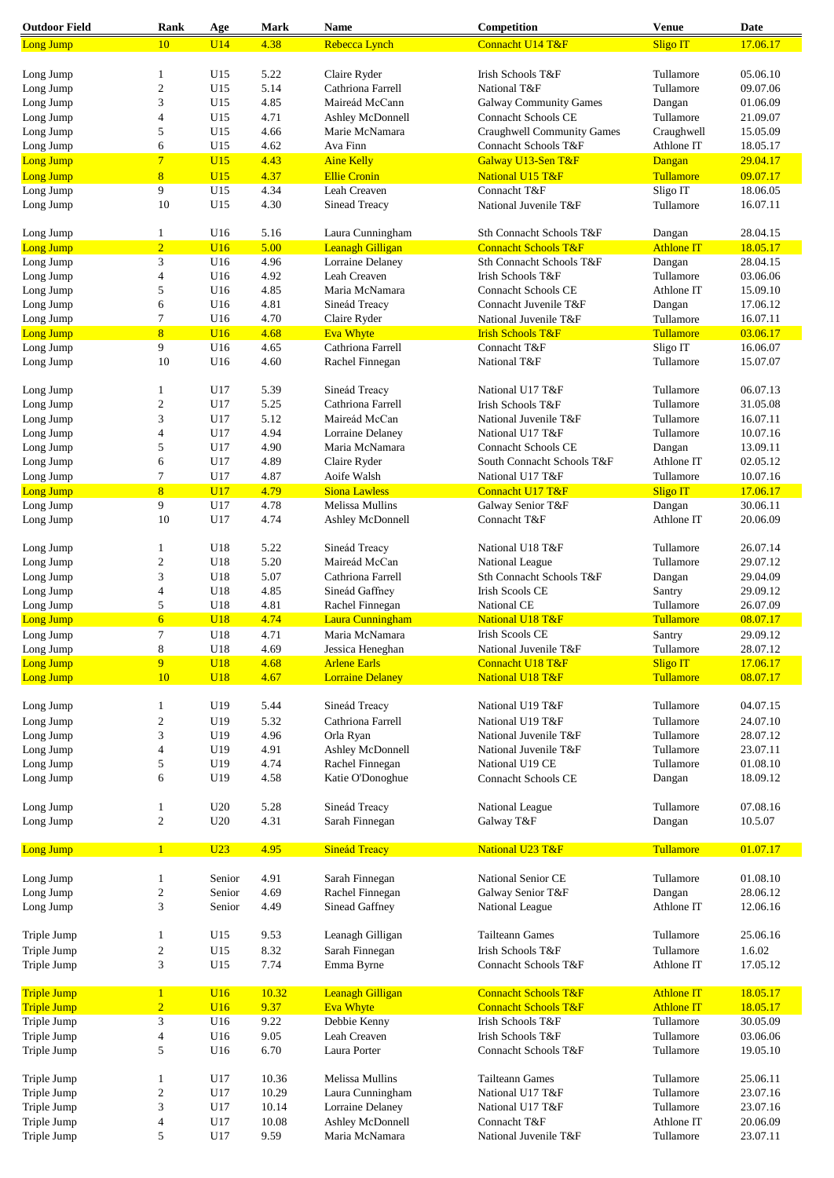| Outdoor Field | Rank | Age | Mark | Name | Competition | Venue | Date |
|---|---|---|---|---|---|---|---|
| Long Jump | 10 | U14 | 4.38 | Rebecca Lynch | Connacht U14 T&F | Sligo IT | 17.06.17 |
| | | | | | | | |
| Long Jump | 1 | U15 | 5.22 | Claire Ryder | Irish Schools T&F | Tullamore | 05.06.10 |
| Long Jump | 2 | U15 | 5.14 | Cathriona Farrell | National T&F | Tullamore | 09.07.06 |
| Long Jump | 3 | U15 | 4.85 | Maireád McCann | Galway Community Games | Dangan | 01.06.09 |
| Long Jump | 4 | U15 | 4.71 | Ashley McDonnell | Connacht Schools CE | Tullamore | 21.09.07 |
| Long Jump | 5 | U15 | 4.66 | Marie McNamara | Craughwell Community Games | Craughwell | 15.05.09 |
| Long Jump | 6 | U15 | 4.62 | Ava Finn | Connacht Schools T&F | Athlone IT | 18.05.17 |
| Long Jump | 7 | U15 | 4.43 | Aine Kelly | Galway U13-Sen T&F | Dangan | 29.04.17 |
| Long Jump | 8 | U15 | 4.37 | Ellie Cronin | National U15 T&F | Tullamore | 09.07.17 |
| Long Jump | 9 | U15 | 4.34 | Leah Creaven | Connacht T&F | Sligo IT | 18.06.05 |
| Long Jump | 10 | U15 | 4.30 | Sinead Treacy | National Juvenile T&F | Tullamore | 16.07.11 |
| | | | | | | | |
| Long Jump | 1 | U16 | 5.16 | Laura Cunningham | Sth Connacht Schools T&F | Dangan | 28.04.15 |
| Long Jump | 2 | U16 | 5.00 | Leanagh Gilligan | Connacht Schools T&F | Athlone IT | 18.05.17 |
| Long Jump | 3 | U16 | 4.96 | Lorraine Delaney | Sth Connacht Schools T&F | Dangan | 28.04.15 |
| Long Jump | 4 | U16 | 4.92 | Leah Creaven | Irish Schools T&F | Tullamore | 03.06.06 |
| Long Jump | 5 | U16 | 4.85 | Maria McNamara | Connacht Schools CE | Athlone IT | 15.09.10 |
| Long Jump | 6 | U16 | 4.81 | Sineád Treacy | Connacht Juvenile T&F | Dangan | 17.06.12 |
| Long Jump | 7 | U16 | 4.70 | Claire Ryder | National Juvenile T&F | Tullamore | 16.07.11 |
| Long Jump | 8 | U16 | 4.68 | Eva Whyte | Irish Schools T&F | Tullamore | 03.06.17 |
| Long Jump | 9 | U16 | 4.65 | Cathriona Farrell | Connacht T&F | Sligo IT | 16.06.07 |
| Long Jump | 10 | U16 | 4.60 | Rachel Finnegan | National T&F | Tullamore | 15.07.07 |
| | | | | | | | |
| Long Jump | 1 | U17 | 5.39 | Sineád Treacy | National U17 T&F | Tullamore | 06.07.13 |
| Long Jump | 2 | U17 | 5.25 | Cathriona Farrell | Irish Schools T&F | Tullamore | 31.05.08 |
| Long Jump | 3 | U17 | 5.12 | Maireád McCan | National Juvenile T&F | Tullamore | 16.07.11 |
| Long Jump | 4 | U17 | 4.94 | Lorraine Delaney | National U17 T&F | Tullamore | 10.07.16 |
| Long Jump | 5 | U17 | 4.90 | Maria McNamara | Connacht Schools CE | Dangan | 13.09.11 |
| Long Jump | 6 | U17 | 4.89 | Claire Ryder | South Connacht Schools T&F | Athlone IT | 02.05.12 |
| Long Jump | 7 | U17 | 4.87 | Aoife Walsh | National U17 T&F | Tullamore | 10.07.16 |
| Long Jump | 8 | U17 | 4.79 | Siona Lawless | Connacht U17 T&F | Sligo IT | 17.06.17 |
| Long Jump | 9 | U17 | 4.78 | Melissa Mullins | Galway Senior T&F | Dangan | 30.06.11 |
| Long Jump | 10 | U17 | 4.74 | Ashley McDonnell | Connacht T&F | Athlone IT | 20.06.09 |
| | | | | | | | |
| Long Jump | 1 | U18 | 5.22 | Sineád Treacy | National U18 T&F | Tullamore | 26.07.14 |
| Long Jump | 2 | U18 | 5.20 | Maireád McCan | National League | Tullamore | 29.07.12 |
| Long Jump | 3 | U18 | 5.07 | Cathriona Farrell | Sth Connacht Schools T&F | Dangan | 29.04.09 |
| Long Jump | 4 | U18 | 4.85 | Sineád Gaffney | Irish Scools CE | Santry | 29.09.12 |
| Long Jump | 5 | U18 | 4.81 | Rachel Finnegan | National CE | Tullamore | 26.07.09 |
| Long Jump | 6 | U18 | 4.74 | Laura Cunningham | National U18 T&F | Tullamore | 08.07.17 |
| Long Jump | 7 | U18 | 4.71 | Maria McNamara | Irish Scools CE | Santry | 29.09.12 |
| Long Jump | 8 | U18 | 4.69 | Jessica Heneghan | National Juvenile T&F | Tullamore | 28.07.12 |
| Long Jump | 9 | U18 | 4.68 | Arlene Earls | Connacht U18 T&F | Sligo IT | 17.06.17 |
| Long Jump | 10 | U18 | 4.67 | Lorraine Delaney | National U18 T&F | Tullamore | 08.07.17 |
| | | | | | | | |
| Long Jump | 1 | U19 | 5.44 | Sineád Treacy | National U19 T&F | Tullamore | 04.07.15 |
| Long Jump | 2 | U19 | 5.32 | Cathriona Farrell | National U19 T&F | Tullamore | 24.07.10 |
| Long Jump | 3 | U19 | 4.96 | Orla Ryan | National Juvenile T&F | Tullamore | 28.07.12 |
| Long Jump | 4 | U19 | 4.91 | Ashley McDonnell | National Juvenile T&F | Tullamore | 23.07.11 |
| Long Jump | 5 | U19 | 4.74 | Rachel Finnegan | National U19 CE | Tullamore | 01.08.10 |
| Long Jump | 6 | U19 | 4.58 | Katie O'Donoghue | Connacht Schools CE | Dangan | 18.09.12 |
| | | | | | | | |
| Long Jump | 1 | U20 | 5.28 | Sineád Treacy | National League | Tullamore | 07.08.16 |
| Long Jump | 2 | U20 | 4.31 | Sarah Finnegan | Galway T&F | Dangan | 10.5.07 |
| | | | | | | | |
| Long Jump | 1 | U23 | 4.95 | Sineád Treacy | National U23 T&F | Tullamore | 01.07.17 |
| | | | | | | | |
| Long Jump | 1 | Senior | 4.91 | Sarah Finnegan | National Senior CE | Tullamore | 01.08.10 |
| Long Jump | 2 | Senior | 4.69 | Rachel Finnegan | Galway Senior T&F | Dangan | 28.06.12 |
| Long Jump | 3 | Senior | 4.49 | Sinead Gaffney | National League | Athlone IT | 12.06.16 |
| | | | | | | | |
| Triple Jump | 1 | U15 | 9.53 | Leanagh Gilligan | Tailteann Games | Tullamore | 25.06.16 |
| Triple Jump | 2 | U15 | 8.32 | Sarah Finnegan | Irish Schools T&F | Tullamore | 1.6.02 |
| Triple Jump | 3 | U15 | 7.74 | Emma Byrne | Connacht Schools T&F | Athlone IT | 17.05.12 |
| | | | | | | | |
| Triple Jump | 1 | U16 | 10.32 | Leanagh Gilligan | Connacht Schools T&F | Athlone IT | 18.05.17 |
| Triple Jump | 2 | U16 | 9.37 | Eva Whyte | Connacht Schools T&F | Athlone IT | 18.05.17 |
| Triple Jump | 3 | U16 | 9.22 | Debbie Kenny | Irish Schools T&F | Tullamore | 30.05.09 |
| Triple Jump | 4 | U16 | 9.05 | Leah Creaven | Irish Schools T&F | Tullamore | 03.06.06 |
| Triple Jump | 5 | U16 | 6.70 | Laura Porter | Connacht Schools T&F | Tullamore | 19.05.10 |
| | | | | | | | |
| Triple Jump | 1 | U17 | 10.36 | Melissa Mullins | Tailteann Games | Tullamore | 25.06.11 |
| Triple Jump | 2 | U17 | 10.29 | Laura Cunningham | National U17 T&F | Tullamore | 23.07.16 |
| Triple Jump | 3 | U17 | 10.14 | Lorraine Delaney | National U17 T&F | Tullamore | 23.07.16 |
| Triple Jump | 4 | U17 | 10.08 | Ashley McDonnell | Connacht T&F | Athlone IT | 20.06.09 |
| Triple Jump | 5 | U17 | 9.59 | Maria McNamara | National Juvenile T&F | Tullamore | 23.07.11 |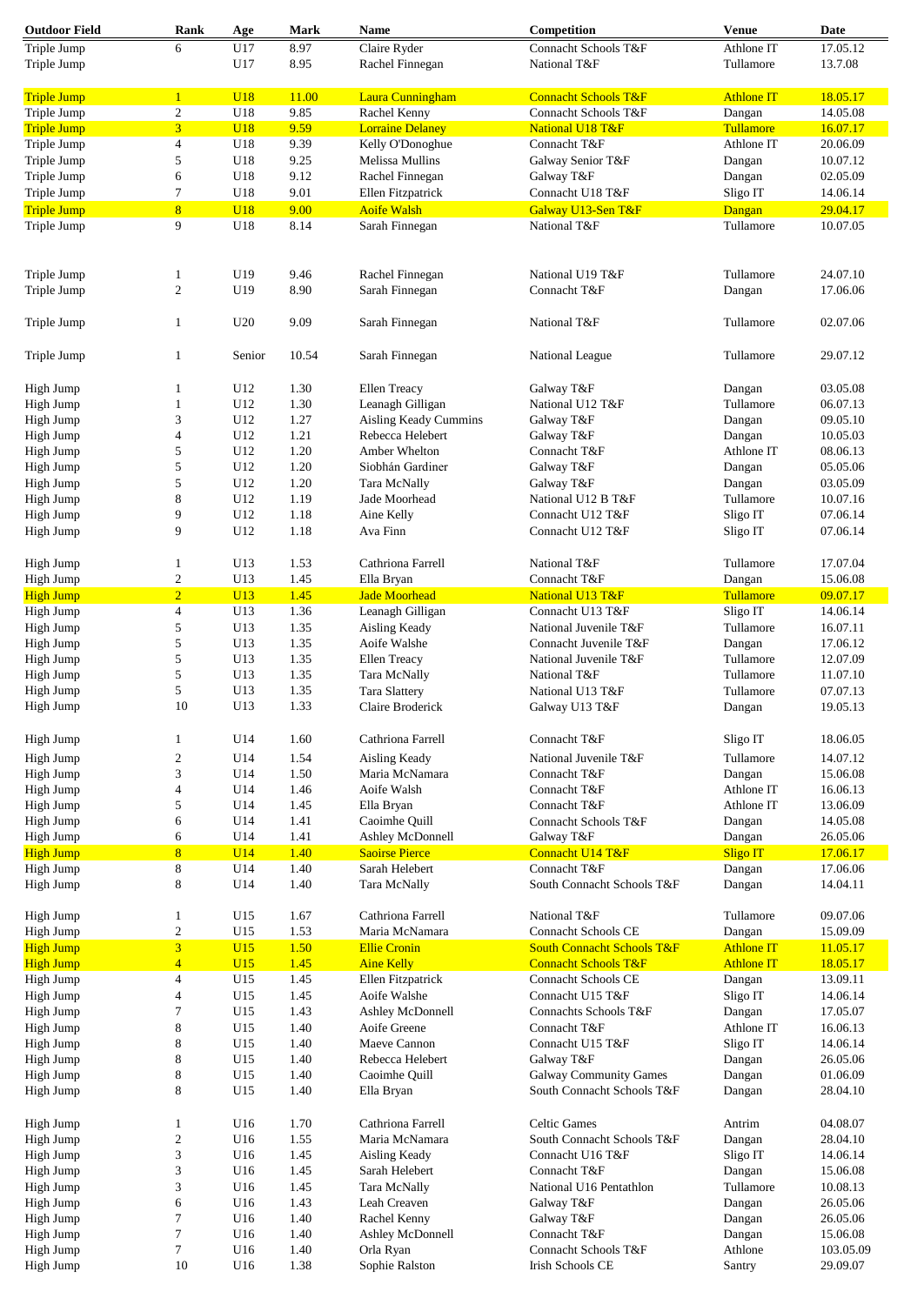| Outdoor Field | Rank | Age | Mark | Name | Competition | Venue | Date |
|---|---|---|---|---|---|---|---|
| Triple Jump | 6 | U17 | 8.97 | Claire Ryder | Connacht Schools T&F | Athlone IT | 17.05.12 |
| Triple Jump | | U17 | 8.95 | Rachel Finnegan | National T&F | Tullamore | 13.7.08 |
| | | | | | | | |
| Triple Jump | 1 | U18 | 11.00 | Laura Cunningham | Connacht Schools T&F | Athlone IT | 18.05.17 |
| Triple Jump | 2 | U18 | 9.85 | Rachel Kenny | Connacht Schools T&F | Dangan | 14.05.08 |
| Triple Jump | 3 | U18 | 9.59 | Lorraine Delaney | National U18 T&F | Tullamore | 16.07.17 |
| Triple Jump | 4 | U18 | 9.39 | Kelly O'Donoghue | Connacht T&F | Athlone IT | 20.06.09 |
| Triple Jump | 5 | U18 | 9.25 | Melissa Mullins | Galway Senior T&F | Dangan | 10.07.12 |
| Triple Jump | 6 | U18 | 9.12 | Rachel Finnegan | Galway T&F | Dangan | 02.05.09 |
| Triple Jump | 7 | U18 | 9.01 | Ellen Fitzpatrick | Connacht U18 T&F | Sligo IT | 14.06.14 |
| Triple Jump | 8 | U18 | 9.00 | Aoife Walsh | Galway U13-Sen T&F | Dangan | 29.04.17 |
| Triple Jump | 9 | U18 | 8.14 | Sarah Finnegan | National T&F | Tullamore | 10.07.05 |
| | | | | | | | |
| Triple Jump | 1 | U19 | 9.46 | Rachel Finnegan | National U19 T&F | Tullamore | 24.07.10 |
| Triple Jump | 2 | U19 | 8.90 | Sarah Finnegan | Connacht T&F | Dangan | 17.06.06 |
| | | | | | | | |
| Triple Jump | 1 | U20 | 9.09 | Sarah Finnegan | National T&F | Tullamore | 02.07.06 |
| | | | | | | | |
| Triple Jump | 1 | Senior | 10.54 | Sarah Finnegan | National League | Tullamore | 29.07.12 |
| | | | | | | | |
| High Jump | 1 | U12 | 1.30 | Ellen Treacy | Galway T&F | Dangan | 03.05.08 |
| High Jump | 1 | U12 | 1.30 | Leanagh Gilligan | National U12 T&F | Tullamore | 06.07.13 |
| High Jump | 3 | U12 | 1.27 | Aisling Keady Cummins | Galway T&F | Dangan | 09.05.10 |
| High Jump | 4 | U12 | 1.21 | Rebecca Helebert | Galway T&F | Dangan | 10.05.03 |
| High Jump | 5 | U12 | 1.20 | Amber Whelton | Connacht T&F | Athlone IT | 08.06.13 |
| High Jump | 5 | U12 | 1.20 | Siobhán Gardiner | Galway T&F | Dangan | 05.05.06 |
| High Jump | 5 | U12 | 1.20 | Tara McNally | Galway T&F | Dangan | 03.05.09 |
| High Jump | 8 | U12 | 1.19 | Jade Moorhead | National U12 B T&F | Tullamore | 10.07.16 |
| High Jump | 9 | U12 | 1.18 | Aine Kelly | Connacht U12 T&F | Sligo IT | 07.06.14 |
| High Jump | 9 | U12 | 1.18 | Ava Finn | Connacht U12 T&F | Sligo IT | 07.06.14 |
| | | | | | | | |
| High Jump | 1 | U13 | 1.53 | Cathriona Farrell | National T&F | Tullamore | 17.07.04 |
| High Jump | 2 | U13 | 1.45 | Ella Bryan | Connacht T&F | Dangan | 15.06.08 |
| High Jump | 2 | U13 | 1.45 | Jade Moorhead | National U13 T&F | Tullamore | 09.07.17 |
| High Jump | 4 | U13 | 1.36 | Leanagh Gilligan | Connacht U13 T&F | Sligo IT | 14.06.14 |
| High Jump | 5 | U13 | 1.35 | Aisling Keady | National Juvenile T&F | Tullamore | 16.07.11 |
| High Jump | 5 | U13 | 1.35 | Aoife Walshe | Connacht Juvenile T&F | Dangan | 17.06.12 |
| High Jump | 5 | U13 | 1.35 | Ellen Treacy | National Juvenile T&F | Tullamore | 12.07.09 |
| High Jump | 5 | U13 | 1.35 | Tara McNally | National T&F | Tullamore | 11.07.10 |
| High Jump | 5 | U13 | 1.35 | Tara Slattery | National U13 T&F | Tullamore | 07.07.13 |
| High Jump | 10 | U13 | 1.33 | Claire Broderick | Galway U13 T&F | Dangan | 19.05.13 |
| | | | | | | | |
| High Jump | 1 | U14 | 1.60 | Cathriona Farrell | Connacht T&F | Sligo IT | 18.06.05 |
| High Jump | 2 | U14 | 1.54 | Aisling Keady | National Juvenile T&F | Tullamore | 14.07.12 |
| High Jump | 3 | U14 | 1.50 | Maria McNamara | Connacht T&F | Dangan | 15.06.08 |
| High Jump | 4 | U14 | 1.46 | Aoife Walsh | Connacht T&F | Athlone IT | 16.06.13 |
| High Jump | 5 | U14 | 1.45 | Ella Bryan | Connacht T&F | Athlone IT | 13.06.09 |
| High Jump | 6 | U14 | 1.41 | Caoimhe Quill | Connacht Schools T&F | Dangan | 14.05.08 |
| High Jump | 6 | U14 | 1.41 | Ashley McDonnell | Galway T&F | Dangan | 26.05.06 |
| High Jump | 8 | U14 | 1.40 | Saoirse Pierce | Connacht U14 T&F | Sligo IT | 17.06.17 |
| High Jump | 8 | U14 | 1.40 | Sarah Helebert | Connacht T&F | Dangan | 17.06.06 |
| High Jump | 8 | U14 | 1.40 | Tara McNally | South Connacht Schools T&F | Dangan | 14.04.11 |
| | | | | | | | |
| High Jump | 1 | U15 | 1.67 | Cathriona Farrell | National T&F | Tullamore | 09.07.06 |
| High Jump | 2 | U15 | 1.53 | Maria McNamara | Connacht Schools CE | Dangan | 15.09.09 |
| High Jump | 3 | U15 | 1.50 | Ellie Cronin | South Connacht Schools T&F | Athlone IT | 11.05.17 |
| High Jump | 4 | U15 | 1.45 | Aine Kelly | Connacht Schools T&F | Athlone IT | 18.05.17 |
| High Jump | 4 | U15 | 1.45 | Ellen Fitzpatrick | Connacht Schools CE | Dangan | 13.09.11 |
| High Jump | 4 | U15 | 1.45 | Aoife Walshe | Connacht U15 T&F | Sligo IT | 14.06.14 |
| High Jump | 7 | U15 | 1.43 | Ashley McDonnell | Connachts Schools T&F | Dangan | 17.05.07 |
| High Jump | 8 | U15 | 1.40 | Aoife Greene | Connacht T&F | Athlone IT | 16.06.13 |
| High Jump | 8 | U15 | 1.40 | Maeve Cannon | Connacht U15 T&F | Sligo IT | 14.06.14 |
| High Jump | 8 | U15 | 1.40 | Rebecca Helebert | Galway T&F | Dangan | 26.05.06 |
| High Jump | 8 | U15 | 1.40 | Caoimhe Quill | Galway Community Games | Dangan | 01.06.09 |
| High Jump | 8 | U15 | 1.40 | Ella Bryan | South Connacht Schools T&F | Dangan | 28.04.10 |
| | | | | | | | |
| High Jump | 1 | U16 | 1.70 | Cathriona Farrell | Celtic Games | Antrim | 04.08.07 |
| High Jump | 2 | U16 | 1.55 | Maria McNamara | South Connacht Schools T&F | Dangan | 28.04.10 |
| High Jump | 3 | U16 | 1.45 | Aisling Keady | Connacht U16 T&F | Sligo IT | 14.06.14 |
| High Jump | 3 | U16 | 1.45 | Sarah Helebert | Connacht T&F | Dangan | 15.06.08 |
| High Jump | 3 | U16 | 1.45 | Tara McNally | National U16 Pentathlon | Tullamore | 10.08.13 |
| High Jump | 6 | U16 | 1.43 | Leah Creaven | Galway T&F | Dangan | 26.05.06 |
| High Jump | 7 | U16 | 1.40 | Rachel Kenny | Galway T&F | Dangan | 26.05.06 |
| High Jump | 7 | U16 | 1.40 | Ashley McDonnell | Connacht T&F | Dangan | 15.06.08 |
| High Jump | 7 | U16 | 1.40 | Orla Ryan | Connacht Schools T&F | Athlone | 103.05.09 |
| High Jump | 10 | U16 | 1.38 | Sophie Ralston | Irish Schools CE | Santry | 29.09.07 |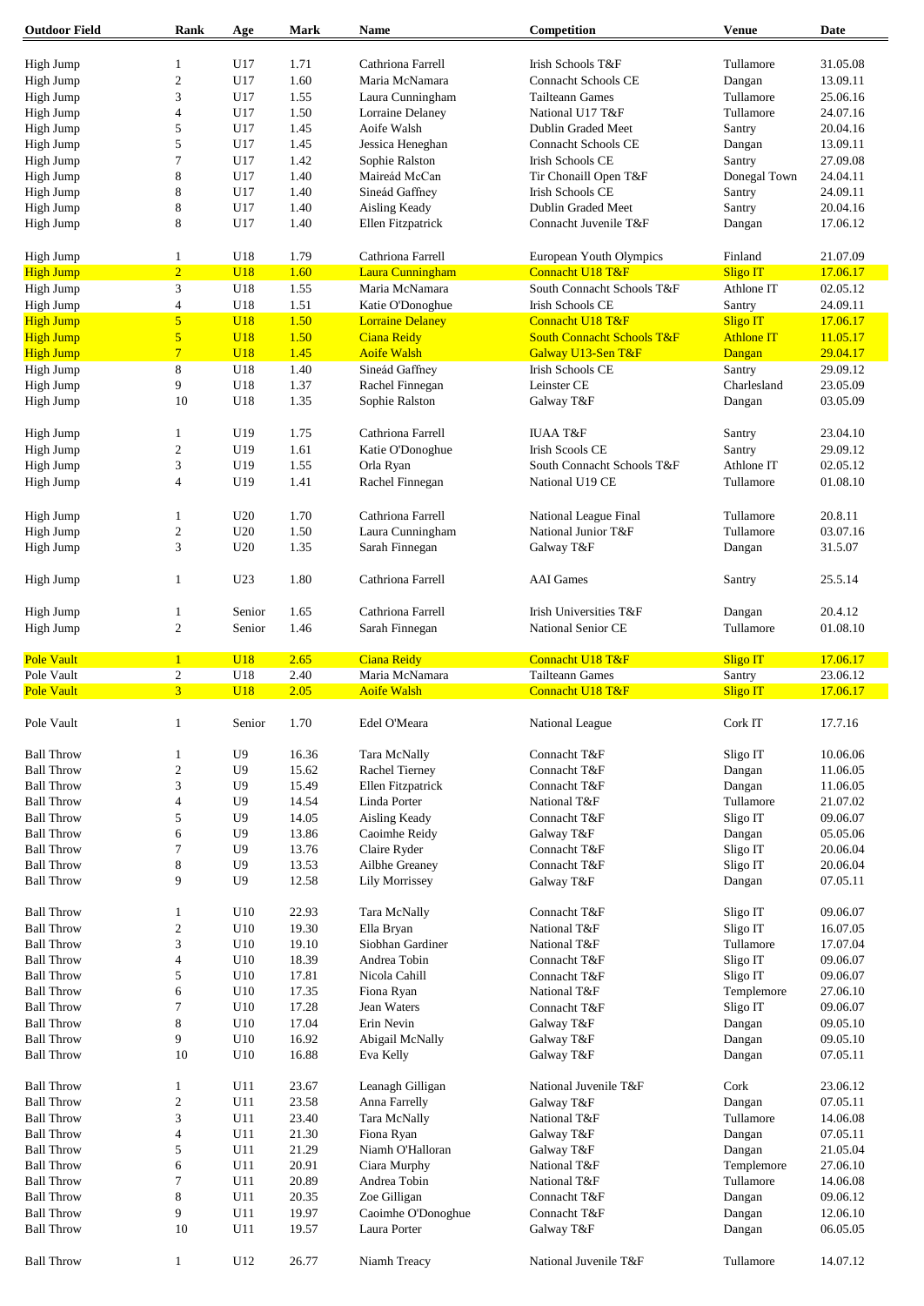| Outdoor Field | Rank | Age | Mark | Name | Competition | Venue | Date |
|---|---|---|---|---|---|---|---|
| High Jump | 1 | U17 | 1.71 | Cathriona Farrell | Irish Schools T&F | Tullamore | 31.05.08 |
| High Jump | 2 | U17 | 1.60 | Maria McNamara | Connacht Schools CE | Dangan | 13.09.11 |
| High Jump | 3 | U17 | 1.55 | Laura Cunningham | Tailteann Games | Tullamore | 25.06.16 |
| High Jump | 4 | U17 | 1.50 | Lorraine Delaney | National U17 T&F | Tullamore | 24.07.16 |
| High Jump | 5 | U17 | 1.45 | Aoife Walsh | Dublin Graded Meet | Santry | 20.04.16 |
| High Jump | 5 | U17 | 1.45 | Jessica Heneghan | Connacht Schools CE | Dangan | 13.09.11 |
| High Jump | 7 | U17 | 1.42 | Sophie Ralston | Irish Schools CE | Santry | 27.09.08 |
| High Jump | 8 | U17 | 1.40 | Maireád McCan | Tir Chonaill Open T&F | Donegal Town | 24.04.11 |
| High Jump | 8 | U17 | 1.40 | Sineád Gaffney | Irish Schools CE | Santry | 24.09.11 |
| High Jump | 8 | U17 | 1.40 | Aisling Keady | Dublin Graded Meet | Santry | 20.04.16 |
| High Jump | 8 | U17 | 1.40 | Ellen Fitzpatrick | Connacht Juvenile T&F | Dangan | 17.06.12 |
| | | | | | | | |
| High Jump | 1 | U18 | 1.79 | Cathriona Farrell | European Youth Olympics | Finland | 21.07.09 |
| High Jump | 2 | U18 | 1.60 | Laura Cunningham | Connacht U18 T&F | Sligo IT | 17.06.17 |
| High Jump | 3 | U18 | 1.55 | Maria McNamara | South Connacht Schools T&F | Athlone IT | 02.05.12 |
| High Jump | 4 | U18 | 1.51 | Katie O'Donoghue | Irish Schools CE | Santry | 24.09.11 |
| High Jump | 5 | U18 | 1.50 | Lorraine Delaney | Connacht U18 T&F | Sligo IT | 17.06.17 |
| High Jump | 5 | U18 | 1.50 | Ciana Reidy | South Connacht Schools T&F | Athlone IT | 11.05.17 |
| High Jump | 7 | U18 | 1.45 | Aoife Walsh | Galway U13-Sen T&F | Dangan | 29.04.17 |
| High Jump | 8 | U18 | 1.40 | Sineád Gaffney | Irish Schools CE | Santry | 29.09.12 |
| High Jump | 9 | U18 | 1.37 | Rachel Finnegan | Leinster CE | Charlesland | 23.05.09 |
| High Jump | 10 | U18 | 1.35 | Sophie Ralston | Galway T&F | Dangan | 03.05.09 |
| | | | | | | | |
| High Jump | 1 | U19 | 1.75 | Cathriona Farrell | IUAA T&F | Santry | 23.04.10 |
| High Jump | 2 | U19 | 1.61 | Katie O'Donoghue | Irish Scools CE | Santry | 29.09.12 |
| High Jump | 3 | U19 | 1.55 | Orla Ryan | South Connacht Schools T&F | Athlone IT | 02.05.12 |
| High Jump | 4 | U19 | 1.41 | Rachel Finnegan | National U19 CE | Tullamore | 01.08.10 |
| | | | | | | | |
| High Jump | 1 | U20 | 1.70 | Cathriona Farrell | National League Final | Tullamore | 20.8.11 |
| High Jump | 2 | U20 | 1.50 | Laura Cunningham | National Junior T&F | Tullamore | 03.07.16 |
| High Jump | 3 | U20 | 1.35 | Sarah Finnegan | Galway T&F | Dangan | 31.5.07 |
| | | | | | | | |
| High Jump | 1 | U23 | 1.80 | Cathriona Farrell | AAI Games | Santry | 25.5.14 |
| | | | | | | | |
| High Jump | 1 | Senior | 1.65 | Cathriona Farrell | Irish Universities T&F | Dangan | 20.4.12 |
| High Jump | 2 | Senior | 1.46 | Sarah Finnegan | National Senior CE | Tullamore | 01.08.10 |
| | | | | | | | |
| Pole Vault | 1 | U18 | 2.65 | Ciana Reidy | Connacht U18 T&F | Sligo IT | 17.06.17 |
| Pole Vault | 2 | U18 | 2.40 | Maria McNamara | Tailteann Games | Santry | 23.06.12 |
| Pole Vault | 3 | U18 | 2.05 | Aoife Walsh | Connacht U18 T&F | Sligo IT | 17.06.17 |
| | | | | | | | |
| Pole Vault | 1 | Senior | 1.70 | Edel O'Meara | National League | Cork IT | 17.7.16 |
| | | | | | | | |
| Ball Throw | 1 | U9 | 16.36 | Tara McNally | Connacht T&F | Sligo IT | 10.06.06 |
| Ball Throw | 2 | U9 | 15.62 | Rachel Tierney | Connacht T&F | Dangan | 11.06.05 |
| Ball Throw | 3 | U9 | 15.49 | Ellen Fitzpatrick | Connacht T&F | Dangan | 11.06.05 |
| Ball Throw | 4 | U9 | 14.54 | Linda Porter | National T&F | Tullamore | 21.07.02 |
| Ball Throw | 5 | U9 | 14.05 | Aisling Keady | Connacht T&F | Sligo IT | 09.06.07 |
| Ball Throw | 6 | U9 | 13.86 | Caoimhe Reidy | Galway T&F | Dangan | 05.05.06 |
| Ball Throw | 7 | U9 | 13.76 | Claire Ryder | Connacht T&F | Sligo IT | 20.06.04 |
| Ball Throw | 8 | U9 | 13.53 | Ailbhe Greaney | Connacht T&F | Sligo IT | 20.06.04 |
| Ball Throw | 9 | U9 | 12.58 | Lily Morrissey | Galway T&F | Dangan | 07.05.11 |
| | | | | | | | |
| Ball Throw | 1 | U10 | 22.93 | Tara McNally | Connacht T&F | Sligo IT | 09.06.07 |
| Ball Throw | 2 | U10 | 19.30 | Ella Bryan | National T&F | Sligo IT | 16.07.05 |
| Ball Throw | 3 | U10 | 19.10 | Siobhan Gardiner | National T&F | Tullamore | 17.07.04 |
| Ball Throw | 4 | U10 | 18.39 | Andrea Tobin | Connacht T&F | Sligo IT | 09.06.07 |
| Ball Throw | 5 | U10 | 17.81 | Nicola Cahill | Connacht T&F | Sligo IT | 09.06.07 |
| Ball Throw | 6 | U10 | 17.35 | Fiona Ryan | National T&F | Templemore | 27.06.10 |
| Ball Throw | 7 | U10 | 17.28 | Jean Waters | Connacht T&F | Sligo IT | 09.06.07 |
| Ball Throw | 8 | U10 | 17.04 | Erin Nevin | Galway T&F | Dangan | 09.05.10 |
| Ball Throw | 9 | U10 | 16.92 | Abigail McNally | Galway T&F | Dangan | 09.05.10 |
| Ball Throw | 10 | U10 | 16.88 | Eva Kelly | Galway T&F | Dangan | 07.05.11 |
| | | | | | | | |
| Ball Throw | 1 | U11 | 23.67 | Leanagh Gilligan | National Juvenile T&F | Cork | 23.06.12 |
| Ball Throw | 2 | U11 | 23.58 | Anna Farrelly | Galway T&F | Dangan | 07.05.11 |
| Ball Throw | 3 | U11 | 23.40 | Tara McNally | National T&F | Tullamore | 14.06.08 |
| Ball Throw | 4 | U11 | 21.30 | Fiona Ryan | Galway T&F | Dangan | 07.05.11 |
| Ball Throw | 5 | U11 | 21.29 | Niamh O'Halloran | Galway T&F | Dangan | 21.05.04 |
| Ball Throw | 6 | U11 | 20.91 | Ciara Murphy | National T&F | Templemore | 27.06.10 |
| Ball Throw | 7 | U11 | 20.89 | Andrea Tobin | National T&F | Tullamore | 14.06.08 |
| Ball Throw | 8 | U11 | 20.35 | Zoe Gilligan | Connacht T&F | Dangan | 09.06.12 |
| Ball Throw | 9 | U11 | 19.97 | Caoimhe O'Donoghue | Connacht T&F | Dangan | 12.06.10 |
| Ball Throw | 10 | U11 | 19.57 | Laura Porter | Galway T&F | Dangan | 06.05.05 |
| | | | | | | | |
| Ball Throw | 1 | U12 | 26.77 | Niamh Treacy | National Juvenile T&F | Tullamore | 14.07.12 |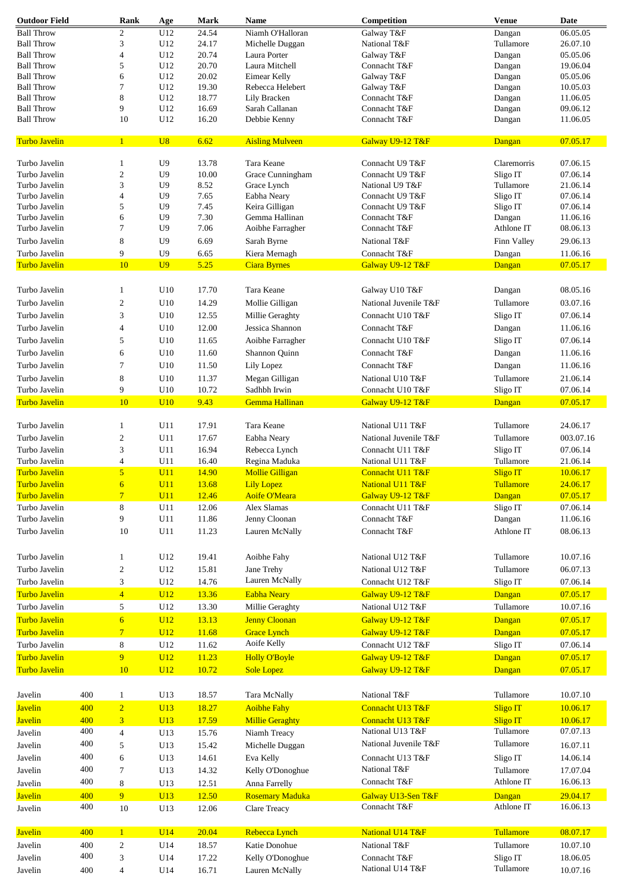| Outdoor Field | | Rank | Age | Mark | Name | Competition | Venue | Date |
|---|---|---|---|---|---|---|---|---|
| Ball Throw | | 2 | U12 | 24.54 | Niamh O'Halloran | Galway T&F | Dangan | 06.05.05 |
| Ball Throw | | 3 | U12 | 24.17 | Michelle Duggan | National T&F | Tullamore | 26.07.10 |
| Ball Throw | | 4 | U12 | 20.74 | Laura Porter | Galway T&F | Dangan | 05.05.06 |
| Ball Throw | | 5 | U12 | 20.70 | Laura Mitchell | Connacht T&F | Dangan | 19.06.04 |
| Ball Throw | | 6 | U12 | 20.02 | Eimear Kelly | Galway T&F | Dangan | 05.05.06 |
| Ball Throw | | 7 | U12 | 19.30 | Rebecca Helebert | Galway T&F | Dangan | 10.05.03 |
| Ball Throw | | 8 | U12 | 18.77 | Lily Bracken | Connacht T&F | Dangan | 11.06.05 |
| Ball Throw | | 9 | U12 | 16.69 | Sarah Callanan | Connacht T&F | Dangan | 09.06.12 |
| Ball Throw | | 10 | U12 | 16.20 | Debbie Kenny | Connacht T&F | Dangan | 11.06.05 |
| | | | | | | | | |
| Turbo Javelin | | 1 | U8 | 6.62 | Aisling Mulveen | Galway U9-12 T&F | Dangan | 07.05.17 |
| | | | | | | | | |
| Turbo Javelin | | 1 | U9 | 13.78 | Tara Keane | Connacht U9 T&F | Claremorris | 07.06.15 |
| Turbo Javelin | | 2 | U9 | 10.00 | Grace Cunningham | Connacht U9 T&F | Sligo IT | 07.06.14 |
| Turbo Javelin | | 3 | U9 | 8.52 | Grace Lynch | National U9 T&F | Tullamore | 21.06.14 |
| Turbo Javelin | | 4 | U9 | 7.65 | Eabha Neary | Connacht U9 T&F | Sligo IT | 07.06.14 |
| Turbo Javelin | | 5 | U9 | 7.45 | Keira Gilligan | Connacht U9 T&F | Sligo IT | 07.06.14 |
| Turbo Javelin | | 6 | U9 | 7.30 | Gemma Hallinan | Connacht T&F | Dangan | 11.06.16 |
| Turbo Javelin | | 7 | U9 | 7.06 | Aoibhe Farragher | Connacht T&F | Athlone IT | 08.06.13 |
| Turbo Javelin | | 8 | U9 | 6.69 | Sarah Byrne | National T&F | Finn Valley | 29.06.13 |
| Turbo Javelin | | 9 | U9 | 6.65 | Kiera Mernagh | Connacht T&F | Dangan | 11.06.16 |
| Turbo Javelin | | 10 | U9 | 5.25 | Ciara Byrnes | Galway U9-12 T&F | Dangan | 07.05.17 |
| | | | | | | | | |
| Turbo Javelin | | 1 | U10 | 17.70 | Tara Keane | Galway U10 T&F | Dangan | 08.05.16 |
| Turbo Javelin | | 2 | U10 | 14.29 | Mollie Gilligan | National Juvenile T&F | Tullamore | 03.07.16 |
| Turbo Javelin | | 3 | U10 | 12.55 | Millie Geraghty | Connacht U10 T&F | Sligo IT | 07.06.14 |
| Turbo Javelin | | 4 | U10 | 12.00 | Jessica Shannon | Connacht T&F | Dangan | 11.06.16 |
| Turbo Javelin | | 5 | U10 | 11.65 | Aoibhe Farragher | Connacht U10 T&F | Sligo IT | 07.06.14 |
| Turbo Javelin | | 6 | U10 | 11.60 | Shannon Quinn | Connacht T&F | Dangan | 11.06.16 |
| Turbo Javelin | | 7 | U10 | 11.50 | Lily Lopez | Connacht T&F | Dangan | 11.06.16 |
| Turbo Javelin | | 8 | U10 | 11.37 | Megan Gilligan | National U10 T&F | Tullamore | 21.06.14 |
| Turbo Javelin | | 9 | U10 | 10.72 | Sadhbh Irwin | Connacht U10 T&F | Sligo IT | 07.06.14 |
| Turbo Javelin | | 10 | U10 | 9.43 | Gemma Hallinan | Galway U9-12 T&F | Dangan | 07.05.17 |
| | | | | | | | | |
| Turbo Javelin | | 1 | U11 | 17.91 | Tara Keane | National U11 T&F | Tullamore | 24.06.17 |
| Turbo Javelin | | 2 | U11 | 17.67 | Eabha Neary | National Juvenile T&F | Tullamore | 003.07.16 |
| Turbo Javelin | | 3 | U11 | 16.94 | Rebecca Lynch | Connacht U11 T&F | Sligo IT | 07.06.14 |
| Turbo Javelin | | 4 | U11 | 16.40 | Regina Maduka | National U11 T&F | Tullamore | 21.06.14 |
| Turbo Javelin | | 5 | U11 | 14.90 | Mollie Gilligan | Connacht U11 T&F | Sligo IT | 10.06.17 |
| Turbo Javelin | | 6 | U11 | 13.68 | Lily Lopez | National U11 T&F | Tullamore | 24.06.17 |
| Turbo Javelin | | 7 | U11 | 12.46 | Aoife O'Meara | Galway U9-12 T&F | Dangan | 07.05.17 |
| Turbo Javelin | | 8 | U11 | 12.06 | Alex Slamas | Connacht U11 T&F | Sligo IT | 07.06.14 |
| Turbo Javelin | | 9 | U11 | 11.86 | Jenny Cloonan | Connacht T&F | Dangan | 11.06.16 |
| Turbo Javelin | | 10 | U11 | 11.23 | Lauren McNally | Connacht T&F | Athlone IT | 08.06.13 |
| | | | | | | | | |
| Turbo Javelin | | 1 | U12 | 19.41 | Aoibhe Fahy | National U12 T&F | Tullamore | 10.07.16 |
| Turbo Javelin | | 2 | U12 | 15.81 | Jane Trehy | National U12 T&F | Tullamore | 06.07.13 |
| Turbo Javelin | | 3 | U12 | 14.76 | Lauren McNally | Connacht U12 T&F | Sligo IT | 07.06.14 |
| Turbo Javelin | | 4 | U12 | 13.36 | Eabha Neary | Galway U9-12 T&F | Dangan | 07.05.17 |
| Turbo Javelin | | 5 | U12 | 13.30 | Millie Geraghty | National U12 T&F | Tullamore | 10.07.16 |
| Turbo Javelin | | 6 | U12 | 13.13 | Jenny Cloonan | Galway U9-12 T&F | Dangan | 07.05.17 |
| Turbo Javelin | | 7 | U12 | 11.68 | Grace Lynch | Galway U9-12 T&F | Dangan | 07.05.17 |
| Turbo Javelin | | 8 | U12 | 11.62 | Aoife Kelly | Connacht U12 T&F | Sligo IT | 07.06.14 |
| Turbo Javelin | | 9 | U12 | 11.23 | Holly O'Boyle | Galway U9-12 T&F | Dangan | 07.05.17 |
| Turbo Javelin | | 10 | U12 | 10.72 | Sole Lopez | Galway U9-12 T&F | Dangan | 07.05.17 |
| | | | | | | | | |
| Javelin | 400 | 1 | U13 | 18.57 | Tara McNally | National T&F | Tullamore | 10.07.10 |
| Javelin | 400 | 2 | U13 | 18.27 | Aoibhe Fahy | Connacht U13 T&F | Sligo IT | 10.06.17 |
| Javelin | 400 | 3 | U13 | 17.59 | Millie Geraghty | Connacht U13 T&F | Sligo IT | 10.06.17 |
| Javelin | 400 | 4 | U13 | 15.76 | Niamh Treacy | National U13 T&F | Tullamore | 07.07.13 |
| Javelin | 400 | 5 | U13 | 15.42 | Michelle Duggan | National Juvenile T&F | Tullamore | 16.07.11 |
| Javelin | 400 | 6 | U13 | 14.61 | Eva Kelly | Connacht U13 T&F | Sligo IT | 14.06.14 |
| Javelin | 400 | 7 | U13 | 14.32 | Kelly O'Donoghue | National T&F | Tullamore | 17.07.04 |
| Javelin | 400 | 8 | U13 | 12.51 | Anna Farrelly | Connacht T&F | Athlone IT | 16.06.13 |
| Javelin | 400 | 9 | U13 | 12.50 | Rosemary Maduka | Galway U13-Sen T&F | Dangan | 29.04.17 |
| Javelin | 400 | 10 | U13 | 12.06 | Clare Treacy | Connacht T&F | Athlone IT | 16.06.13 |
| | | | | | | | | |
| Javelin | 400 | 1 | U14 | 20.04 | Rebecca Lynch | National U14 T&F | Tullamore | 08.07.17 |
| Javelin | 400 | 2 | U14 | 18.57 | Katie Donohue | National T&F | Tullamore | 10.07.10 |
| Javelin | 400 | 3 | U14 | 17.22 | Kelly O'Donoghue | Connacht T&F | Sligo IT | 18.06.05 |
| Javelin | 400 | 4 | U14 | 16.71 | Lauren McNally | National U14 T&F | Tullamore | 10.07.16 |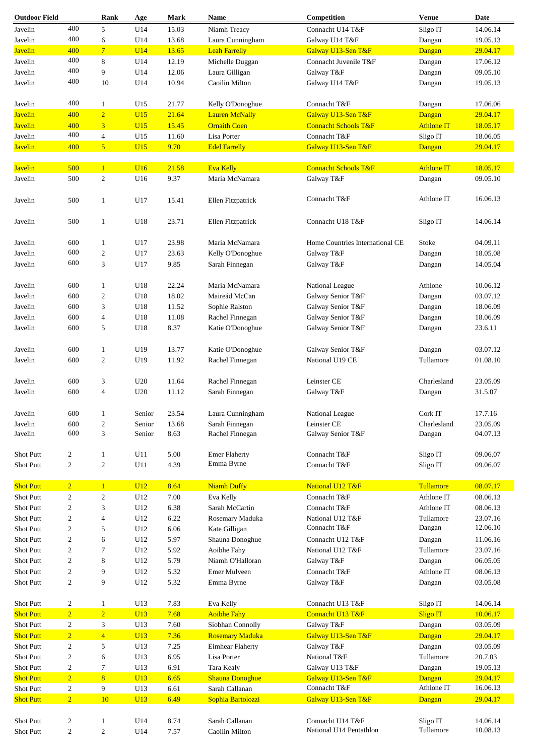| Outdoor Field | | Rank | Age | Mark | Name | Competition | Venue | Date |
|---|---|---|---|---|---|---|---|---|
| Javelin | 400 | 5 | U14 | 15.03 | Niamh Treacy | Connacht U14 T&F | Sligo IT | 14.06.14 |
| Javelin | 400 | 6 | U14 | 13.68 | Laura Cunningham | Galway U14 T&F | Dangan | 19.05.13 |
| Javelin | 400 | 7 | U14 | 13.65 | Leah Farrelly | Galway U13-Sen T&F | Dangan | 29.04.17 |
| Javelin | 400 | 8 | U14 | 12.19 | Michelle Duggan | Connacht Juvenile T&F | Dangan | 17.06.12 |
| Javelin | 400 | 9 | U14 | 12.06 | Laura Gilligan | Galway T&F | Dangan | 09.05.10 |
| Javelin | 400 | 10 | U14 | 10.94 | Caoilin Milton | Galway U14 T&F | Dangan | 19.05.13 |
| | | | | | | | | |
| Javelin | 400 | 1 | U15 | 21.77 | Kelly O'Donoghue | Connacht T&F | Dangan | 17.06.06 |
| Javelin | 400 | 2 | U15 | 21.64 | Lauren McNally | Galway U13-Sen T&F | Dangan | 29.04.17 |
| Javelin | 400 | 3 | U15 | 15.45 | Ornaith Coen | Connacht Schools T&F | Athlone IT | 18.05.17 |
| Javelin | 400 | 4 | U15 | 11.60 | Lisa Porter | Connacht T&F | Sligo IT | 18.06.05 |
| Javelin | 400 | 5 | U15 | 9.70 | Edel Farrelly | Galway U13-Sen T&F | Dangan | 29.04.17 |
| | | | | | | | | |
| Javelin | 500 | 1 | U16 | 21.58 | Eva Kelly | Connacht Schools T&F | Athlone IT | 18.05.17 |
| Javelin | 500 | 2 | U16 | 9.37 | Maria McNamara | Galway T&F | Dangan | 09.05.10 |
| | | | | | | | | |
| Javelin | 500 | 1 | U17 | 15.41 | Ellen Fitzpatrick | Connacht T&F | Athlone IT | 16.06.13 |
| | | | | | | | | |
| Javelin | 500 | 1 | U18 | 23.71 | Ellen Fitzpatrick | Connacht U18 T&F | Sligo IT | 14.06.14 |
| | | | | | | | | |
| Javelin | 600 | 1 | U17 | 23.98 | Maria McNamara | Home Countries International CE | Stoke | 04.09.11 |
| Javelin | 600 | 2 | U17 | 23.63 | Kelly O'Donoghue | Galway T&F | Dangan | 18.05.08 |
| Javelin | 600 | 3 | U17 | 9.85 | Sarah Finnegan | Galway T&F | Dangan | 14.05.04 |
| | | | | | | | | |
| Javelin | 600 | 1 | U18 | 22.24 | Maria McNamara | National League | Athlone | 10.06.12 |
| Javelin | 600 | 2 | U18 | 18.02 | Maireád McCan | Galway Senior T&F | Dangan | 03.07.12 |
| Javelin | 600 | 3 | U18 | 11.52 | Sophie Ralston | Galway Senior T&F | Dangan | 18.06.09 |
| Javelin | 600 | 4 | U18 | 11.08 | Rachel Finnegan | Galway Senior T&F | Dangan | 18.06.09 |
| Javelin | 600 | 5 | U18 | 8.37 | Katie O'Donoghue | Galway Senior T&F | Dangan | 23.6.11 |
| | | | | | | | | |
| Javelin | 600 | 1 | U19 | 13.77 | Katie O'Donoghue | Galway Senior T&F | Dangan | 03.07.12 |
| Javelin | 600 | 2 | U19 | 11.92 | Rachel Finnegan | National U19 CE | Tullamore | 01.08.10 |
| | | | | | | | | |
| Javelin | 600 | 3 | U20 | 11.64 | Rachel Finnegan | Leinster CE | Charlesland | 23.05.09 |
| Javelin | 600 | 4 | U20 | 11.12 | Sarah Finnegan | Galway T&F | Dangan | 31.5.07 |
| | | | | | | | | |
| Javelin | 600 | 1 | Senior | 23.54 | Laura Cunningham | National League | Cork IT | 17.7.16 |
| Javelin | 600 | 2 | Senior | 13.68 | Sarah Finnegan | Leinster CE | Charlesland | 23.05.09 |
| Javelin | 600 | 3 | Senior | 8.63 | Rachel Finnegan | Galway Senior T&F | Dangan | 04.07.13 |
| | | | | | | | | |
| Shot Putt | 2 | 1 | U11 | 5.00 | Emer Flaherty | Connacht T&F | Sligo IT | 09.06.07 |
| Shot Putt | 2 | 2 | U11 | 4.39 | Emma Byrne | Connacht T&F | Sligo IT | 09.06.07 |
| | | | | | | | | |
| Shot Putt | 2 | 1 | U12 | 8.64 | Niamh Duffy | National U12 T&F | Tullamore | 08.07.17 |
| Shot Putt | 2 | 2 | U12 | 7.00 | Eva Kelly | Connacht T&F | Athlone IT | 08.06.13 |
| Shot Putt | 2 | 3 | U12 | 6.38 | Sarah McCartin | Connacht T&F | Athlone IT | 08.06.13 |
| Shot Putt | 2 | 4 | U12 | 6.22 | Rosemary Maduka | National U12 T&F | Tullamore | 23.07.16 |
| Shot Putt | 2 | 5 | U12 | 6.06 | Kate Gilligan | Connacht T&F | Dangan | 12.06.10 |
| Shot Putt | 2 | 6 | U12 | 5.97 | Shauna Donoghue | Connacht U12 T&F | Dangan | 11.06.16 |
| Shot Putt | 2 | 7 | U12 | 5.92 | Aoibhe Fahy | National U12 T&F | Tullamore | 23.07.16 |
| Shot Putt | 2 | 8 | U12 | 5.79 | Niamh O'Halloran | Galway T&F | Dangan | 06.05.05 |
| Shot Putt | 2 | 9 | U12 | 5.32 | Emer Mulveen | Connacht T&F | Athlone IT | 08.06.13 |
| Shot Putt | 2 | 9 | U12 | 5.32 | Emma Byrne | Galway T&F | Dangan | 03.05.08 |
| | | | | | | | | |
| Shot Putt | 2 | 1 | U13 | 7.83 | Eva Kelly | Connacht U13 T&F | Sligo IT | 14.06.14 |
| Shot Putt | 2 | 2 | U13 | 7.68 | Aoibhe Fahy | Connacht U13 T&F | Sligo IT | 10.06.17 |
| Shot Putt | 2 | 3 | U13 | 7.60 | Siobhan Connolly | Galway T&F | Dangan | 03.05.09 |
| Shot Putt | 2 | 4 | U13 | 7.36 | Rosemary Maduka | Galway U13-Sen T&F | Dangan | 29.04.17 |
| Shot Putt | 2 | 5 | U13 | 7.25 | Eimhear Flaherty | Galway T&F | Dangan | 03.05.09 |
| Shot Putt | 2 | 6 | U13 | 6.95 | Lisa Porter | National T&F | Tullamore | 20.7.03 |
| Shot Putt | 2 | 7 | U13 | 6.91 | Tara Kealy | Galway U13 T&F | Dangan | 19.05.13 |
| Shot Putt | 2 | 8 | U13 | 6.65 | Shauna Donoghue | Galway U13-Sen T&F | Dangan | 29.04.17 |
| Shot Putt | 2 | 9 | U13 | 6.61 | Sarah Callanan | Connacht T&F | Athlone IT | 16.06.13 |
| Shot Putt | 2 | 10 | U13 | 6.49 | Sophia Bartolozzi | Galway U13-Sen T&F | Dangan | 29.04.17 |
| | | | | | | | | |
| Shot Putt | 2 | 1 | U14 | 8.74 | Sarah Callanan | Connacht U14 T&F | Sligo IT | 14.06.14 |
| Shot Putt | 2 | 2 | U14 | 7.57 | Caoilin Milton | National U14 Pentathlon | Tullamore | 10.08.13 |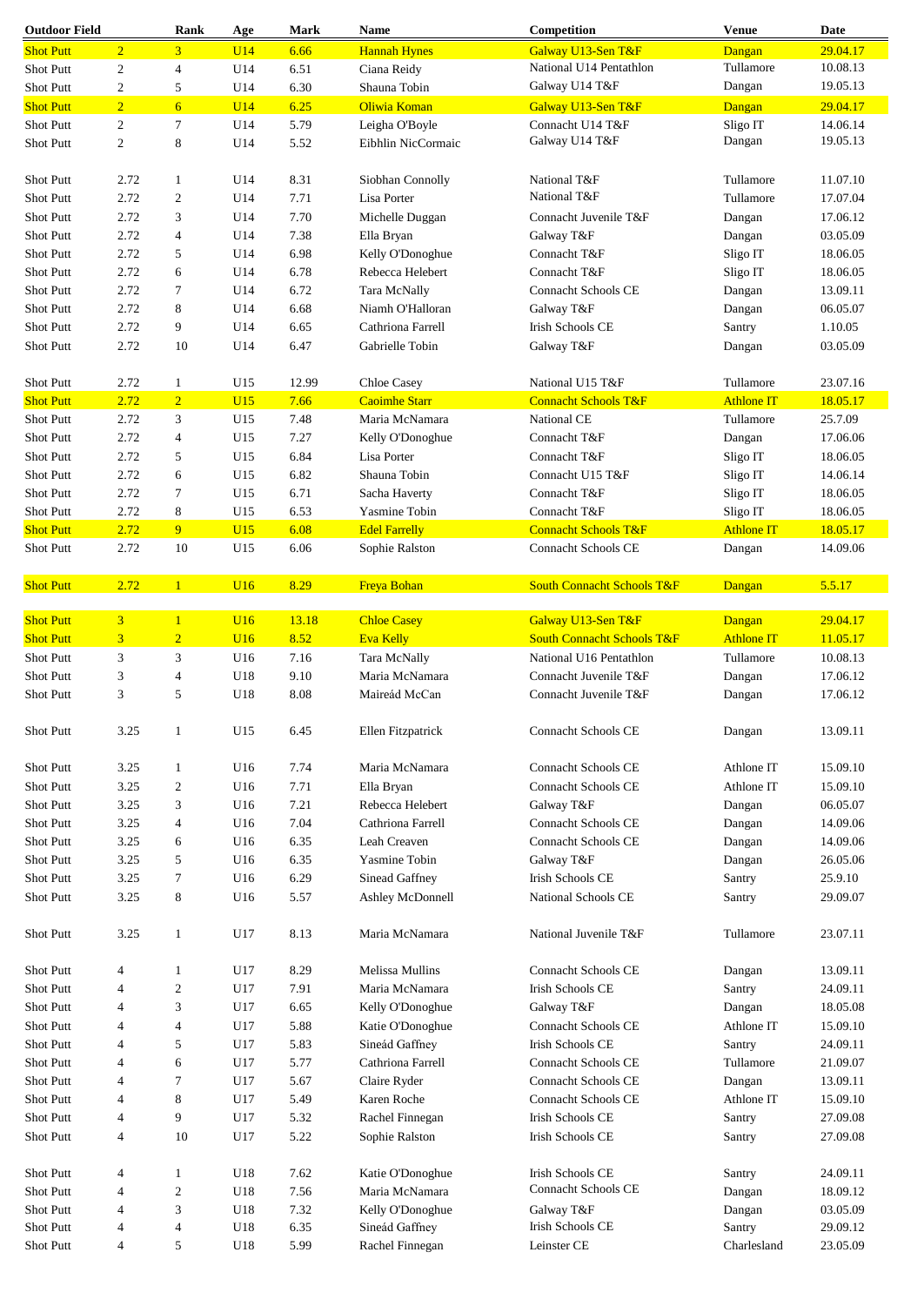| Outdoor Field | | Rank | Age | Mark | Name | Competition | Venue | Date |
|---|---|---|---|---|---|---|---|---|
| Shot Putt | 2 | 3 | U14 | 6.66 | Hannah Hynes | Galway U13-Sen T&F | Dangan | 29.04.17 |
| Shot Putt | 2 | 4 | U14 | 6.51 | Ciana Reidy | National U14 Pentathlon | Tullamore | 10.08.13 |
| Shot Putt | 2 | 5 | U14 | 6.30 | Shauna Tobin | Galway U14 T&F | Dangan | 19.05.13 |
| Shot Putt | 2 | 6 | U14 | 6.25 | Oliwia Koman | Galway U13-Sen T&F | Dangan | 29.04.17 |
| Shot Putt | 2 | 7 | U14 | 5.79 | Leigha O'Boyle | Connacht U14 T&F | Sligo IT | 14.06.14 |
| Shot Putt | 2 | 8 | U14 | 5.52 | Eibhlin NicCormaic | Galway U14 T&F | Dangan | 19.05.13 |
| | | | | | | | | |
| Shot Putt | 2.72 | 1 | U14 | 8.31 | Siobhan Connolly | National T&F | Tullamore | 11.07.10 |
| Shot Putt | 2.72 | 2 | U14 | 7.71 | Lisa Porter | National T&F | Tullamore | 17.07.04 |
| Shot Putt | 2.72 | 3 | U14 | 7.70 | Michelle Duggan | Connacht Juvenile T&F | Dangan | 17.06.12 |
| Shot Putt | 2.72 | 4 | U14 | 7.38 | Ella Bryan | Galway T&F | Dangan | 03.05.09 |
| Shot Putt | 2.72 | 5 | U14 | 6.98 | Kelly O'Donoghue | Connacht T&F | Sligo IT | 18.06.05 |
| Shot Putt | 2.72 | 6 | U14 | 6.78 | Rebecca Helebert | Connacht T&F | Sligo IT | 18.06.05 |
| Shot Putt | 2.72 | 7 | U14 | 6.72 | Tara McNally | Connacht Schools CE | Dangan | 13.09.11 |
| Shot Putt | 2.72 | 8 | U14 | 6.68 | Niamh O'Halloran | Galway T&F | Dangan | 06.05.07 |
| Shot Putt | 2.72 | 9 | U14 | 6.65 | Cathriona Farrell | Irish Schools CE | Santry | 1.10.05 |
| Shot Putt | 2.72 | 10 | U14 | 6.47 | Gabrielle Tobin | Galway T&F | Dangan | 03.05.09 |
| | | | | | | | | |
| Shot Putt | 2.72 | 1 | U15 | 12.99 | Chloe Casey | National U15 T&F | Tullamore | 23.07.16 |
| Shot Putt | 2.72 | 2 | U15 | 7.66 | Caoimhe Starr | Connacht Schools T&F | Athlone IT | 18.05.17 |
| Shot Putt | 2.72 | 3 | U15 | 7.48 | Maria McNamara | National CE | Tullamore | 25.7.09 |
| Shot Putt | 2.72 | 4 | U15 | 7.27 | Kelly O'Donoghue | Connacht T&F | Dangan | 17.06.06 |
| Shot Putt | 2.72 | 5 | U15 | 6.84 | Lisa Porter | Connacht T&F | Sligo IT | 18.06.05 |
| Shot Putt | 2.72 | 6 | U15 | 6.82 | Shauna Tobin | Connacht U15 T&F | Sligo IT | 14.06.14 |
| Shot Putt | 2.72 | 7 | U15 | 6.71 | Sacha Haverty | Connacht T&F | Sligo IT | 18.06.05 |
| Shot Putt | 2.72 | 8 | U15 | 6.53 | Yasmine Tobin | Connacht T&F | Sligo IT | 18.06.05 |
| Shot Putt | 2.72 | 9 | U15 | 6.08 | Edel Farrelly | Connacht Schools T&F | Athlone IT | 18.05.17 |
| Shot Putt | 2.72 | 10 | U15 | 6.06 | Sophie Ralston | Connacht Schools CE | Dangan | 14.09.06 |
| | | | | | | | | |
| Shot Putt | 2.72 | 1 | U16 | 8.29 | Freya Bohan | South Connacht Schools T&F | Dangan | 5.5.17 |
| | | | | | | | | |
| Shot Putt | 3 | 1 | U16 | 13.18 | Chloe Casey | Galway U13-Sen T&F | Dangan | 29.04.17 |
| Shot Putt | 3 | 2 | U16 | 8.52 | Eva Kelly | South Connacht Schools T&F | Athlone IT | 11.05.17 |
| Shot Putt | 3 | 3 | U16 | 7.16 | Tara McNally | National U16 Pentathlon | Tullamore | 10.08.13 |
| Shot Putt | 3 | 4 | U18 | 9.10 | Maria McNamara | Connacht Juvenile T&F | Dangan | 17.06.12 |
| Shot Putt | 3 | 5 | U18 | 8.08 | Maireád McCan | Connacht Juvenile T&F | Dangan | 17.06.12 |
| | | | | | | | | |
| Shot Putt | 3.25 | 1 | U15 | 6.45 | Ellen Fitzpatrick | Connacht Schools CE | Dangan | 13.09.11 |
| | | | | | | | | |
| Shot Putt | 3.25 | 1 | U16 | 7.74 | Maria McNamara | Connacht Schools CE | Athlone IT | 15.09.10 |
| Shot Putt | 3.25 | 2 | U16 | 7.71 | Ella Bryan | Connacht Schools CE | Athlone IT | 15.09.10 |
| Shot Putt | 3.25 | 3 | U16 | 7.21 | Rebecca Helebert | Galway T&F | Dangan | 06.05.07 |
| Shot Putt | 3.25 | 4 | U16 | 7.04 | Cathriona Farrell | Connacht Schools CE | Dangan | 14.09.06 |
| Shot Putt | 3.25 | 6 | U16 | 6.35 | Leah Creaven | Connacht Schools CE | Dangan | 14.09.06 |
| Shot Putt | 3.25 | 5 | U16 | 6.35 | Yasmine Tobin | Galway T&F | Dangan | 26.05.06 |
| Shot Putt | 3.25 | 7 | U16 | 6.29 | Sinead Gaffney | Irish Schools CE | Santry | 25.9.10 |
| Shot Putt | 3.25 | 8 | U16 | 5.57 | Ashley McDonnell | National Schools CE | Santry | 29.09.07 |
| | | | | | | | | |
| Shot Putt | 3.25 | 1 | U17 | 8.13 | Maria McNamara | National Juvenile T&F | Tullamore | 23.07.11 |
| | | | | | | | | |
| Shot Putt | 4 | 1 | U17 | 8.29 | Melissa Mullins | Connacht Schools CE | Dangan | 13.09.11 |
| Shot Putt | 4 | 2 | U17 | 7.91 | Maria McNamara | Irish Schools CE | Santry | 24.09.11 |
| Shot Putt | 4 | 3 | U17 | 6.65 | Kelly O'Donoghue | Galway T&F | Dangan | 18.05.08 |
| Shot Putt | 4 | 4 | U17 | 5.88 | Katie O'Donoghue | Connacht Schools CE | Athlone IT | 15.09.10 |
| Shot Putt | 4 | 5 | U17 | 5.83 | Sineád Gaffney | Irish Schools CE | Santry | 24.09.11 |
| Shot Putt | 4 | 6 | U17 | 5.77 | Cathriona Farrell | Connacht Schools CE | Tullamore | 21.09.07 |
| Shot Putt | 4 | 7 | U17 | 5.67 | Claire Ryder | Connacht Schools CE | Dangan | 13.09.11 |
| Shot Putt | 4 | 8 | U17 | 5.49 | Karen Roche | Connacht Schools CE | Athlone IT | 15.09.10 |
| Shot Putt | 4 | 9 | U17 | 5.32 | Rachel Finnegan | Irish Schools CE | Santry | 27.09.08 |
| Shot Putt | 4 | 10 | U17 | 5.22 | Sophie Ralston | Irish Schools CE | Santry | 27.09.08 |
| | | | | | | | | |
| Shot Putt | 4 | 1 | U18 | 7.62 | Katie O'Donoghue | Irish Schools CE | Santry | 24.09.11 |
| Shot Putt | 4 | 2 | U18 | 7.56 | Maria McNamara | Connacht Schools CE | Dangan | 18.09.12 |
| Shot Putt | 4 | 3 | U18 | 7.32 | Kelly O'Donoghue | Galway T&F | Dangan | 03.05.09 |
| Shot Putt | 4 | 4 | U18 | 6.35 | Sineád Gaffney | Irish Schools CE | Santry | 29.09.12 |
| Shot Putt | 4 | 5 | U18 | 5.99 | Rachel Finnegan | Leinster CE | Charlesland | 23.05.09 |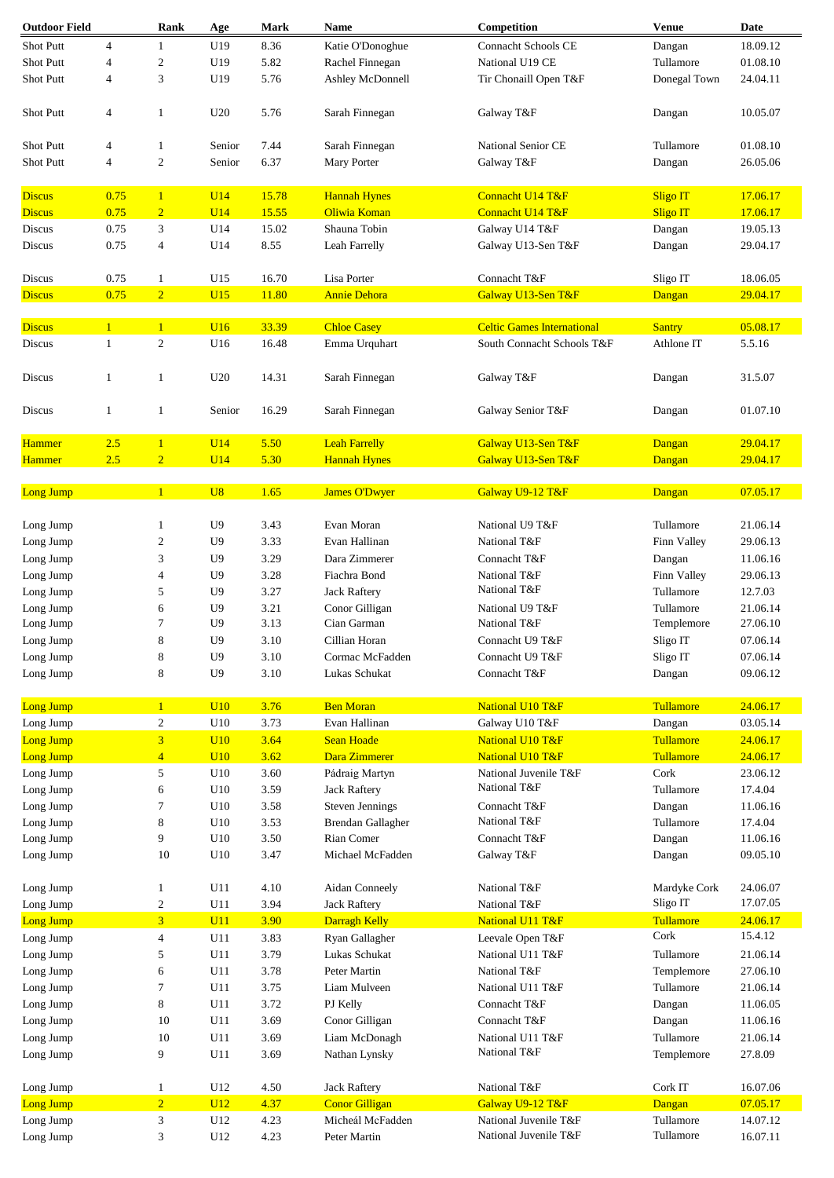| Outdoor Field | | Rank | Age | Mark | Name | Competition | Venue | Date |
|---|---|---|---|---|---|---|---|---|
| Shot Putt | 4 | 1 | U19 | 8.36 | Katie O'Donoghue | Connacht Schools CE | Dangan | 18.09.12 |
| Shot Putt | 4 | 2 | U19 | 5.82 | Rachel Finnegan | National U19 CE | Tullamore | 01.08.10 |
| Shot Putt | 4 | 3 | U19 | 5.76 | Ashley McDonnell | Tir Chonaill Open T&F | Donegal Town | 24.04.11 |
| | | | | | | | | |
| Shot Putt | 4 | 1 | U20 | 5.76 | Sarah Finnegan | Galway T&F | Dangan | 10.05.07 |
| | | | | | | | | |
| Shot Putt | 4 | 1 | Senior | 7.44 | Sarah Finnegan | National Senior CE | Tullamore | 01.08.10 |
| Shot Putt | 4 | 2 | Senior | 6.37 | Mary Porter | Galway T&F | Dangan | 26.05.06 |
| | | | | | | | | |
| Discus | 0.75 | 1 | U14 | 15.78 | Hannah Hynes | Connacht U14 T&F | Sligo IT | 17.06.17 |
| Discus | 0.75 | 2 | U14 | 15.55 | Oliwia Koman | Connacht U14 T&F | Sligo IT | 17.06.17 |
| Discus | 0.75 | 3 | U14 | 15.02 | Shauna Tobin | Galway U14 T&F | Dangan | 19.05.13 |
| Discus | 0.75 | 4 | U14 | 8.55 | Leah Farrelly | Galway U13-Sen T&F | Dangan | 29.04.17 |
| | | | | | | | | |
| Discus | 0.75 | 1 | U15 | 16.70 | Lisa Porter | Connacht T&F | Sligo IT | 18.06.05 |
| Discus | 0.75 | 2 | U15 | 11.80 | Annie Dehora | Galway U13-Sen T&F | Dangan | 29.04.17 |
| | | | | | | | | |
| Discus | 1 | 1 | U16 | 33.39 | Chloe Casey | Celtic Games International | Santry | 05.08.17 |
| Discus | 1 | 2 | U16 | 16.48 | Emma Urquhart | South Connacht Schools T&F | Athlone IT | 5.5.16 |
| | | | | | | | | |
| Discus | 1 | 1 | U20 | 14.31 | Sarah Finnegan | Galway T&F | Dangan | 31.5.07 |
| | | | | | | | | |
| Discus | 1 | 1 | Senior | 16.29 | Sarah Finnegan | Galway Senior T&F | Dangan | 01.07.10 |
| | | | | | | | | |
| Hammer | 2.5 | 1 | U14 | 5.50 | Leah Farrelly | Galway U13-Sen T&F | Dangan | 29.04.17 |
| Hammer | 2.5 | 2 | U14 | 5.30 | Hannah Hynes | Galway U13-Sen T&F | Dangan | 29.04.17 |
| | | | | | | | | |
| Long Jump | | 1 | U8 | 1.65 | James O'Dwyer | Galway U9-12 T&F | Dangan | 07.05.17 |
| | | | | | | | | |
| Long Jump | | 1 | U9 | 3.43 | Evan Moran | National U9 T&F | Tullamore | 21.06.14 |
| Long Jump | | 2 | U9 | 3.33 | Evan Hallinan | National T&F | Finn Valley | 29.06.13 |
| Long Jump | | 3 | U9 | 3.29 | Dara Zimmerer | Connacht T&F | Dangan | 11.06.16 |
| Long Jump | | 4 | U9 | 3.28 | Fiachra Bond | National T&F | Finn Valley | 29.06.13 |
| Long Jump | | 5 | U9 | 3.27 | Jack Raftery | National T&F | Tullamore | 12.7.03 |
| Long Jump | | 6 | U9 | 3.21 | Conor Gilligan | National U9 T&F | Tullamore | 21.06.14 |
| Long Jump | | 7 | U9 | 3.13 | Cian Garman | National T&F | Templemore | 27.06.10 |
| Long Jump | | 8 | U9 | 3.10 | Cillian Horan | Connacht U9 T&F | Sligo IT | 07.06.14 |
| Long Jump | | 8 | U9 | 3.10 | Cormac McFadden | Connacht U9 T&F | Sligo IT | 07.06.14 |
| Long Jump | | 8 | U9 | 3.10 | Lukas Schukat | Connacht T&F | Dangan | 09.06.12 |
| | | | | | | | | |
| Long Jump | | 1 | U10 | 3.76 | Ben Moran | National U10 T&F | Tullamore | 24.06.17 |
| Long Jump | | 2 | U10 | 3.73 | Evan Hallinan | Galway U10 T&F | Dangan | 03.05.14 |
| Long Jump | | 3 | U10 | 3.64 | Sean Hoade | National U10 T&F | Tullamore | 24.06.17 |
| Long Jump | | 4 | U10 | 3.62 | Dara Zimmerer | National U10 T&F | Tullamore | 24.06.17 |
| Long Jump | | 5 | U10 | 3.60 | Pádraig Martyn | National Juvenile T&F | Cork | 23.06.12 |
| Long Jump | | 6 | U10 | 3.59 | Jack Raftery | National T&F | Tullamore | 17.4.04 |
| Long Jump | | 7 | U10 | 3.58 | Steven Jennings | Connacht T&F | Dangan | 11.06.16 |
| Long Jump | | 8 | U10 | 3.53 | Brendan Gallagher | National T&F | Tullamore | 17.4.04 |
| Long Jump | | 9 | U10 | 3.50 | Rian Comer | Connacht T&F | Dangan | 11.06.16 |
| Long Jump | | 10 | U10 | 3.47 | Michael McFadden | Galway T&F | Dangan | 09.05.10 |
| | | | | | | | | |
| Long Jump | | 1 | U11 | 4.10 | Aidan Conneely | National T&F | Mardyke Cork | 24.06.07 |
| Long Jump | | 2 | U11 | 3.94 | Jack Raftery | National T&F | Sligo IT | 17.07.05 |
| Long Jump | | 3 | U11 | 3.90 | Darragh Kelly | National U11 T&F | Tullamore | 24.06.17 |
| Long Jump | | 4 | U11 | 3.83 | Ryan Gallagher | Leevale Open T&F | Cork | 15.4.12 |
| Long Jump | | 5 | U11 | 3.79 | Lukas Schukat | National U11 T&F | Tullamore | 21.06.14 |
| Long Jump | | 6 | U11 | 3.78 | Peter Martin | National T&F | Templemore | 27.06.10 |
| Long Jump | | 7 | U11 | 3.75 | Liam Mulveen | National U11 T&F | Tullamore | 21.06.14 |
| Long Jump | | 8 | U11 | 3.72 | PJ Kelly | Connacht T&F | Dangan | 11.06.05 |
| Long Jump | | 10 | U11 | 3.69 | Conor Gilligan | Connacht T&F | Dangan | 11.06.16 |
| Long Jump | | 10 | U11 | 3.69 | Liam McDonagh | National U11 T&F | Tullamore | 21.06.14 |
| Long Jump | | 9 | U11 | 3.69 | Nathan Lynsky | National T&F | Templemore | 27.8.09 |
| | | | | | | | | |
| Long Jump | | 1 | U12 | 4.50 | Jack Raftery | National T&F | Cork IT | 16.07.06 |
| Long Jump | | 2 | U12 | 4.37 | Conor Gilligan | Galway U9-12 T&F | Dangan | 07.05.17 |
| Long Jump | | 3 | U12 | 4.23 | Micheál McFadden | National Juvenile T&F | Tullamore | 14.07.12 |
| Long Jump | | 3 | U12 | 4.23 | Peter Martin | National Juvenile T&F | Tullamore | 16.07.11 |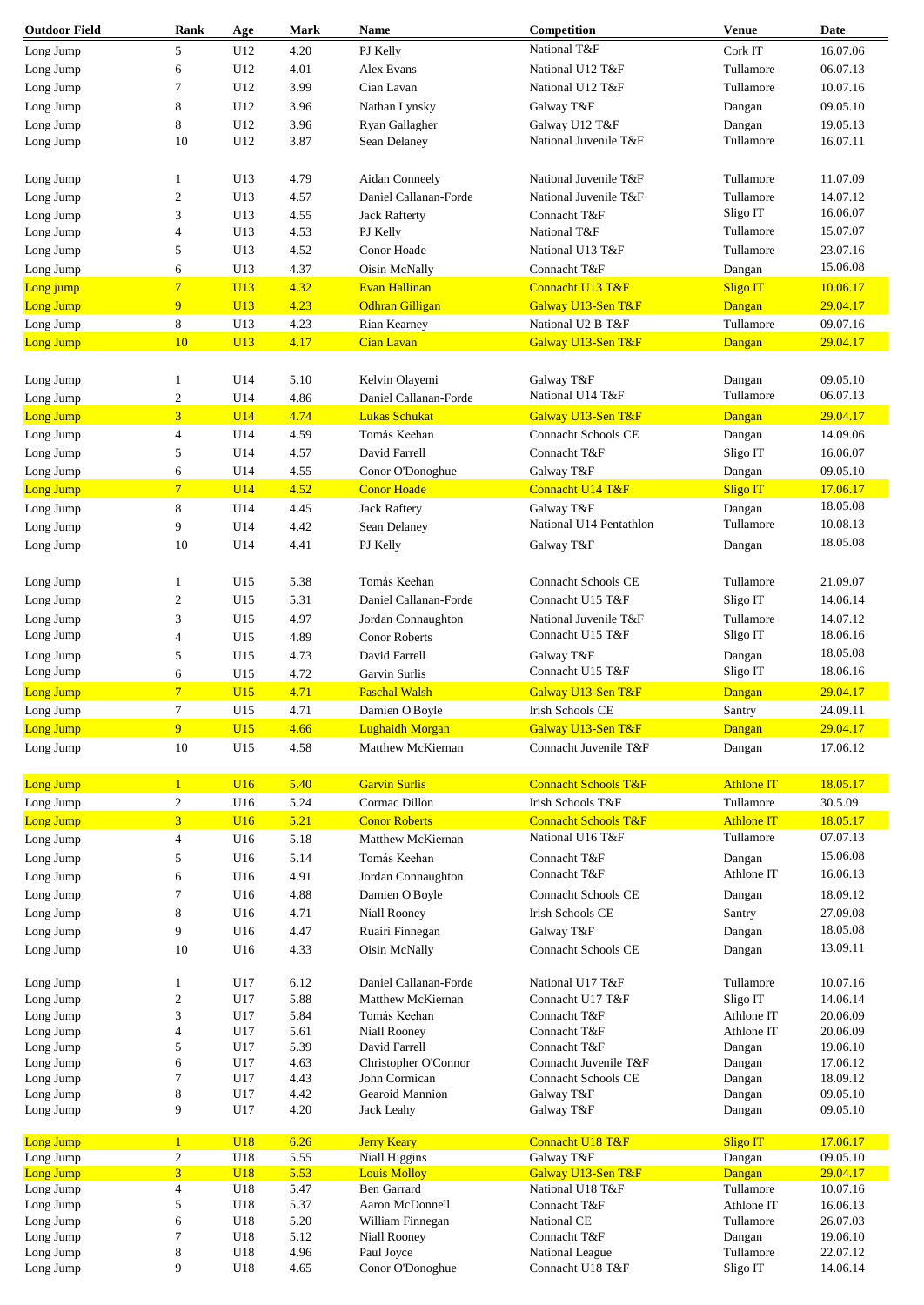| Outdoor Field | Rank | Age | Mark | Name | Competition | Venue | Date |
|---|---|---|---|---|---|---|---|
| Long Jump | 5 | U12 | 4.20 | PJ Kelly | National T&F | Cork IT | 16.07.06 |
| Long Jump | 6 | U12 | 4.01 | Alex Evans | National U12 T&F | Tullamore | 06.07.13 |
| Long Jump | 7 | U12 | 3.99 | Cian Lavan | National U12 T&F | Tullamore | 10.07.16 |
| Long Jump | 8 | U12 | 3.96 | Nathan Lynsky | Galway T&F | Dangan | 09.05.10 |
| Long Jump | 8 | U12 | 3.96 | Ryan Gallagher | Galway U12 T&F | Dangan | 19.05.13 |
| Long Jump | 10 | U12 | 3.87 | Sean Delaney | National Juvenile T&F | Tullamore | 16.07.11 |
| | | | | | | | |
| Long Jump | 1 | U13 | 4.79 | Aidan Conneely | National Juvenile T&F | Tullamore | 11.07.09 |
| Long Jump | 2 | U13 | 4.57 | Daniel Callanan-Forde | National Juvenile T&F | Tullamore | 14.07.12 |
| Long Jump | 3 | U13 | 4.55 | Jack Rafferty | Connacht T&F | Sligo IT | 16.06.07 |
| Long Jump | 4 | U13 | 4.53 | PJ Kelly | National T&F | Tullamore | 15.07.07 |
| Long Jump | 5 | U13 | 4.52 | Conor Hoade | National U13 T&F | Tullamore | 23.07.16 |
| Long Jump | 6 | U13 | 4.37 | Oisin McNally | Connacht T&F | Dangan | 15.06.08 |
| Long jump | 7 | U13 | 4.32 | Evan Hallinan | Connacht U13 T&F | Sligo IT | 10.06.17 |
| Long Jump | 9 | U13 | 4.23 | Odhran Gilligan | Galway U13-Sen T&F | Dangan | 29.04.17 |
| Long Jump | 8 | U13 | 4.23 | Rian Kearney | National U2 B T&F | Tullamore | 09.07.16 |
| Long Jump | 10 | U13 | 4.17 | Cian Lavan | Galway U13-Sen T&F | Dangan | 29.04.17 |
| | | | | | | | |
| Long Jump | 1 | U14 | 5.10 | Kelvin Olayemi | Galway T&F | Dangan | 09.05.10 |
| Long Jump | 2 | U14 | 4.86 | Daniel Callanan-Forde | National U14 T&F | Tullamore | 06.07.13 |
| Long Jump | 3 | U14 | 4.74 | Lukas Schukat | Galway U13-Sen T&F | Dangan | 29.04.17 |
| Long Jump | 4 | U14 | 4.59 | Tomás Keehan | Connacht Schools CE | Dangan | 14.09.06 |
| Long Jump | 5 | U14 | 4.57 | David Farrell | Connacht T&F | Sligo IT | 16.06.07 |
| Long Jump | 6 | U14 | 4.55 | Conor O'Donoghue | Galway T&F | Dangan | 09.05.10 |
| Long Jump | 7 | U14 | 4.52 | Conor Hoade | Connacht U14 T&F | Sligo IT | 17.06.17 |
| Long Jump | 8 | U14 | 4.45 | Jack Raftery | Galway T&F | Dangan | 18.05.08 |
| Long Jump | 9 | U14 | 4.42 | Sean Delaney | National U14 Pentathlon | Tullamore | 10.08.13 |
| Long Jump | 10 | U14 | 4.41 | PJ Kelly | Galway T&F | Dangan | 18.05.08 |
| | | | | | | | |
| Long Jump | 1 | U15 | 5.38 | Tomás Keehan | Connacht Schools CE | Tullamore | 21.09.07 |
| Long Jump | 2 | U15 | 5.31 | Daniel Callanan-Forde | Connacht U15 T&F | Sligo IT | 14.06.14 |
| Long Jump | 3 | U15 | 4.97 | Jordan Connaughton | National Juvenile T&F | Tullamore | 14.07.12 |
| Long Jump | 4 | U15 | 4.89 | Conor Roberts | Connacht U15 T&F | Sligo IT | 18.06.16 |
| Long Jump | 5 | U15 | 4.73 | David Farrell | Galway T&F | Dangan | 18.05.08 |
| Long Jump | 6 | U15 | 4.72 | Garvin Surlis | Connacht U15 T&F | Sligo IT | 18.06.16 |
| Long Jump | 7 | U15 | 4.71 | Paschal Walsh | Galway U13-Sen T&F | Dangan | 29.04.17 |
| Long Jump | 7 | U15 | 4.71 | Damien O'Boyle | Irish Schools CE | Santry | 24.09.11 |
| Long Jump | 9 | U15 | 4.66 | Lughaidh Morgan | Galway U13-Sen T&F | Dangan | 29.04.17 |
| Long Jump | 10 | U15 | 4.58 | Matthew McKiernan | Connacht Juvenile T&F | Dangan | 17.06.12 |
| | | | | | | | |
| Long Jump | 1 | U16 | 5.40 | Garvin Surlis | Connacht Schools T&F | Athlone IT | 18.05.17 |
| Long Jump | 2 | U16 | 5.24 | Cormac Dillon | Irish Schools T&F | Tullamore | 30.5.09 |
| Long Jump | 3 | U16 | 5.21 | Conor Roberts | Connacht Schools T&F | Athlone IT | 18.05.17 |
| Long Jump | 4 | U16 | 5.18 | Matthew McKiernan | National U16 T&F | Tullamore | 07.07.13 |
| Long Jump | 5 | U16 | 5.14 | Tomás Keehan | Connacht T&F | Dangan | 15.06.08 |
| Long Jump | 6 | U16 | 4.91 | Jordan Connaughton | Connacht T&F | Athlone IT | 16.06.13 |
| Long Jump | 7 | U16 | 4.88 | Damien O'Boyle | Connacht Schools CE | Dangan | 18.09.12 |
| Long Jump | 8 | U16 | 4.71 | Niall Rooney | Irish Schools CE | Santry | 27.09.08 |
| Long Jump | 9 | U16 | 4.47 | Ruairi Finnegan | Galway T&F | Dangan | 18.05.08 |
| Long Jump | 10 | U16 | 4.33 | Oisin McNally | Connacht Schools CE | Dangan | 13.09.11 |
| | | | | | | | |
| Long Jump | 1 | U17 | 6.12 | Daniel Callanan-Forde | National U17 T&F | Tullamore | 10.07.16 |
| Long Jump | 2 | U17 | 5.88 | Matthew McKiernan | Connacht U17 T&F | Sligo IT | 14.06.14 |
| Long Jump | 3 | U17 | 5.84 | Tomás Keehan | Connacht T&F | Athlone IT | 20.06.09 |
| Long Jump | 4 | U17 | 5.61 | Niall Rooney | Connacht T&F | Athlone IT | 20.06.09 |
| Long Jump | 5 | U17 | 5.39 | David Farrell | Connacht T&F | Dangan | 19.06.10 |
| Long Jump | 6 | U17 | 4.63 | Christopher O'Connor | Connacht Juvenile T&F | Dangan | 17.06.12 |
| Long Jump | 7 | U17 | 4.43 | John Cormican | Connacht Schools CE | Dangan | 18.09.12 |
| Long Jump | 8 | U17 | 4.42 | Gearoid Mannion | Galway T&F | Dangan | 09.05.10 |
| Long Jump | 9 | U17 | 4.20 | Jack Leahy | Galway T&F | Dangan | 09.05.10 |
| | | | | | | | |
| Long Jump | 1 | U18 | 6.26 | Jerry Keary | Connacht U18 T&F | Sligo IT | 17.06.17 |
| Long Jump | 2 | U18 | 5.55 | Niall Higgins | Galway T&F | Dangan | 09.05.10 |
| Long Jump | 3 | U18 | 5.53 | Louis Molloy | Galway U13-Sen T&F | Dangan | 29.04.17 |
| Long Jump | 4 | U18 | 5.47 | Ben Garrard | National U18 T&F | Tullamore | 10.07.16 |
| Long Jump | 5 | U18 | 5.37 | Aaron McDonnell | Connacht T&F | Athlone IT | 16.06.13 |
| Long Jump | 6 | U18 | 5.20 | William Finnegan | National CE | Tullamore | 26.07.03 |
| Long Jump | 7 | U18 | 5.12 | Niall Rooney | Connacht T&F | Dangan | 19.06.10 |
| Long Jump | 8 | U18 | 4.96 | Paul Joyce | National League | Tullamore | 22.07.12 |
| Long Jump | 9 | U18 | 4.65 | Conor O'Donoghue | Connacht U18 T&F | Sligo IT | 14.06.14 |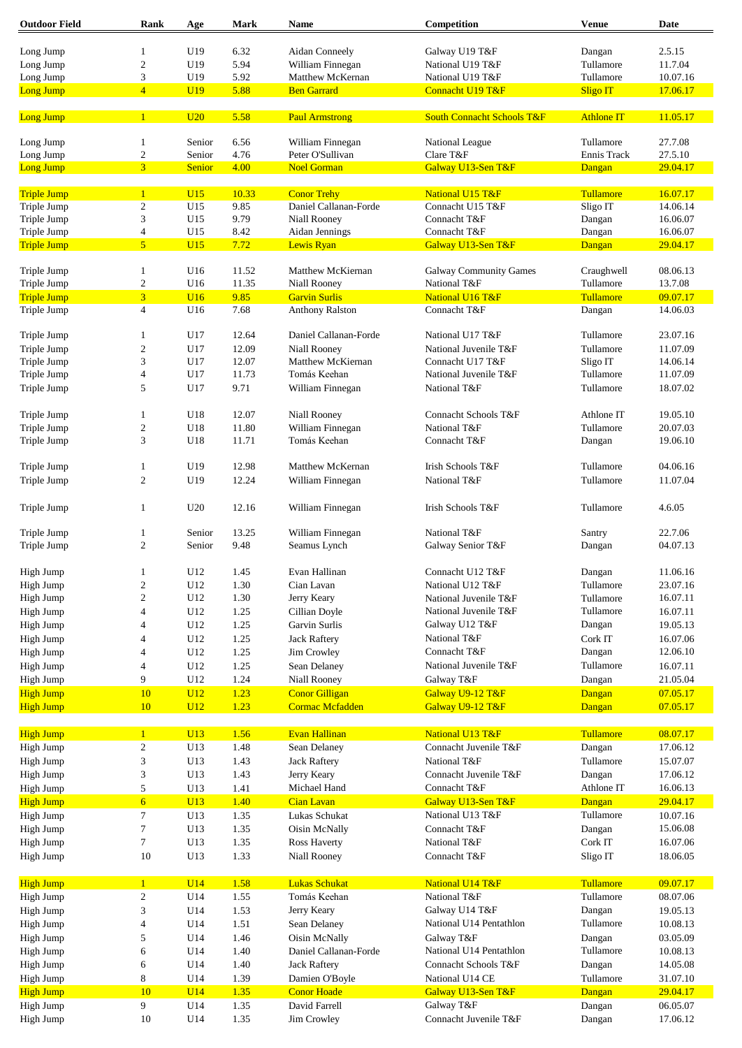| Outdoor Field | Rank | Age | Mark | Name | Competition | Venue | Date |
|---|---|---|---|---|---|---|---|
| Long Jump | 1 | U19 | 6.32 | Aidan Conneely | Galway U19 T&F | Dangan | 2.5.15 |
| Long Jump | 2 | U19 | 5.94 | William Finnegan | National U19 T&F | Tullamore | 11.7.04 |
| Long Jump | 3 | U19 | 5.92 | Matthew McKernan | National U19 T&F | Tullamore | 10.07.16 |
| Long Jump | 4 | U19 | 5.88 | Ben Garrard | Connacht U19 T&F | Sligo IT | 17.06.17 |
| | | | | | | | |
| Long Jump | 1 | U20 | 5.58 | Paul Armstrong | South Connacht Schools T&F | Athlone IT | 11.05.17 |
| | | | | | | | |
| Long Jump | 1 | Senior | 6.56 | William Finnegan | National League | Tullamore | 27.7.08 |
| Long Jump | 2 | Senior | 4.76 | Peter O'Sullivan | Clare T&F | Ennis Track | 27.5.10 |
| Long Jump | 3 | Senior | 4.00 | Noel Gorman | Galway U13-Sen T&F | Dangan | 29.04.17 |
| | | | | | | | |
| Triple Jump | 1 | U15 | 10.33 | Conor Trehy | National U15 T&F | Tullamore | 16.07.17 |
| Triple Jump | 2 | U15 | 9.85 | Daniel Callanan-Forde | Connacht U15 T&F | Sligo IT | 14.06.14 |
| Triple Jump | 3 | U15 | 9.79 | Niall Rooney | Connacht T&F | Dangan | 16.06.07 |
| Triple Jump | 4 | U15 | 8.42 | Aidan Jennings | Connacht T&F | Dangan | 16.06.07 |
| Triple Jump | 5 | U15 | 7.72 | Lewis Ryan | Galway U13-Sen T&F | Dangan | 29.04.17 |
| | | | | | | | |
| Triple Jump | 1 | U16 | 11.52 | Matthew McKiernan | Galway Community Games | Craughwell | 08.06.13 |
| Triple Jump | 2 | U16 | 11.35 | Niall Rooney | National T&F | Tullamore | 13.7.08 |
| Triple Jump | 3 | U16 | 9.85 | Garvin Surlis | National U16 T&F | Tullamore | 09.07.17 |
| Triple Jump | 4 | U16 | 7.68 | Anthony Ralston | Connacht T&F | Dangan | 14.06.03 |
| | | | | | | | |
| Triple Jump | 1 | U17 | 12.64 | Daniel Callanan-Forde | National U17 T&F | Tullamore | 23.07.16 |
| Triple Jump | 2 | U17 | 12.09 | Niall Rooney | National Juvenile T&F | Tullamore | 11.07.09 |
| Triple Jump | 3 | U17 | 12.07 | Matthew McKiernan | Connacht U17 T&F | Sligo IT | 14.06.14 |
| Triple Jump | 4 | U17 | 11.73 | Tomás Keehan | National Juvenile T&F | Tullamore | 11.07.09 |
| Triple Jump | 5 | U17 | 9.71 | William Finnegan | National T&F | Tullamore | 18.07.02 |
| | | | | | | | |
| Triple Jump | 1 | U18 | 12.07 | Niall Rooney | Connacht Schools T&F | Athlone IT | 19.05.10 |
| Triple Jump | 2 | U18 | 11.80 | William Finnegan | National T&F | Tullamore | 20.07.03 |
| Triple Jump | 3 | U18 | 11.71 | Tomás Keehan | Connacht T&F | Dangan | 19.06.10 |
| | | | | | | | |
| Triple Jump | 1 | U19 | 12.98 | Matthew McKernan | Irish Schools T&F | Tullamore | 04.06.16 |
| Triple Jump | 2 | U19 | 12.24 | William Finnegan | National T&F | Tullamore | 11.07.04 |
| | | | | | | | |
| Triple Jump | 1 | U20 | 12.16 | William Finnegan | Irish Schools T&F | Tullamore | 4.6.05 |
| | | | | | | | |
| Triple Jump | 1 | Senior | 13.25 | William Finnegan | National T&F | Santry | 22.7.06 |
| Triple Jump | 2 | Senior | 9.48 | Seamus Lynch | Galway Senior T&F | Dangan | 04.07.13 |
| | | | | | | | |
| High Jump | 1 | U12 | 1.45 | Evan Hallinan | Connacht U12 T&F | Dangan | 11.06.16 |
| High Jump | 2 | U12 | 1.30 | Cian Lavan | National U12 T&F | Tullamore | 23.07.16 |
| High Jump | 2 | U12 | 1.30 | Jerry Keary | National Juvenile T&F | Tullamore | 16.07.11 |
| High Jump | 4 | U12 | 1.25 | Cillian Doyle | National Juvenile T&F | Tullamore | 16.07.11 |
| High Jump | 4 | U12 | 1.25 | Garvin Surlis | Galway U12 T&F | Dangan | 19.05.13 |
| High Jump | 4 | U12 | 1.25 | Jack Raftery | National T&F | Cork IT | 16.07.06 |
| High Jump | 4 | U12 | 1.25 | Jim Crowley | Connacht T&F | Dangan | 12.06.10 |
| High Jump | 4 | U12 | 1.25 | Sean Delaney | National Juvenile T&F | Tullamore | 16.07.11 |
| High Jump | 9 | U12 | 1.24 | Niall Rooney | Galway T&F | Dangan | 21.05.04 |
| High Jump | 10 | U12 | 1.23 | Conor Gilligan | Galway U9-12 T&F | Dangan | 07.05.17 |
| High Jump | 10 | U12 | 1.23 | Cormac Mcfadden | Galway U9-12 T&F | Dangan | 07.05.17 |
| | | | | | | | |
| High Jump | 1 | U13 | 1.56 | Evan Hallinan | National U13 T&F | Tullamore | 08.07.17 |
| High Jump | 2 | U13 | 1.48 | Sean Delaney | Connacht Juvenile T&F | Dangan | 17.06.12 |
| High Jump | 3 | U13 | 1.43 | Jack Raftery | National T&F | Tullamore | 15.07.07 |
| High Jump | 3 | U13 | 1.43 | Jerry Keary | Connacht Juvenile T&F | Dangan | 17.06.12 |
| High Jump | 5 | U13 | 1.41 | Michael Hand | Connacht T&F | Athlone IT | 16.06.13 |
| High Jump | 6 | U13 | 1.40 | Cian Lavan | Galway U13-Sen T&F | Dangan | 29.04.17 |
| High Jump | 7 | U13 | 1.35 | Lukas Schukat | National U13 T&F | Tullamore | 10.07.16 |
| High Jump | 7 | U13 | 1.35 | Oisin McNally | Connacht T&F | Dangan | 15.06.08 |
| High Jump | 7 | U13 | 1.35 | Ross Haverty | National T&F | Cork IT | 16.07.06 |
| High Jump | 10 | U13 | 1.33 | Niall Rooney | Connacht T&F | Sligo IT | 18.06.05 |
| | | | | | | | |
| High Jump | 1 | U14 | 1.58 | Lukas Schukat | National U14 T&F | Tullamore | 09.07.17 |
| High Jump | 2 | U14 | 1.55 | Tomás Keehan | National T&F | Tullamore | 08.07.06 |
| High Jump | 3 | U14 | 1.53 | Jerry Keary | Galway U14 T&F | Dangan | 19.05.13 |
| High Jump | 4 | U14 | 1.51 | Sean Delaney | National U14 Pentathlon | Tullamore | 10.08.13 |
| High Jump | 5 | U14 | 1.46 | Oisin McNally | Galway T&F | Dangan | 03.05.09 |
| High Jump | 6 | U14 | 1.40 | Daniel Callanan-Forde | National U14 Pentathlon | Tullamore | 10.08.13 |
| High Jump | 6 | U14 | 1.40 | Jack Raftery | Connacht Schools T&F | Dangan | 14.05.08 |
| High Jump | 8 | U14 | 1.39 | Damien O'Boyle | National U14 CE | Tullamore | 31.07.10 |
| High Jump | 10 | U14 | 1.35 | Conor Hoade | Galway U13-Sen T&F | Dangan | 29.04.17 |
| High Jump | 9 | U14 | 1.35 | David Farrell | Galway T&F | Dangan | 06.05.07 |
| High Jump | 10 | U14 | 1.35 | Jim Crowley | Connacht Juvenile T&F | Dangan | 17.06.12 |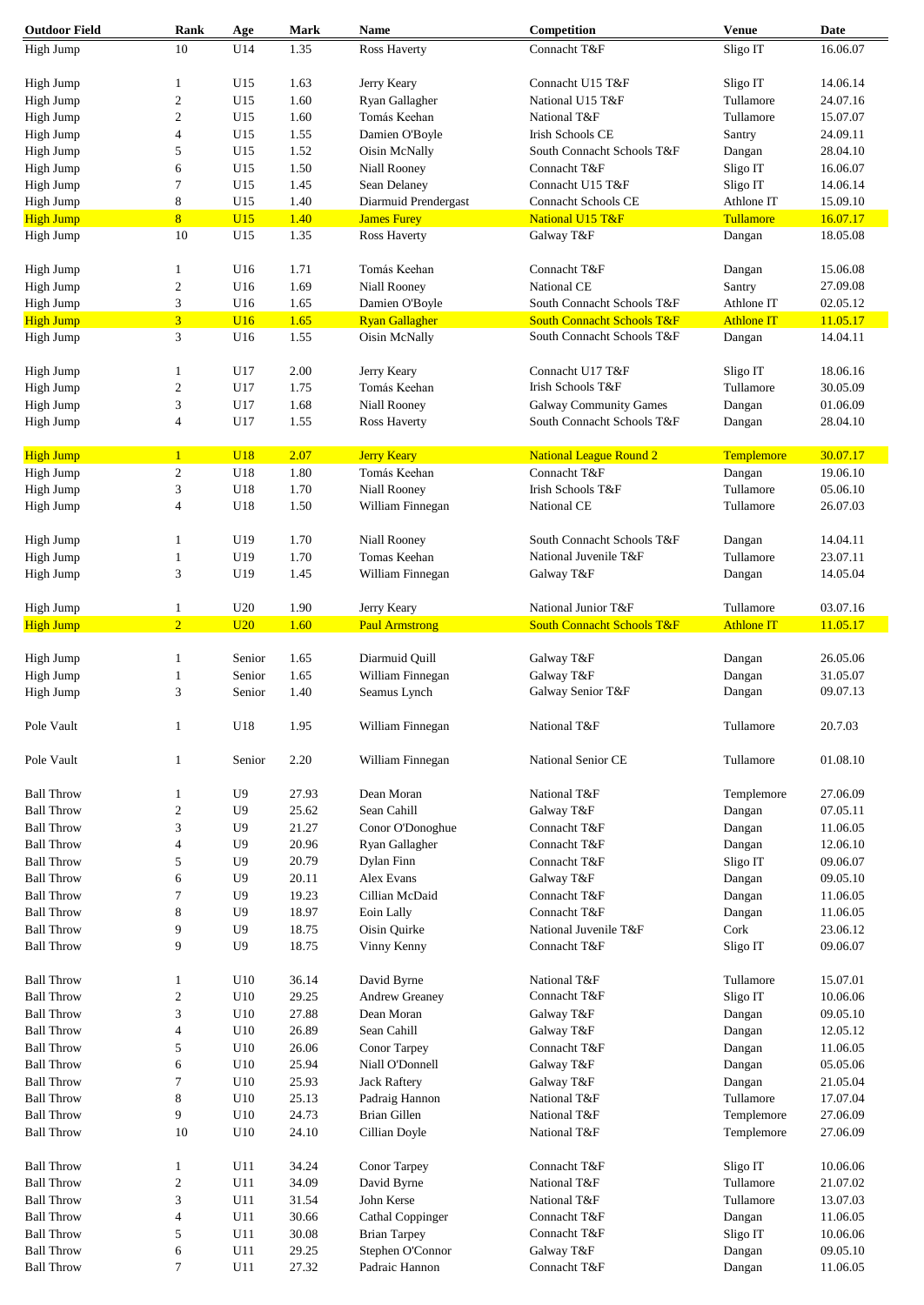| Outdoor Field | Rank | Age | Mark | Name | Competition | Venue | Date |
|---|---|---|---|---|---|---|---|
| High Jump | 10 | U14 | 1.35 | Ross Haverty | Connacht T&F | Sligo IT | 16.06.07 |
| | | | | | | | |
| High Jump | 1 | U15 | 1.63 | Jerry Keary | Connacht U15 T&F | Sligo IT | 14.06.14 |
| High Jump | 2 | U15 | 1.60 | Ryan Gallagher | National U15 T&F | Tullamore | 24.07.16 |
| High Jump | 2 | U15 | 1.60 | Tomás Keehan | National T&F | Tullamore | 15.07.07 |
| High Jump | 4 | U15 | 1.55 | Damien O'Boyle | Irish Schools CE | Santry | 24.09.11 |
| High Jump | 5 | U15 | 1.52 | Oisin McNally | South Connacht Schools T&F | Dangan | 28.04.10 |
| High Jump | 6 | U15 | 1.50 | Niall Rooney | Connacht T&F | Sligo IT | 16.06.07 |
| High Jump | 7 | U15 | 1.45 | Sean Delaney | Connacht U15 T&F | Sligo IT | 14.06.14 |
| High Jump | 8 | U15 | 1.40 | Diarmuid Prendergast | Connacht Schools CE | Athlone IT | 15.09.10 |
| High Jump | 8 | U15 | 1.40 | James Furey | National U15 T&F | Tullamore | 16.07.17 |
| High Jump | 10 | U15 | 1.35 | Ross Haverty | Galway T&F | Dangan | 18.05.08 |
| | | | | | | | |
| High Jump | 1 | U16 | 1.71 | Tomás Keehan | Connacht T&F | Dangan | 15.06.08 |
| High Jump | 2 | U16 | 1.69 | Niall Rooney | National CE | Santry | 27.09.08 |
| High Jump | 3 | U16 | 1.65 | Damien O'Boyle | South Connacht Schools T&F | Athlone IT | 02.05.12 |
| High Jump | 3 | U16 | 1.65 | Ryan Gallagher | South Connacht Schools T&F | Athlone IT | 11.05.17 |
| High Jump | 3 | U16 | 1.55 | Oisin McNally | South Connacht Schools T&F | Dangan | 14.04.11 |
| | | | | | | | |
| High Jump | 1 | U17 | 2.00 | Jerry Keary | Connacht U17 T&F | Sligo IT | 18.06.16 |
| High Jump | 2 | U17 | 1.75 | Tomás Keehan | Irish Schools T&F | Tullamore | 30.05.09 |
| High Jump | 3 | U17 | 1.68 | Niall Rooney | Galway Community Games | Dangan | 01.06.09 |
| High Jump | 4 | U17 | 1.55 | Ross Haverty | South Connacht Schools T&F | Dangan | 28.04.10 |
| | | | | | | | |
| High Jump | 1 | U18 | 2.07 | Jerry Keary | National League Round 2 | Templemore | 30.07.17 |
| High Jump | 2 | U18 | 1.80 | Tomás Keehan | Connacht T&F | Dangan | 19.06.10 |
| High Jump | 3 | U18 | 1.70 | Niall Rooney | Irish Schools T&F | Tullamore | 05.06.10 |
| High Jump | 4 | U18 | 1.50 | William Finnegan | National CE | Tullamore | 26.07.03 |
| | | | | | | | |
| High Jump | 1 | U19 | 1.70 | Niall Rooney | South Connacht Schools T&F | Dangan | 14.04.11 |
| High Jump | 1 | U19 | 1.70 | Tomas Keehan | National Juvenile T&F | Tullamore | 23.07.11 |
| High Jump | 3 | U19 | 1.45 | William Finnegan | Galway T&F | Dangan | 14.05.04 |
| | | | | | | | |
| High Jump | 1 | U20 | 1.90 | Jerry Keary | National Junior T&F | Tullamore | 03.07.16 |
| High Jump | 2 | U20 | 1.60 | Paul Armstrong | South Connacht Schools T&F | Athlone IT | 11.05.17 |
| | | | | | | | |
| High Jump | 1 | Senior | 1.65 | Diarmuid Quill | Galway T&F | Dangan | 26.05.06 |
| High Jump | 1 | Senior | 1.65 | William Finnegan | Galway T&F | Dangan | 31.05.07 |
| High Jump | 3 | Senior | 1.40 | Seamus Lynch | Galway Senior T&F | Dangan | 09.07.13 |
| | | | | | | | |
| Pole Vault | 1 | U18 | 1.95 | William Finnegan | National T&F | Tullamore | 20.7.03 |
| | | | | | | | |
| Pole Vault | 1 | Senior | 2.20 | William Finnegan | National Senior CE | Tullamore | 01.08.10 |
| | | | | | | | |
| Ball Throw | 1 | U9 | 27.93 | Dean Moran | National T&F | Templemore | 27.06.09 |
| Ball Throw | 2 | U9 | 25.62 | Sean Cahill | Galway T&F | Dangan | 07.05.11 |
| Ball Throw | 3 | U9 | 21.27 | Conor O'Donoghue | Connacht T&F | Dangan | 11.06.05 |
| Ball Throw | 4 | U9 | 20.96 | Ryan Gallagher | Connacht T&F | Dangan | 12.06.10 |
| Ball Throw | 5 | U9 | 20.79 | Dylan Finn | Connacht T&F | Sligo IT | 09.06.07 |
| Ball Throw | 6 | U9 | 20.11 | Alex Evans | Galway T&F | Dangan | 09.05.10 |
| Ball Throw | 7 | U9 | 19.23 | Cillian McDaid | Connacht T&F | Dangan | 11.06.05 |
| Ball Throw | 8 | U9 | 18.97 | Eoin Lally | Connacht T&F | Dangan | 11.06.05 |
| Ball Throw | 9 | U9 | 18.75 | Oisin Quirke | National Juvenile T&F | Cork | 23.06.12 |
| Ball Throw | 9 | U9 | 18.75 | Vinny Kenny | Connacht T&F | Sligo IT | 09.06.07 |
| | | | | | | | |
| Ball Throw | 1 | U10 | 36.14 | David Byrne | National T&F | Tullamore | 15.07.01 |
| Ball Throw | 2 | U10 | 29.25 | Andrew Greaney | Connacht T&F | Sligo IT | 10.06.06 |
| Ball Throw | 3 | U10 | 27.88 | Dean Moran | Galway T&F | Dangan | 09.05.10 |
| Ball Throw | 4 | U10 | 26.89 | Sean Cahill | Galway T&F | Dangan | 12.05.12 |
| Ball Throw | 5 | U10 | 26.06 | Conor Tarpey | Connacht T&F | Dangan | 11.06.05 |
| Ball Throw | 6 | U10 | 25.94 | Niall O'Donnell | Galway T&F | Dangan | 05.05.06 |
| Ball Throw | 7 | U10 | 25.93 | Jack Raftery | Galway T&F | Dangan | 21.05.04 |
| Ball Throw | 8 | U10 | 25.13 | Padraig Hannon | National T&F | Tullamore | 17.07.04 |
| Ball Throw | 9 | U10 | 24.73 | Brian Gillen | National T&F | Templemore | 27.06.09 |
| Ball Throw | 10 | U10 | 24.10 | Cillian Doyle | National T&F | Templemore | 27.06.09 |
| | | | | | | | |
| Ball Throw | 1 | U11 | 34.24 | Conor Tarpey | Connacht T&F | Sligo IT | 10.06.06 |
| Ball Throw | 2 | U11 | 34.09 | David Byrne | National T&F | Tullamore | 21.07.02 |
| Ball Throw | 3 | U11 | 31.54 | John Kerse | National T&F | Tullamore | 13.07.03 |
| Ball Throw | 4 | U11 | 30.66 | Cathal Coppinger | Connacht T&F | Dangan | 11.06.05 |
| Ball Throw | 5 | U11 | 30.08 | Brian Tarpey | Connacht T&F | Sligo IT | 10.06.06 |
| Ball Throw | 6 | U11 | 29.25 | Stephen O'Connor | Galway T&F | Dangan | 09.05.10 |
| Ball Throw | 7 | U11 | 27.32 | Padraic Hannon | Connacht T&F | Dangan | 11.06.05 |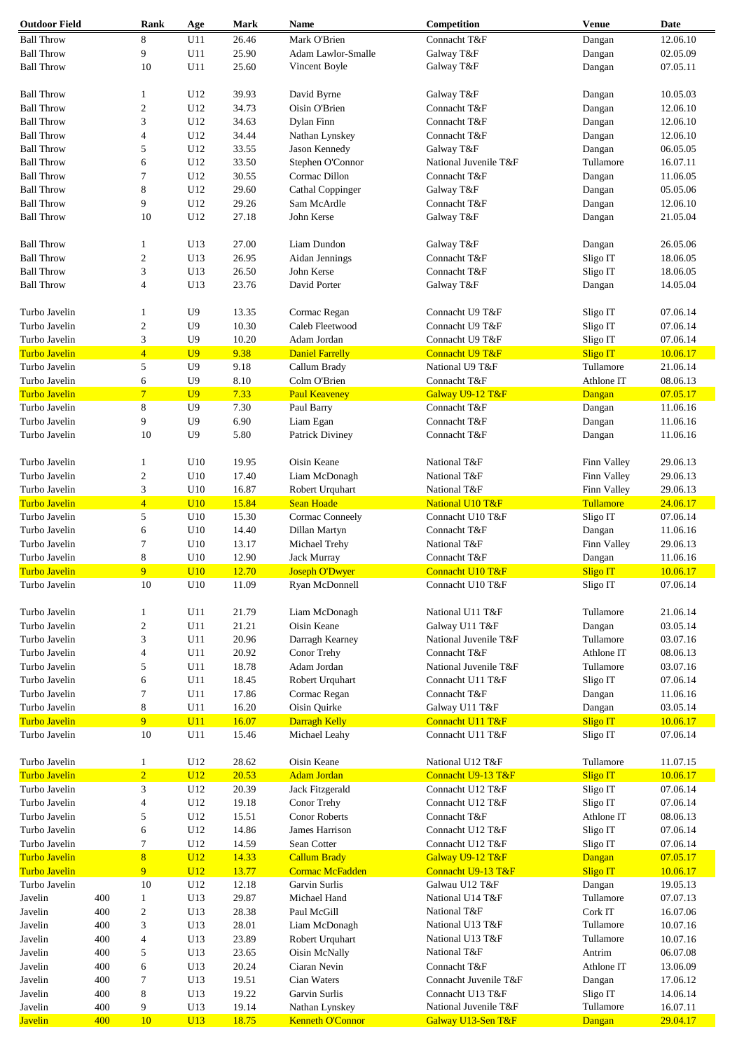| Outdoor Field | | Rank | Age | Mark | Name | Competition | Venue | Date |
|---|---|---|---|---|---|---|---|---|
| Ball Throw | | 8 | U11 | 26.46 | Mark O'Brien | Connacht T&F | Dangan | 12.06.10 |
| Ball Throw | | 9 | U11 | 25.90 | Adam Lawlor-Smalle | Galway T&F | Dangan | 02.05.09 |
| Ball Throw | | 10 | U11 | 25.60 | Vincent Boyle | Galway T&F | Dangan | 07.05.11 |
| | | | | | | | | |
| Ball Throw | | 1 | U12 | 39.93 | David Byrne | Galway T&F | Dangan | 10.05.03 |
| Ball Throw | | 2 | U12 | 34.73 | Oisin O'Brien | Connacht T&F | Dangan | 12.06.10 |
| Ball Throw | | 3 | U12 | 34.63 | Dylan Finn | Connacht T&F | Dangan | 12.06.10 |
| Ball Throw | | 4 | U12 | 34.44 | Nathan Lynskey | Connacht T&F | Dangan | 12.06.10 |
| Ball Throw | | 5 | U12 | 33.55 | Jason Kennedy | Galway T&F | Dangan | 06.05.05 |
| Ball Throw | | 6 | U12 | 33.50 | Stephen O'Connor | National Juvenile T&F | Tullamore | 16.07.11 |
| Ball Throw | | 7 | U12 | 30.55 | Cormac Dillon | Connacht T&F | Dangan | 11.06.05 |
| Ball Throw | | 8 | U12 | 29.60 | Cathal Coppinger | Galway T&F | Dangan | 05.05.06 |
| Ball Throw | | 9 | U12 | 29.26 | Sam McArdle | Connacht T&F | Dangan | 12.06.10 |
| Ball Throw | | 10 | U12 | 27.18 | John Kerse | Galway T&F | Dangan | 21.05.04 |
| | | | | | | | | |
| Ball Throw | | 1 | U13 | 27.00 | Liam Dundon | Galway T&F | Dangan | 26.05.06 |
| Ball Throw | | 2 | U13 | 26.95 | Aidan Jennings | Connacht T&F | Sligo IT | 18.06.05 |
| Ball Throw | | 3 | U13 | 26.50 | John Kerse | Connacht T&F | Sligo IT | 18.06.05 |
| Ball Throw | | 4 | U13 | 23.76 | David Porter | Galway T&F | Dangan | 14.05.04 |
| | | | | | | | | |
| Turbo Javelin | | 1 | U9 | 13.35 | Cormac Regan | Connacht U9 T&F | Sligo IT | 07.06.14 |
| Turbo Javelin | | 2 | U9 | 10.30 | Caleb Fleetwood | Connacht U9 T&F | Sligo IT | 07.06.14 |
| Turbo Javelin | | 3 | U9 | 10.20 | Adam Jordan | Connacht U9 T&F | Sligo IT | 07.06.14 |
| Turbo Javelin | | 4 | U9 | 9.38 | Daniel Farrelly | Connacht U9 T&F | Sligo IT | 10.06.17 |
| Turbo Javelin | | 5 | U9 | 9.18 | Callum Brady | National U9 T&F | Tullamore | 21.06.14 |
| Turbo Javelin | | 6 | U9 | 8.10 | Colm O'Brien | Connacht T&F | Athlone IT | 08.06.13 |
| Turbo Javelin | | 7 | U9 | 7.33 | Paul Keaveney | Galway U9-12 T&F | Dangan | 07.05.17 |
| Turbo Javelin | | 8 | U9 | 7.30 | Paul Barry | Connacht T&F | Dangan | 11.06.16 |
| Turbo Javelin | | 9 | U9 | 6.90 | Liam Egan | Connacht T&F | Dangan | 11.06.16 |
| Turbo Javelin | | 10 | U9 | 5.80 | Patrick Diviney | Connacht T&F | Dangan | 11.06.16 |
| | | | | | | | | |
| Turbo Javelin | | 1 | U10 | 19.95 | Oisin Keane | National T&F | Finn Valley | 29.06.13 |
| Turbo Javelin | | 2 | U10 | 17.40 | Liam McDonagh | National T&F | Finn Valley | 29.06.13 |
| Turbo Javelin | | 3 | U10 | 16.87 | Robert Urquhart | National T&F | Finn Valley | 29.06.13 |
| Turbo Javelin | | 4 | U10 | 15.84 | Sean Hoade | National U10 T&F | Tullamore | 24.06.17 |
| Turbo Javelin | | 5 | U10 | 15.30 | Cormac Conneely | Connacht U10 T&F | Sligo IT | 07.06.14 |
| Turbo Javelin | | 6 | U10 | 14.40 | Dillan Martyn | Connacht T&F | Dangan | 11.06.16 |
| Turbo Javelin | | 7 | U10 | 13.17 | Michael Trehy | National T&F | Finn Valley | 29.06.13 |
| Turbo Javelin | | 8 | U10 | 12.90 | Jack Murray | Connacht T&F | Dangan | 11.06.16 |
| Turbo Javelin | | 9 | U10 | 12.70 | Joseph O'Dwyer | Connacht U10 T&F | Sligo IT | 10.06.17 |
| Turbo Javelin | | 10 | U10 | 11.09 | Ryan McDonnell | Connacht U10 T&F | Sligo IT | 07.06.14 |
| | | | | | | | | |
| Turbo Javelin | | 1 | U11 | 21.79 | Liam McDonagh | National U11 T&F | Tullamore | 21.06.14 |
| Turbo Javelin | | 2 | U11 | 21.21 | Oisin Keane | Galway U11 T&F | Dangan | 03.05.14 |
| Turbo Javelin | | 3 | U11 | 20.96 | Darragh Kearney | National Juvenile T&F | Tullamore | 03.07.16 |
| Turbo Javelin | | 4 | U11 | 20.92 | Conor Trehy | Connacht T&F | Athlone IT | 08.06.13 |
| Turbo Javelin | | 5 | U11 | 18.78 | Adam Jordan | National Juvenile T&F | Tullamore | 03.07.16 |
| Turbo Javelin | | 6 | U11 | 18.45 | Robert Urquhart | Connacht U11 T&F | Sligo IT | 07.06.14 |
| Turbo Javelin | | 7 | U11 | 17.86 | Cormac Regan | Connacht T&F | Dangan | 11.06.16 |
| Turbo Javelin | | 8 | U11 | 16.20 | Oisin Quirke | Galway U11 T&F | Dangan | 03.05.14 |
| Turbo Javelin | | 9 | U11 | 16.07 | Darragh Kelly | Connacht U11 T&F | Sligo IT | 10.06.17 |
| Turbo Javelin | | 10 | U11 | 15.46 | Michael Leahy | Connacht U11 T&F | Sligo IT | 07.06.14 |
| | | | | | | | | |
| Turbo Javelin | | 1 | U12 | 28.62 | Oisin Keane | National U12 T&F | Tullamore | 11.07.15 |
| Turbo Javelin | | 2 | U12 | 20.53 | Adam Jordan | Connacht U9-13 T&F | Sligo IT | 10.06.17 |
| Turbo Javelin | | 3 | U12 | 20.39 | Jack Fitzgerald | Connacht U12 T&F | Sligo IT | 07.06.14 |
| Turbo Javelin | | 4 | U12 | 19.18 | Conor Trehy | Connacht U12 T&F | Sligo IT | 07.06.14 |
| Turbo Javelin | | 5 | U12 | 15.51 | Conor Roberts | Connacht T&F | Athlone IT | 08.06.13 |
| Turbo Javelin | | 6 | U12 | 14.86 | James Harrison | Connacht U12 T&F | Sligo IT | 07.06.14 |
| Turbo Javelin | | 7 | U12 | 14.59 | Sean Cotter | Connacht U12 T&F | Sligo IT | 07.06.14 |
| Turbo Javelin | | 8 | U12 | 14.33 | Callum Brady | Galway U9-12 T&F | Dangan | 07.05.17 |
| Turbo Javelin | | 9 | U12 | 13.77 | Cormac McFadden | Connacht U9-13 T&F | Sligo IT | 10.06.17 |
| Turbo Javelin | | 10 | U12 | 12.18 | Garvin Surlis | Galwau U12 T&F | Dangan | 19.05.13 |
| Javelin | 400 | 1 | U13 | 29.87 | Michael Hand | National U14 T&F | Tullamore | 07.07.13 |
| Javelin | 400 | 2 | U13 | 28.38 | Paul McGill | National T&F | Cork IT | 16.07.06 |
| Javelin | 400 | 3 | U13 | 28.01 | Liam McDonagh | National U13 T&F | Tullamore | 10.07.16 |
| Javelin | 400 | 4 | U13 | 23.89 | Robert Urquhart | National U13 T&F | Tullamore | 10.07.16 |
| Javelin | 400 | 5 | U13 | 23.65 | Oisin McNally | National T&F | Antrim | 06.07.08 |
| Javelin | 400 | 6 | U13 | 20.24 | Ciaran Nevin | Connacht T&F | Athlone IT | 13.06.09 |
| Javelin | 400 | 7 | U13 | 19.51 | Cian Waters | Connacht Juvenile T&F | Dangan | 17.06.12 |
| Javelin | 400 | 8 | U13 | 19.22 | Garvin Surlis | Connacht U13 T&F | Sligo IT | 14.06.14 |
| Javelin | 400 | 9 | U13 | 19.14 | Nathan Lynskey | National Juvenile T&F | Tullamore | 16.07.11 |
| Javelin | 400 | 10 | U13 | 18.75 | Kenneth O'Connor | Galway U13-Sen T&F | Dangan | 29.04.17 |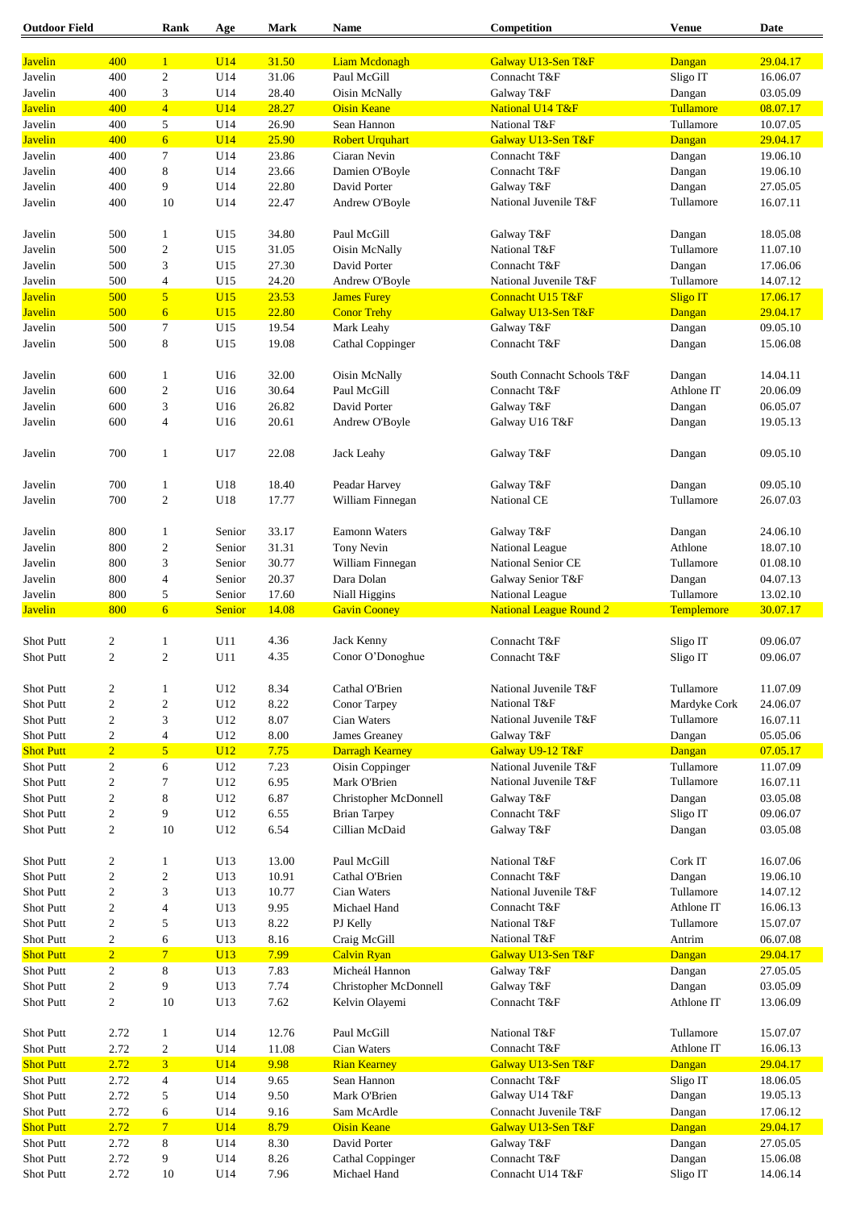| Outdoor Field | | Rank | Age | Mark | Name | Competition | Venue | Date |
|---|---|---|---|---|---|---|---|---|
| Javelin | 400 | 1 | U14 | 31.50 | Liam Mcdonagh | Galway U13-Sen T&F | Dangan | 29.04.17 |
| Javelin | 400 | 2 | U14 | 31.06 | Paul McGill | Connacht T&F | Sligo IT | 16.06.07 |
| Javelin | 400 | 3 | U14 | 28.40 | Oisin McNally | Galway T&F | Dangan | 03.05.09 |
| Javelin | 400 | 4 | U14 | 28.27 | Oisin Keane | National U14 T&F | Tullamore | 08.07.17 |
| Javelin | 400 | 5 | U14 | 26.90 | Sean Hannon | National T&F | Tullamore | 10.07.05 |
| Javelin | 400 | 6 | U14 | 25.90 | Robert Urquhart | Galway U13-Sen T&F | Dangan | 29.04.17 |
| Javelin | 400 | 7 | U14 | 23.86 | Ciaran Nevin | Connacht T&F | Dangan | 19.06.10 |
| Javelin | 400 | 8 | U14 | 23.66 | Damien O'Boyle | Connacht T&F | Dangan | 19.06.10 |
| Javelin | 400 | 9 | U14 | 22.80 | David Porter | Galway T&F | Dangan | 27.05.05 |
| Javelin | 400 | 10 | U14 | 22.47 | Andrew O'Boyle | National Juvenile T&F | Tullamore | 16.07.11 |
| | | | | | | | | |
| Javelin | 500 | 1 | U15 | 34.80 | Paul McGill | Galway T&F | Dangan | 18.05.08 |
| Javelin | 500 | 2 | U15 | 31.05 | Oisin McNally | National T&F | Tullamore | 11.07.10 |
| Javelin | 500 | 3 | U15 | 27.30 | David Porter | Connacht T&F | Dangan | 17.06.06 |
| Javelin | 500 | 4 | U15 | 24.20 | Andrew O'Boyle | National Juvenile T&F | Tullamore | 14.07.12 |
| Javelin | 500 | 5 | U15 | 23.53 | James Furey | Connacht U15 T&F | Sligo IT | 17.06.17 |
| Javelin | 500 | 6 | U15 | 22.80 | Conor Trehy | Galway U13-Sen T&F | Dangan | 29.04.17 |
| Javelin | 500 | 7 | U15 | 19.54 | Mark Leahy | Galway T&F | Dangan | 09.05.10 |
| Javelin | 500 | 8 | U15 | 19.08 | Cathal Coppinger | Connacht T&F | Dangan | 15.06.08 |
| | | | | | | | | |
| Javelin | 600 | 1 | U16 | 32.00 | Oisin McNally | South Connacht Schools T&F | Dangan | 14.04.11 |
| Javelin | 600 | 2 | U16 | 30.64 | Paul McGill | Connacht T&F | Athlone IT | 20.06.09 |
| Javelin | 600 | 3 | U16 | 26.82 | David Porter | Galway T&F | Dangan | 06.05.07 |
| Javelin | 600 | 4 | U16 | 20.61 | Andrew O'Boyle | Galway U16 T&F | Dangan | 19.05.13 |
| | | | | | | | | |
| Javelin | 700 | 1 | U17 | 22.08 | Jack Leahy | Galway T&F | Dangan | 09.05.10 |
| | | | | | | | | |
| Javelin | 700 | 1 | U18 | 18.40 | Peadar Harvey | Galway T&F | Dangan | 09.05.10 |
| Javelin | 700 | 2 | U18 | 17.77 | William Finnegan | National CE | Tullamore | 26.07.03 |
| | | | | | | | | |
| Javelin | 800 | 1 | Senior | 33.17 | Eamonn Waters | Galway T&F | Dangan | 24.06.10 |
| Javelin | 800 | 2 | Senior | 31.31 | Tony Nevin | National League | Athlone | 18.07.10 |
| Javelin | 800 | 3 | Senior | 30.77 | William Finnegan | National Senior CE | Tullamore | 01.08.10 |
| Javelin | 800 | 4 | Senior | 20.37 | Dara Dolan | Galway Senior T&F | Dangan | 04.07.13 |
| Javelin | 800 | 5 | Senior | 17.60 | Niall Higgins | National League | Tullamore | 13.02.10 |
| Javelin | 800 | 6 | Senior | 14.08 | Gavin Cooney | National League Round 2 | Templemore | 30.07.17 |
| | | | | | | | | |
| Shot Putt | 2 | 1 | U11 | 4.36 | Jack Kenny | Connacht T&F | Sligo IT | 09.06.07 |
| Shot Putt | 2 | 2 | U11 | 4.35 | Conor O'Donoghue | Connacht T&F | Sligo IT | 09.06.07 |
| | | | | | | | | |
| Shot Putt | 2 | 1 | U12 | 8.34 | Cathal O'Brien | National Juvenile T&F | Tullamore | 11.07.09 |
| Shot Putt | 2 | 2 | U12 | 8.22 | Conor Tarpey | National T&F | Mardyke Cork | 24.06.07 |
| Shot Putt | 2 | 3 | U12 | 8.07 | Cian Waters | National Juvenile T&F | Tullamore | 16.07.11 |
| Shot Putt | 2 | 4 | U12 | 8.00 | James Greaney | Galway T&F | Dangan | 05.05.06 |
| Shot Putt | 2 | 5 | U12 | 7.75 | Darragh Kearney | Galway U9-12 T&F | Dangan | 07.05.17 |
| Shot Putt | 2 | 6 | U12 | 7.23 | Oisin Coppinger | National Juvenile T&F | Tullamore | 11.07.09 |
| Shot Putt | 2 | 7 | U12 | 6.95 | Mark O'Brien | National Juvenile T&F | Tullamore | 16.07.11 |
| Shot Putt | 2 | 8 | U12 | 6.87 | Christopher McDonnell | Galway T&F | Dangan | 03.05.08 |
| Shot Putt | 2 | 9 | U12 | 6.55 | Brian Tarpey | Connacht T&F | Sligo IT | 09.06.07 |
| Shot Putt | 2 | 10 | U12 | 6.54 | Cillian McDaid | Galway T&F | Dangan | 03.05.08 |
| | | | | | | | | |
| Shot Putt | 2 | 1 | U13 | 13.00 | Paul McGill | National T&F | Cork IT | 16.07.06 |
| Shot Putt | 2 | 2 | U13 | 10.91 | Cathal O'Brien | Connacht T&F | Dangan | 19.06.10 |
| Shot Putt | 2 | 3 | U13 | 10.77 | Cian Waters | National Juvenile T&F | Tullamore | 14.07.12 |
| Shot Putt | 2 | 4 | U13 | 9.95 | Michael Hand | Connacht T&F | Athlone IT | 16.06.13 |
| Shot Putt | 2 | 5 | U13 | 8.22 | PJ Kelly | National T&F | Tullamore | 15.07.07 |
| Shot Putt | 2 | 6 | U13 | 8.16 | Craig McGill | National T&F | Antrim | 06.07.08 |
| Shot Putt | 2 | 7 | U13 | 7.99 | Calvin Ryan | Galway U13-Sen T&F | Dangan | 29.04.17 |
| Shot Putt | 2 | 8 | U13 | 7.83 | Micheál Hannon | Galway T&F | Dangan | 27.05.05 |
| Shot Putt | 2 | 9 | U13 | 7.74 | Christopher McDonnell | Galway T&F | Dangan | 03.05.09 |
| Shot Putt | 2 | 10 | U13 | 7.62 | Kelvin Olayemi | Connacht T&F | Athlone IT | 13.06.09 |
| | | | | | | | | |
| Shot Putt | 2.72 | 1 | U14 | 12.76 | Paul McGill | National T&F | Tullamore | 15.07.07 |
| Shot Putt | 2.72 | 2 | U14 | 11.08 | Cian Waters | Connacht T&F | Athlone IT | 16.06.13 |
| Shot Putt | 2.72 | 3 | U14 | 9.98 | Rian Kearney | Galway U13-Sen T&F | Dangan | 29.04.17 |
| Shot Putt | 2.72 | 4 | U14 | 9.65 | Sean Hannon | Connacht T&F | Sligo IT | 18.06.05 |
| Shot Putt | 2.72 | 5 | U14 | 9.50 | Mark O'Brien | Galway U14 T&F | Dangan | 19.05.13 |
| Shot Putt | 2.72 | 6 | U14 | 9.16 | Sam McArdle | Connacht Juvenile T&F | Dangan | 17.06.12 |
| Shot Putt | 2.72 | 7 | U14 | 8.79 | Oisin Keane | Galway U13-Sen T&F | Dangan | 29.04.17 |
| Shot Putt | 2.72 | 8 | U14 | 8.30 | David Porter | Galway T&F | Dangan | 27.05.05 |
| Shot Putt | 2.72 | 9 | U14 | 8.26 | Cathal Coppinger | Connacht T&F | Dangan | 15.06.08 |
| Shot Putt | 2.72 | 10 | U14 | 7.96 | Michael Hand | Connacht U14 T&F | Sligo IT | 14.06.14 |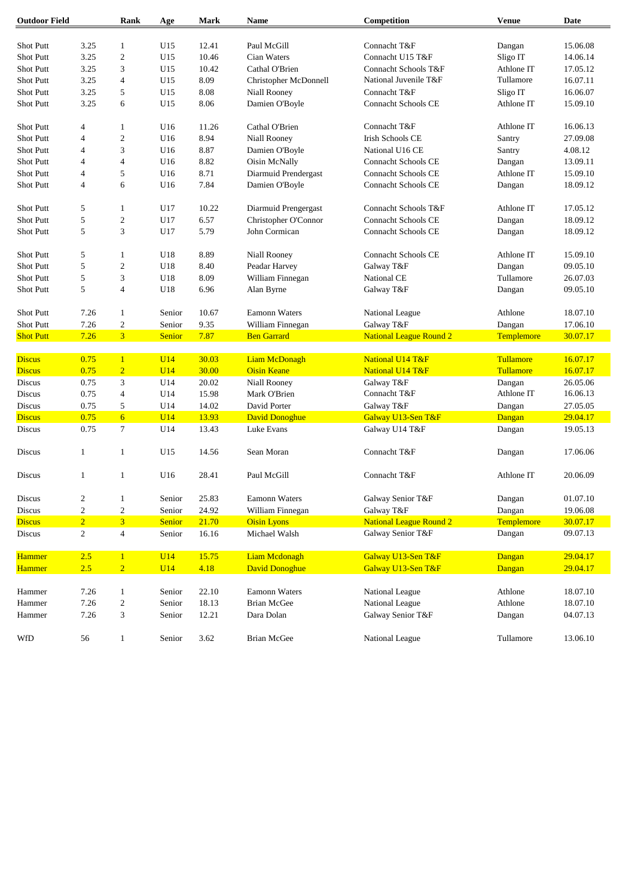| Outdoor Field | | Rank | Age | Mark | Name | Competition | Venue | Date |
|---|---|---|---|---|---|---|---|---|
| Shot Putt | 3.25 | 1 | U15 | 12.41 | Paul McGill | Connacht T&F | Dangan | 15.06.08 |
| Shot Putt | 3.25 | 2 | U15 | 10.46 | Cian Waters | Connacht U15 T&F | Sligo IT | 14.06.14 |
| Shot Putt | 3.25 | 3 | U15 | 10.42 | Cathal O'Brien | Connacht Schools T&F | Athlone IT | 17.05.12 |
| Shot Putt | 3.25 | 4 | U15 | 8.09 | Christopher McDonnell | National Juvenile T&F | Tullamore | 16.07.11 |
| Shot Putt | 3.25 | 5 | U15 | 8.08 | Niall Rooney | Connacht T&F | Sligo IT | 16.06.07 |
| Shot Putt | 3.25 | 6 | U15 | 8.06 | Damien O'Boyle | Connacht Schools CE | Athlone IT | 15.09.10 |
| Shot Putt | 4 | 1 | U16 | 11.26 | Cathal O'Brien | Connacht T&F | Athlone IT | 16.06.13 |
| Shot Putt | 4 | 2 | U16 | 8.94 | Niall Rooney | Irish Schools CE | Santry | 27.09.08 |
| Shot Putt | 4 | 3 | U16 | 8.87 | Damien O'Boyle | National U16 CE | Santry | 4.08.12 |
| Shot Putt | 4 | 4 | U16 | 8.82 | Oisin McNally | Connacht Schools CE | Dangan | 13.09.11 |
| Shot Putt | 4 | 5 | U16 | 8.71 | Diarmuid Prendergast | Connacht Schools CE | Athlone IT | 15.09.10 |
| Shot Putt | 4 | 6 | U16 | 7.84 | Damien O'Boyle | Connacht Schools CE | Dangan | 18.09.12 |
| Shot Putt | 5 | 1 | U17 | 10.22 | Diarmuid Prengergast | Connacht Schools T&F | Athlone IT | 17.05.12 |
| Shot Putt | 5 | 2 | U17 | 6.57 | Christopher O'Connor | Connacht Schools CE | Dangan | 18.09.12 |
| Shot Putt | 5 | 3 | U17 | 5.79 | John Cormican | Connacht Schools CE | Dangan | 18.09.12 |
| Shot Putt | 5 | 1 | U18 | 8.89 | Niall Rooney | Connacht Schools CE | Athlone IT | 15.09.10 |
| Shot Putt | 5 | 2 | U18 | 8.40 | Peadar Harvey | Galway T&F | Dangan | 09.05.10 |
| Shot Putt | 5 | 3 | U18 | 8.09 | William Finnegan | National CE | Tullamore | 26.07.03 |
| Shot Putt | 5 | 4 | U18 | 6.96 | Alan Byrne | Galway T&F | Dangan | 09.05.10 |
| Shot Putt | 7.26 | 1 | Senior | 10.67 | Eamonn Waters | National League | Athlone | 18.07.10 |
| Shot Putt | 7.26 | 2 | Senior | 9.35 | William Finnegan | Galway T&F | Dangan | 17.06.10 |
| Shot Putt | 7.26 | 3 | Senior | 7.87 | Ben Garrard | National League Round 2 | Templemore | 30.07.17 |
| Discus | 0.75 | 1 | U14 | 30.03 | Liam McDonagh | National U14 T&F | Tullamore | 16.07.17 |
| Discus | 0.75 | 2 | U14 | 30.00 | Oisin Keane | National U14 T&F | Tullamore | 16.07.17 |
| Discus | 0.75 | 3 | U14 | 20.02 | Niall Rooney | Galway T&F | Dangan | 26.05.06 |
| Discus | 0.75 | 4 | U14 | 15.98 | Mark O'Brien | Connacht T&F | Athlone IT | 16.06.13 |
| Discus | 0.75 | 5 | U14 | 14.02 | David Porter | Galway T&F | Dangan | 27.05.05 |
| Discus | 0.75 | 6 | U14 | 13.93 | David Donoghue | Galway U13-Sen T&F | Dangan | 29.04.17 |
| Discus | 0.75 | 7 | U14 | 13.43 | Luke Evans | Galway U14 T&F | Dangan | 19.05.13 |
| Discus | 1 | 1 | U15 | 14.56 | Sean Moran | Connacht T&F | Dangan | 17.06.06 |
| Discus | 1 | 1 | U16 | 28.41 | Paul McGill | Connacht T&F | Athlone IT | 20.06.09 |
| Discus | 2 | 1 | Senior | 25.83 | Eamonn Waters | Galway Senior T&F | Dangan | 01.07.10 |
| Discus | 2 | 2 | Senior | 24.92 | William Finnegan | Galway T&F | Dangan | 19.06.08 |
| Discus | 2 | 3 | Senior | 21.70 | Oisin Lyons | National League Round 2 | Templemore | 30.07.17 |
| Discus | 2 | 4 | Senior | 16.16 | Michael Walsh | Galway Senior T&F | Dangan | 09.07.13 |
| Hammer | 2.5 | 1 | U14 | 15.75 | Liam Mcdonagh | Galway U13-Sen T&F | Dangan | 29.04.17 |
| Hammer | 2.5 | 2 | U14 | 4.18 | David Donoghue | Galway U13-Sen T&F | Dangan | 29.04.17 |
| Hammer | 7.26 | 1 | Senior | 22.10 | Eamonn Waters | National League | Athlone | 18.07.10 |
| Hammer | 7.26 | 2 | Senior | 18.13 | Brian McGee | National League | Athlone | 18.07.10 |
| Hammer | 7.26 | 3 | Senior | 12.21 | Dara Dolan | Galway Senior T&F | Dangan | 04.07.13 |
| WfD | 56 | 1 | Senior | 3.62 | Brian McGee | National League | Tullamore | 13.06.10 |